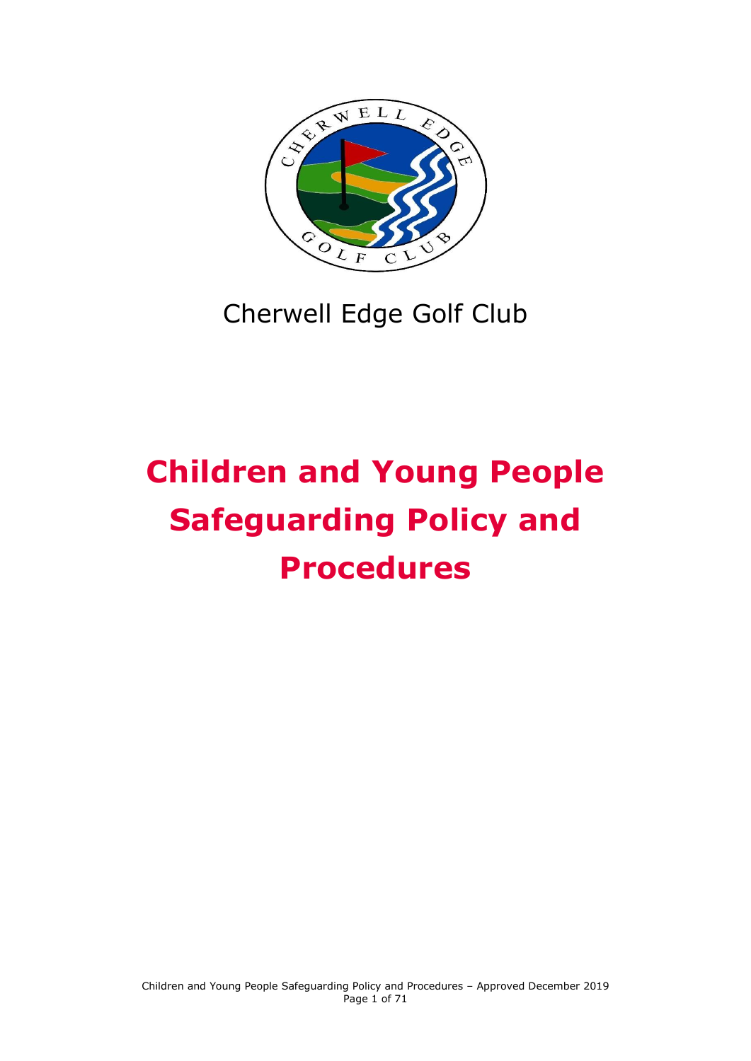Cherwell Edge Golf Club

# Children and Young People Safeguarding Policy and Procedures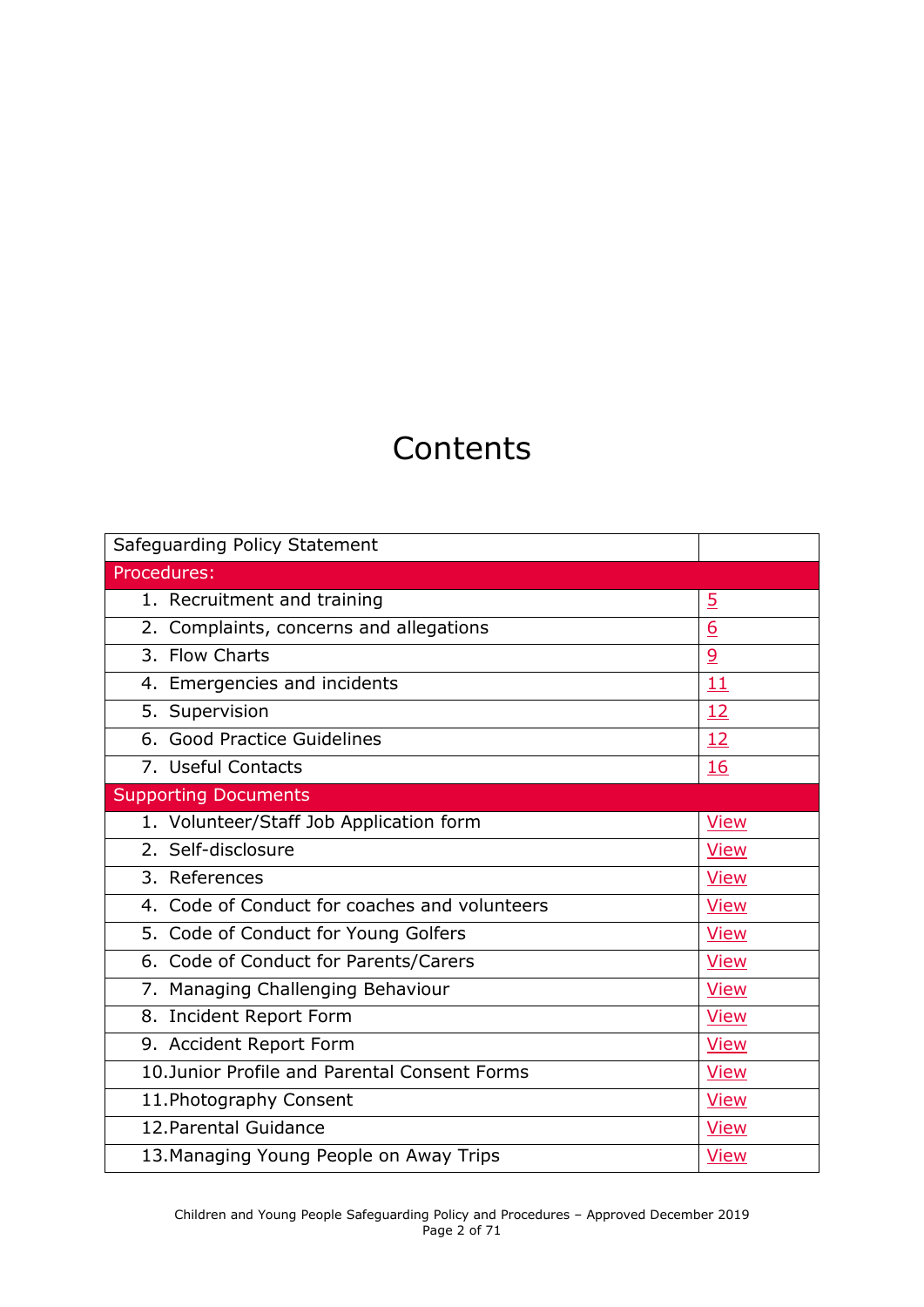# Contents

| Safeguarding Policy Statement | |
|---|---|
| **Procedures:** | |
| 1. Recruitment and training | 5 |
| 2. Complaints, concerns and allegations | 6 |
| 3. Flow Charts | 9 |
| 4. Emergencies and incidents | 11 |
| 5. Supervision | 12 |
| 6. Good Practice Guidelines | 12 |
| 7. Useful Contacts | 16 |
| **Supporting Documents** | |
| 1. Volunteer/Staff Job Application form | View |
| 2. Self-disclosure | View |
| 3. References | View |
| 4. Code of Conduct for coaches and volunteers | View |
| 5. Code of Conduct for Young Golfers | View |
| 6. Code of Conduct for Parents/Carers | View |
| 7. Managing Challenging Behaviour | View |
| 8. Incident Report Form | View |
| 9. Accident Report Form | View |
| 10. Junior Profile and Parental Consent Forms | View |
| 11. Photography Consent | View |
| 12. Parental Guidance | View |
| 13. Managing Young People on Away Trips | View |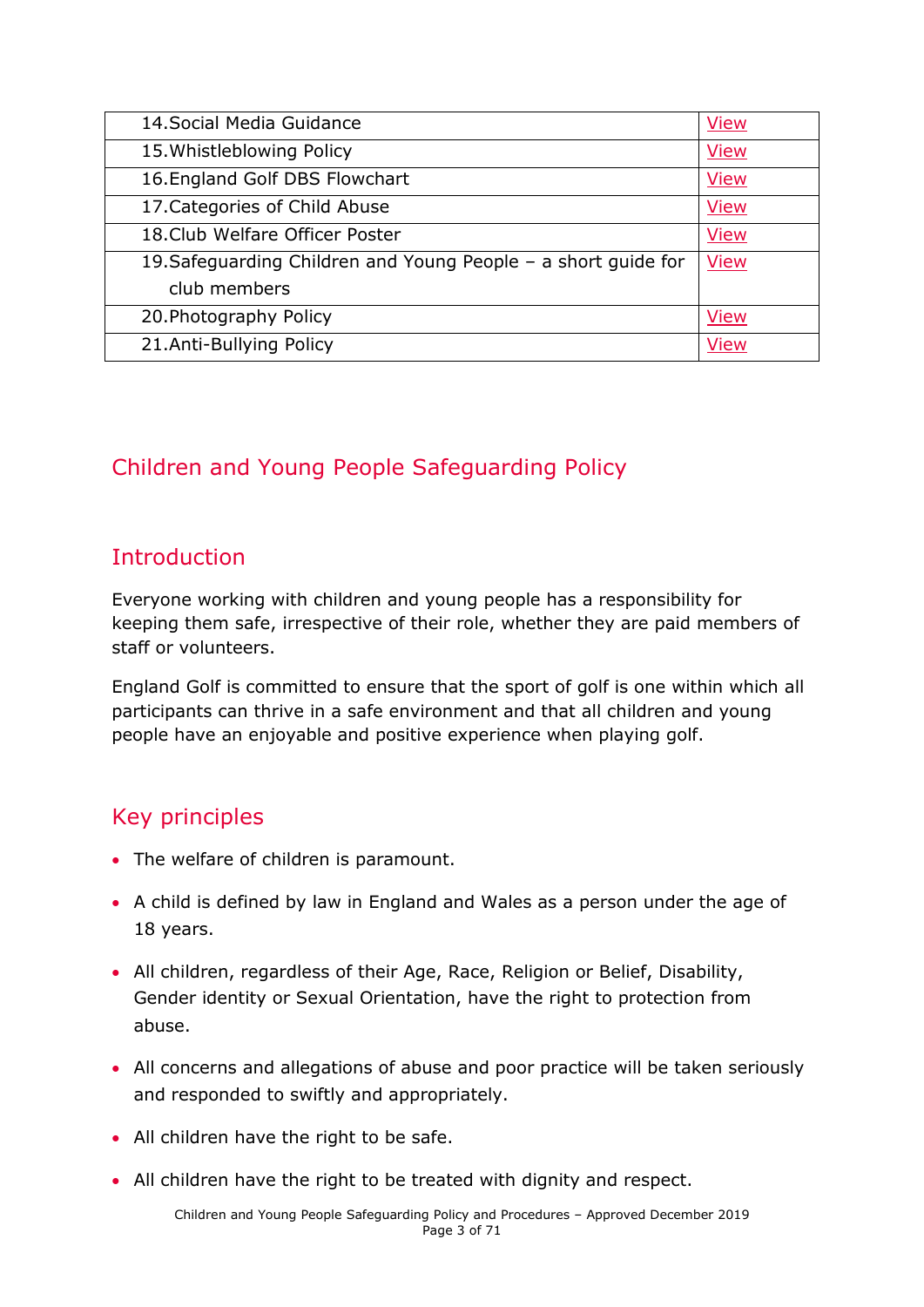| | |
|---|---|
| 14. Social Media Guidance | View |
| 15. Whistleblowing Policy | View |
| 16. England Golf DBS Flowchart | View |
| 17. Categories of Child Abuse | View |
| 18. Club Welfare Officer Poster | View |
| 19. Safeguarding Children and Young People – a short guide for club members | View |
| 20. Photography Policy | View |
| 21. Anti-Bullying Policy | View |

# Children and Young People Safeguarding Policy

## Introduction

Everyone working with children and young people has a responsibility for keeping them safe, irrespective of their role, whether they are paid members of staff or volunteers.

England Golf is committed to ensure that the sport of golf is one within which all participants can thrive in a safe environment and that all children and young people have an enjoyable and positive experience when playing golf.

## Key principles

- The welfare of children is paramount.
- A child is defined by law in England and Wales as a person under the age of 18 years.
- All children, regardless of their Age, Race, Religion or Belief, Disability, Gender identity or Sexual Orientation, have the right to protection from abuse.
- All concerns and allegations of abuse and poor practice will be taken seriously and responded to swiftly and appropriately.
- All children have the right to be safe.
- All children have the right to be treated with dignity and respect.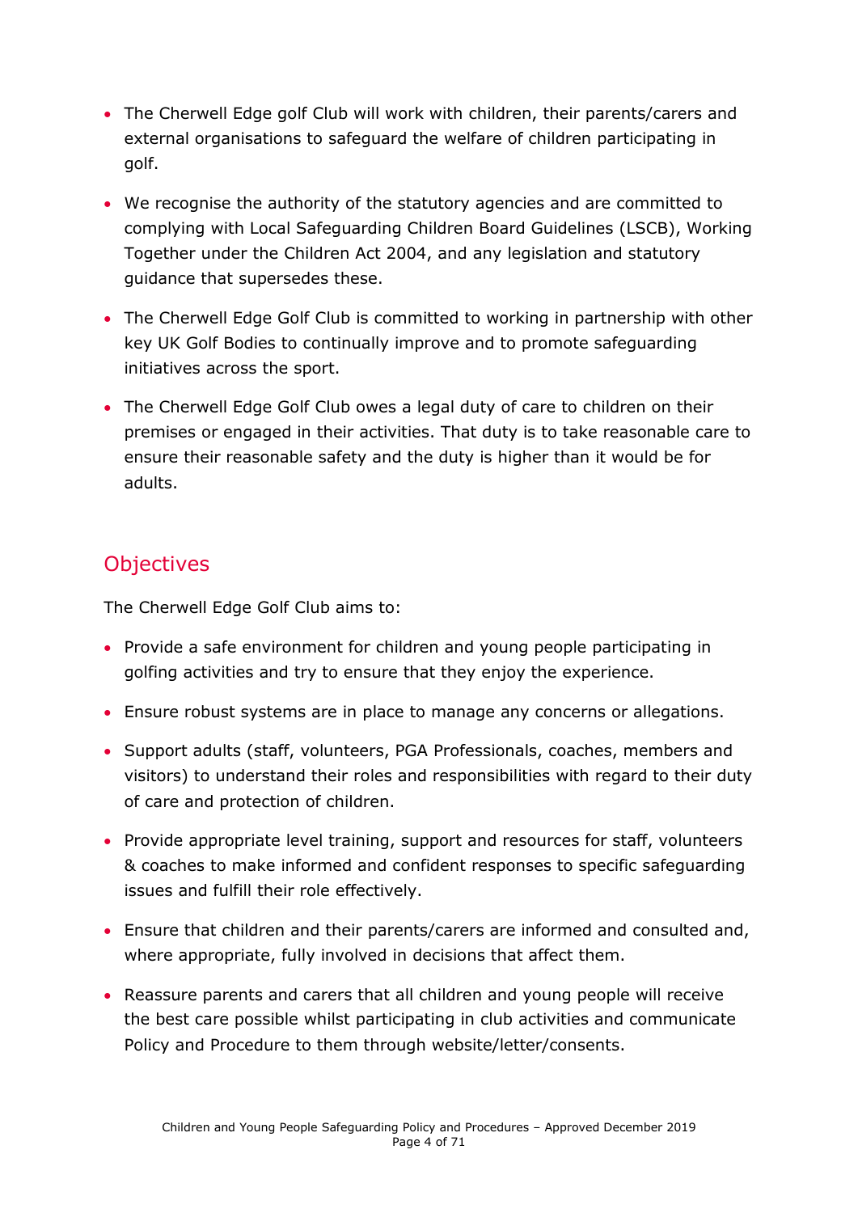- The Cherwell Edge golf Club will work with children, their parents/carers and external organisations to safeguard the welfare of children participating in golf.
- We recognise the authority of the statutory agencies and are committed to complying with Local Safeguarding Children Board Guidelines (LSCB), Working Together under the Children Act 2004, and any legislation and statutory guidance that supersedes these.
- The Cherwell Edge Golf Club is committed to working in partnership with other key UK Golf Bodies to continually improve and to promote safeguarding initiatives across the sport.
- The Cherwell Edge Golf Club owes a legal duty of care to children on their premises or engaged in their activities. That duty is to take reasonable care to ensure their reasonable safety and the duty is higher than it would be for adults.

## Objectives

The Cherwell Edge Golf Club aims to:

- Provide a safe environment for children and young people participating in golfing activities and try to ensure that they enjoy the experience.
- Ensure robust systems are in place to manage any concerns or allegations.
- Support adults (staff, volunteers, PGA Professionals, coaches, members and visitors) to understand their roles and responsibilities with regard to their duty of care and protection of children.
- Provide appropriate level training, support and resources for staff, volunteers & coaches to make informed and confident responses to specific safeguarding issues and fulfill their role effectively.
- Ensure that children and their parents/carers are informed and consulted and, where appropriate, fully involved in decisions that affect them.
- Reassure parents and carers that all children and young people will receive the best care possible whilst participating in club activities and communicate Policy and Procedure to them through website/letter/consents.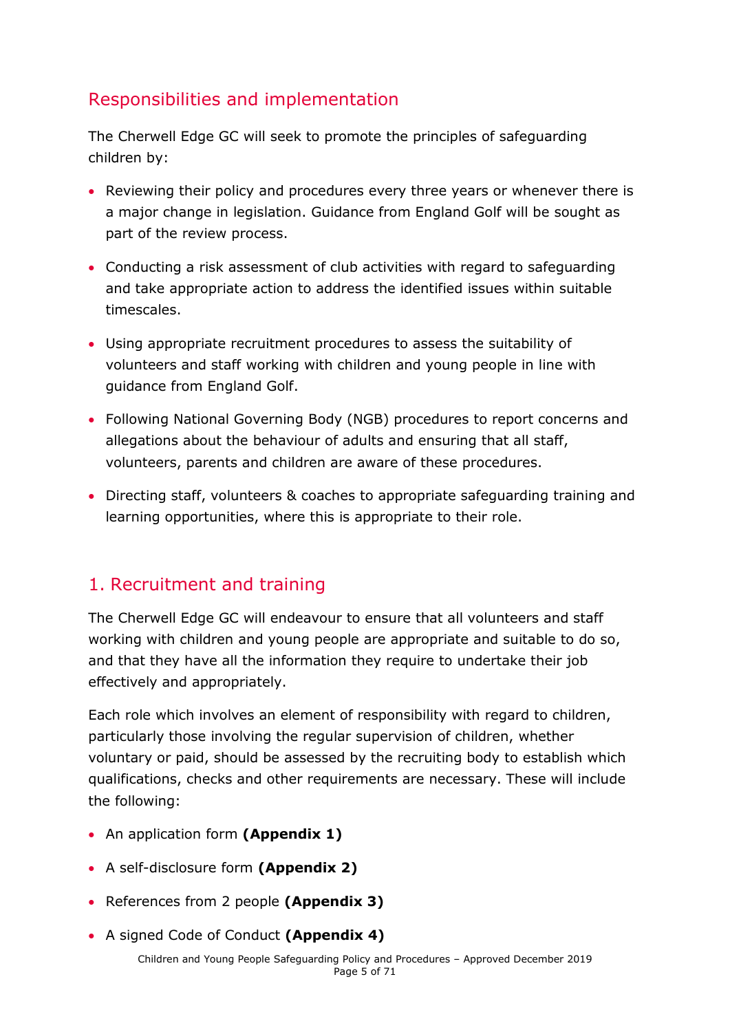## Responsibilities and implementation

The Cherwell Edge GC will seek to promote the principles of safeguarding children by:

- Reviewing their policy and procedures every three years or whenever there is a major change in legislation. Guidance from England Golf will be sought as part of the review process.
- Conducting a risk assessment of club activities with regard to safeguarding and take appropriate action to address the identified issues within suitable timescales.
- Using appropriate recruitment procedures to assess the suitability of volunteers and staff working with children and young people in line with guidance from England Golf.
- Following National Governing Body (NGB) procedures to report concerns and allegations about the behaviour of adults and ensuring that all staff, volunteers, parents and children are aware of these procedures.
- Directing staff, volunteers & coaches to appropriate safeguarding training and learning opportunities, where this is appropriate to their role.

## 1. Recruitment and training

The Cherwell Edge GC will endeavour to ensure that all volunteers and staff working with children and young people are appropriate and suitable to do so, and that they have all the information they require to undertake their job effectively and appropriately.

Each role which involves an element of responsibility with regard to children, particularly those involving the regular supervision of children, whether voluntary or paid, should be assessed by the recruiting body to establish which qualifications, checks and other requirements are necessary. These will include the following:

- An application form **(Appendix 1)**
- A self-disclosure form **(Appendix 2)**
- References from 2 people **(Appendix 3)**
- A signed Code of Conduct **(Appendix 4)**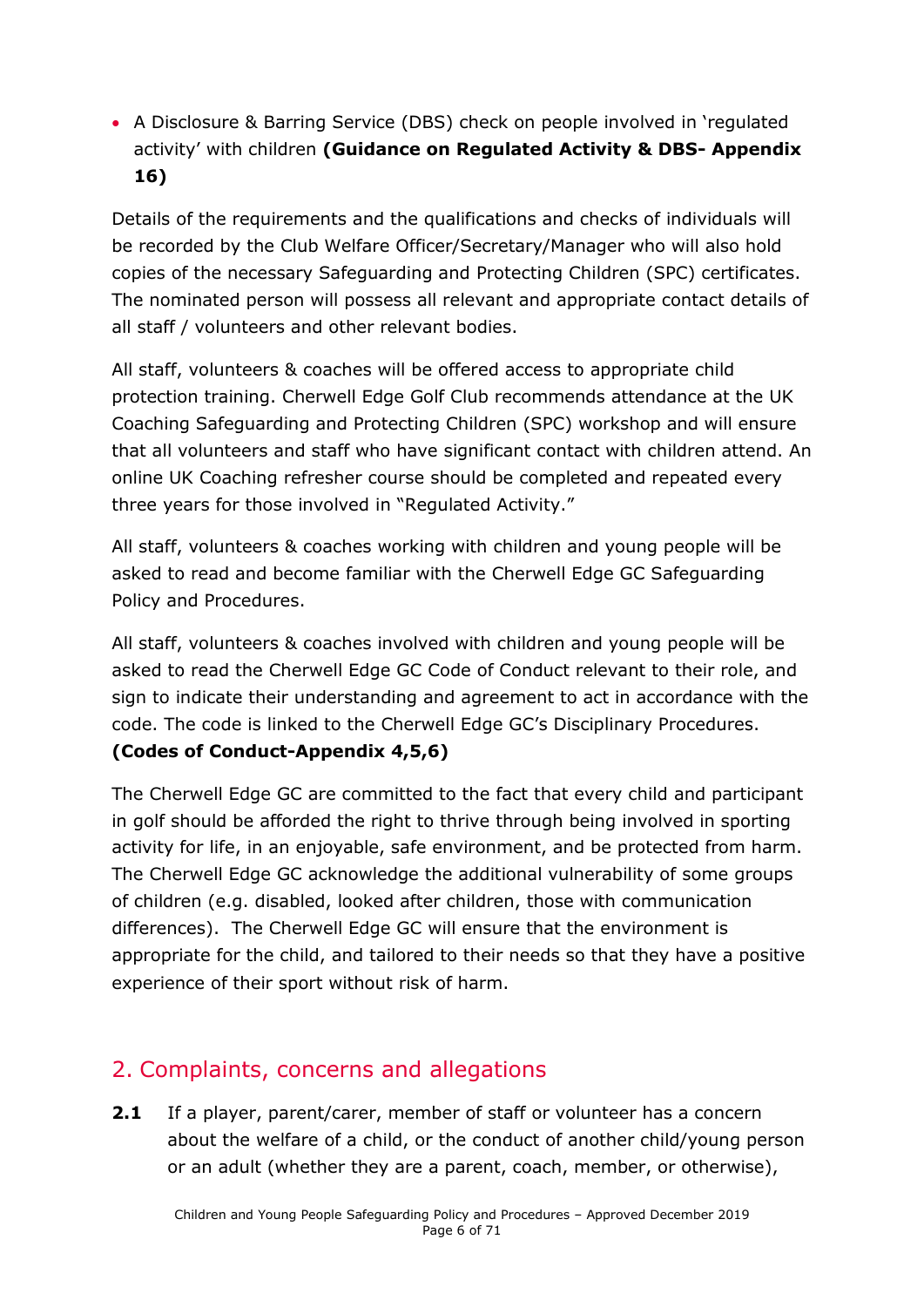- A Disclosure & Barring Service (DBS) check on people involved in 'regulated activity' with children **(Guidance on Regulated Activity & DBS- Appendix 16)**

Details of the requirements and the qualifications and checks of individuals will be recorded by the Club Welfare Officer/Secretary/Manager who will also hold copies of the necessary Safeguarding and Protecting Children (SPC) certificates. The nominated person will possess all relevant and appropriate contact details of all staff / volunteers and other relevant bodies.

All staff, volunteers & coaches will be offered access to appropriate child protection training. Cherwell Edge Golf Club recommends attendance at the UK Coaching Safeguarding and Protecting Children (SPC) workshop and will ensure that all volunteers and staff who have significant contact with children attend. An online UK Coaching refresher course should be completed and repeated every three years for those involved in "Regulated Activity."

All staff, volunteers & coaches working with children and young people will be asked to read and become familiar with the Cherwell Edge GC Safeguarding Policy and Procedures.

All staff, volunteers & coaches involved with children and young people will be asked to read the Cherwell Edge GC Code of Conduct relevant to their role, and sign to indicate their understanding and agreement to act in accordance with the code. The code is linked to the Cherwell Edge GC's Disciplinary Procedures. **(Codes of Conduct-Appendix 4,5,6)**

The Cherwell Edge GC are committed to the fact that every child and participant in golf should be afforded the right to thrive through being involved in sporting activity for life, in an enjoyable, safe environment, and be protected from harm. The Cherwell Edge GC acknowledge the additional vulnerability of some groups of children (e.g. disabled, looked after children, those with communication differences). The Cherwell Edge GC will ensure that the environment is appropriate for the child, and tailored to their needs so that they have a positive experience of their sport without risk of harm.

## 2. Complaints, concerns and allegations

**2.1** If a player, parent/carer, member of staff or volunteer has a concern about the welfare of a child, or the conduct of another child/young person or an adult (whether they are a parent, coach, member, or otherwise),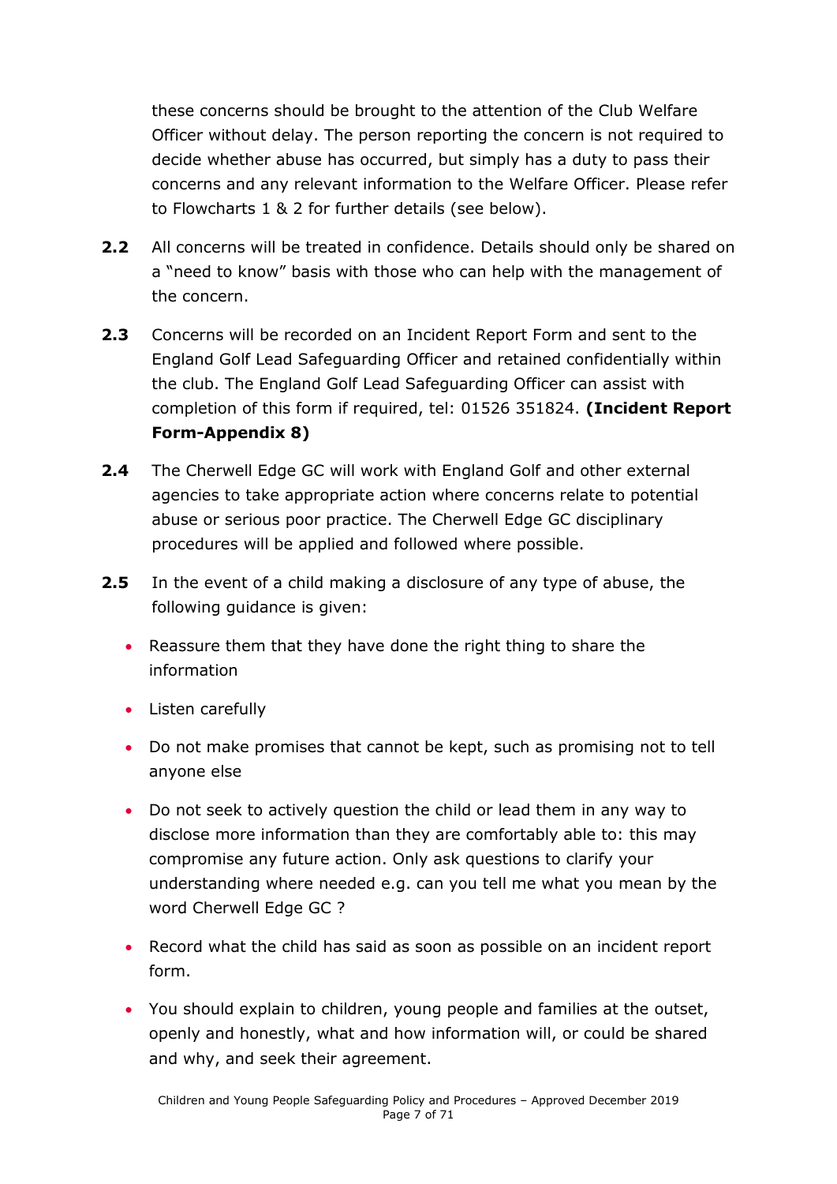these concerns should be brought to the attention of the Club Welfare Officer without delay. The person reporting the concern is not required to decide whether abuse has occurred, but simply has a duty to pass their concerns and any relevant information to the Welfare Officer. Please refer to Flowcharts 1 & 2 for further details (see below).

**2.2** All concerns will be treated in confidence. Details should only be shared on a "need to know" basis with those who can help with the management of the concern.

**2.3** Concerns will be recorded on an Incident Report Form and sent to the England Golf Lead Safeguarding Officer and retained confidentially within the club. The England Golf Lead Safeguarding Officer can assist with completion of this form if required, tel: 01526 351824. **(Incident Report Form-Appendix 8)**

**2.4** The Cherwell Edge GC will work with England Golf and other external agencies to take appropriate action where concerns relate to potential abuse or serious poor practice. The Cherwell Edge GC disciplinary procedures will be applied and followed where possible.

**2.5** In the event of a child making a disclosure of any type of abuse, the following guidance is given:

- Reassure them that they have done the right thing to share the information
- Listen carefully
- Do not make promises that cannot be kept, such as promising not to tell anyone else
- Do not seek to actively question the child or lead them in any way to disclose more information than they are comfortably able to: this may compromise any future action. Only ask questions to clarify your understanding where needed e.g. can you tell me what you mean by the word Cherwell Edge GC ?
- Record what the child has said as soon as possible on an incident report form.
- You should explain to children, young people and families at the outset, openly and honestly, what and how information will, or could be shared and why, and seek their agreement.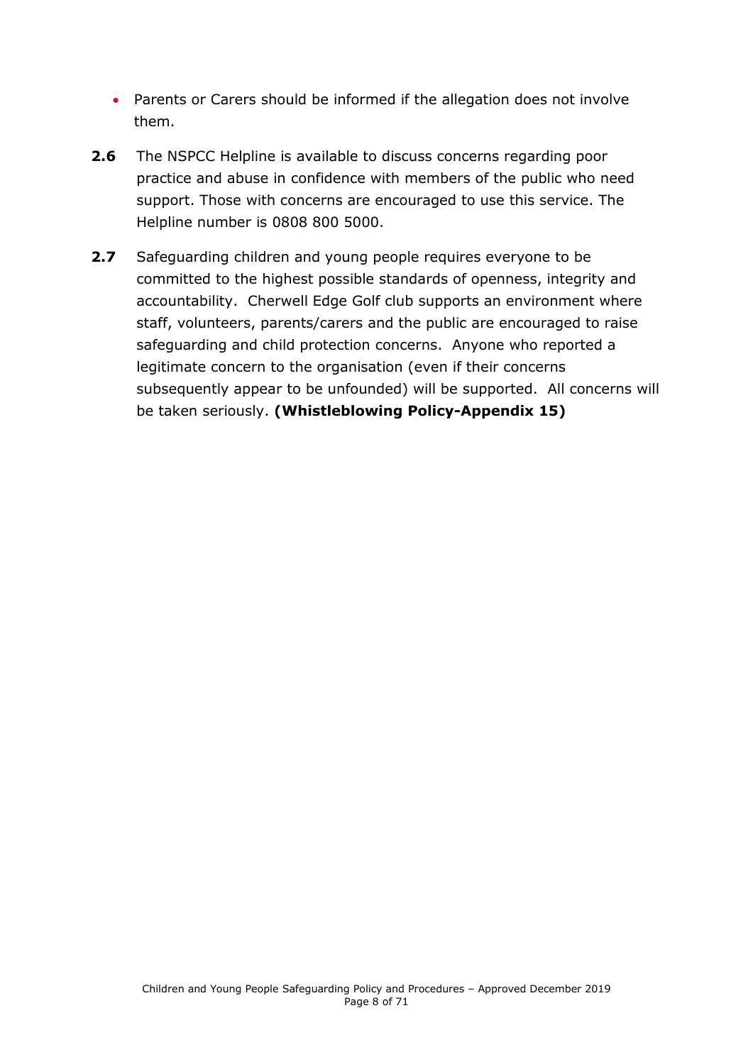- Parents or Carers should be informed if the allegation does not involve them.

**2.6** The NSPCC Helpline is available to discuss concerns regarding poor practice and abuse in confidence with members of the public who need support. Those with concerns are encouraged to use this service. The Helpline number is 0808 800 5000.

**2.7** Safeguarding children and young people requires everyone to be committed to the highest possible standards of openness, integrity and accountability. Cherwell Edge Golf club supports an environment where staff, volunteers, parents/carers and the public are encouraged to raise safeguarding and child protection concerns. Anyone who reported a legitimate concern to the organisation (even if their concerns subsequently appear to be unfounded) will be supported. All concerns will be taken seriously. **(Whistleblowing Policy-Appendix 15)**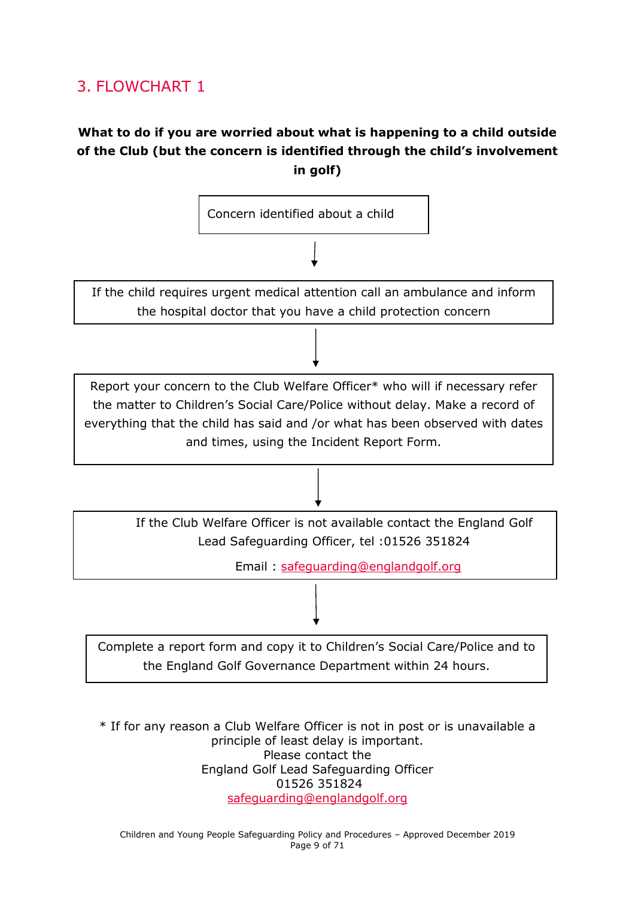## 3. FLOWCHART 1

**What to do if you are worried about what is happening to a child outside of the Club (but the concern is identified through the child's involvement in golf)**

Concern identified about a child

↓

If the child requires urgent medical attention call an ambulance and inform the hospital doctor that you have a child protection concern

↓

Report your concern to the Club Welfare Officer* who will if necessary refer the matter to Children's Social Care/Police without delay. Make a record of everything that the child has said and /or what has been observed with dates and times, using the Incident Report Form.

↓

If the Club Welfare Officer is not available contact the England Golf Lead Safeguarding Officer, tel :01526 351824

Email : safeguarding@englandgolf.org

↓

Complete a report form and copy it to Children's Social Care/Police and to the England Golf Governance Department within 24 hours.

* If for any reason a Club Welfare Officer is not in post or is unavailable a principle of least delay is important.
Please contact the
England Golf Lead Safeguarding Officer
01526 351824
safeguarding@englandgolf.org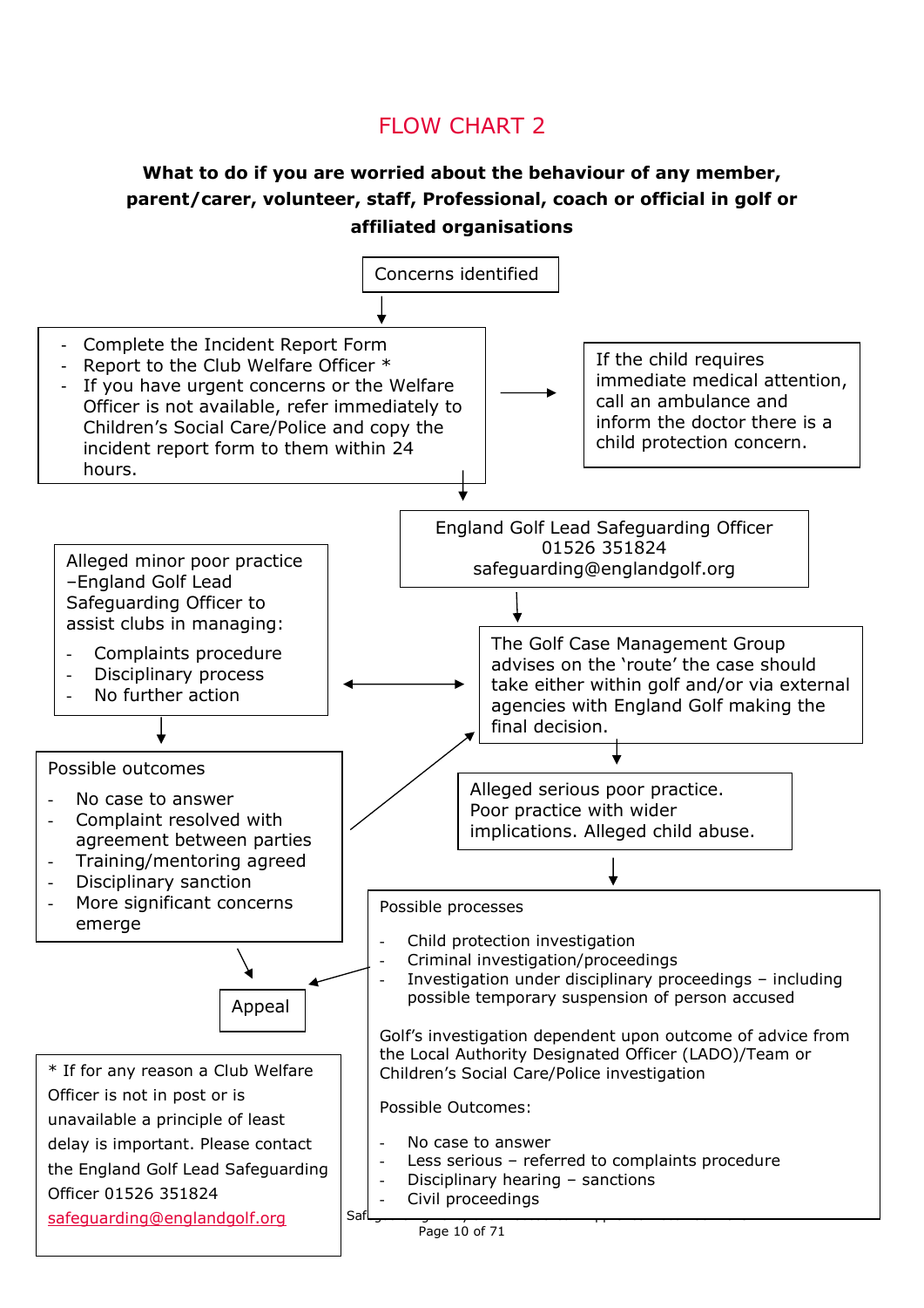# FLOW CHART 2

**What to do if you are worried about the behaviour of any member, parent/carer, volunteer, staff, Professional, coach or official in golf or affiliated organisations**

Concerns identified

- Complete the Incident Report Form
- Report to the Club Welfare Officer *
- If you have urgent concerns or the Welfare Officer is not available, refer immediately to Children's Social Care/Police and copy the incident report form to them within 24 hours.

If the child requires immediate medical attention, call an ambulance and inform the doctor there is a child protection concern.

England Golf Lead Safeguarding Officer
01526 351824
safeguarding@englandgolf.org

The Golf Case Management Group advises on the 'route' the case should take either within golf and/or via external agencies with England Golf making the final decision.

Alleged minor poor practice –England Golf Lead Safeguarding Officer to assist clubs in managing:

- Complaints procedure
- Disciplinary process
- No further action

Possible outcomes

- No case to answer
- Complaint resolved with agreement between parties
- Training/mentoring agreed
- Disciplinary sanction
- More significant concerns emerge

Alleged serious poor practice. Poor practice with wider implications. Alleged child abuse.

Possible processes

- Child protection investigation
- Criminal investigation/proceedings
- Investigation under disciplinary proceedings – including possible temporary suspension of person accused

Golf's investigation dependent upon outcome of advice from the Local Authority Designated Officer (LADO)/Team or Children's Social Care/Police investigation

Possible Outcomes:

- No case to answer
- Less serious – referred to complaints procedure
- Disciplinary hearing – sanctions
- Civil proceedings

Appeal

* If for any reason a Club Welfare Officer is not in post or is unavailable a principle of least delay is important. Please contact the England Golf Lead Safeguarding Officer 01526 351824 safeguarding@englandgolf.org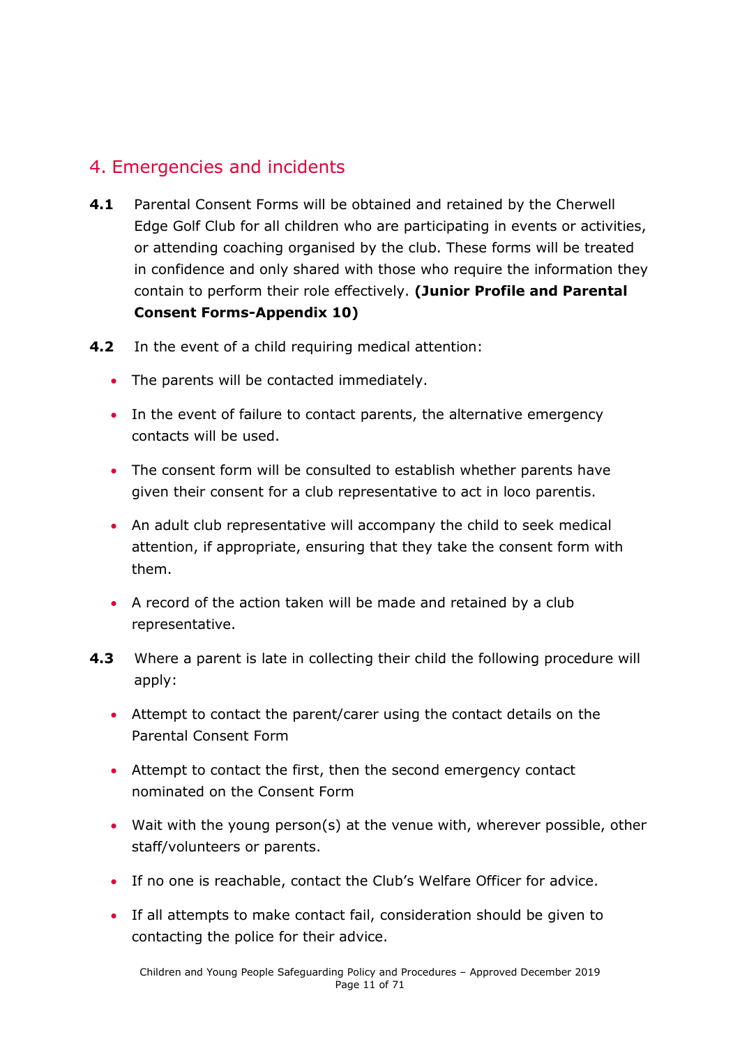## 4. Emergencies and incidents

**4.1** Parental Consent Forms will be obtained and retained by the Cherwell Edge Golf Club for all children who are participating in events or activities, or attending coaching organised by the club. These forms will be treated in confidence and only shared with those who require the information they contain to perform their role effectively. **(Junior Profile and Parental Consent Forms-Appendix 10)**

**4.2** In the event of a child requiring medical attention:

- The parents will be contacted immediately.
- In the event of failure to contact parents, the alternative emergency contacts will be used.
- The consent form will be consulted to establish whether parents have given their consent for a club representative to act in loco parentis.
- An adult club representative will accompany the child to seek medical attention, if appropriate, ensuring that they take the consent form with them.
- A record of the action taken will be made and retained by a club representative.

**4.3** Where a parent is late in collecting their child the following procedure will apply:

- Attempt to contact the parent/carer using the contact details on the Parental Consent Form
- Attempt to contact the first, then the second emergency contact nominated on the Consent Form
- Wait with the young person(s) at the venue with, wherever possible, other staff/volunteers or parents.
- If no one is reachable, contact the Club's Welfare Officer for advice.
- If all attempts to make contact fail, consideration should be given to contacting the police for their advice.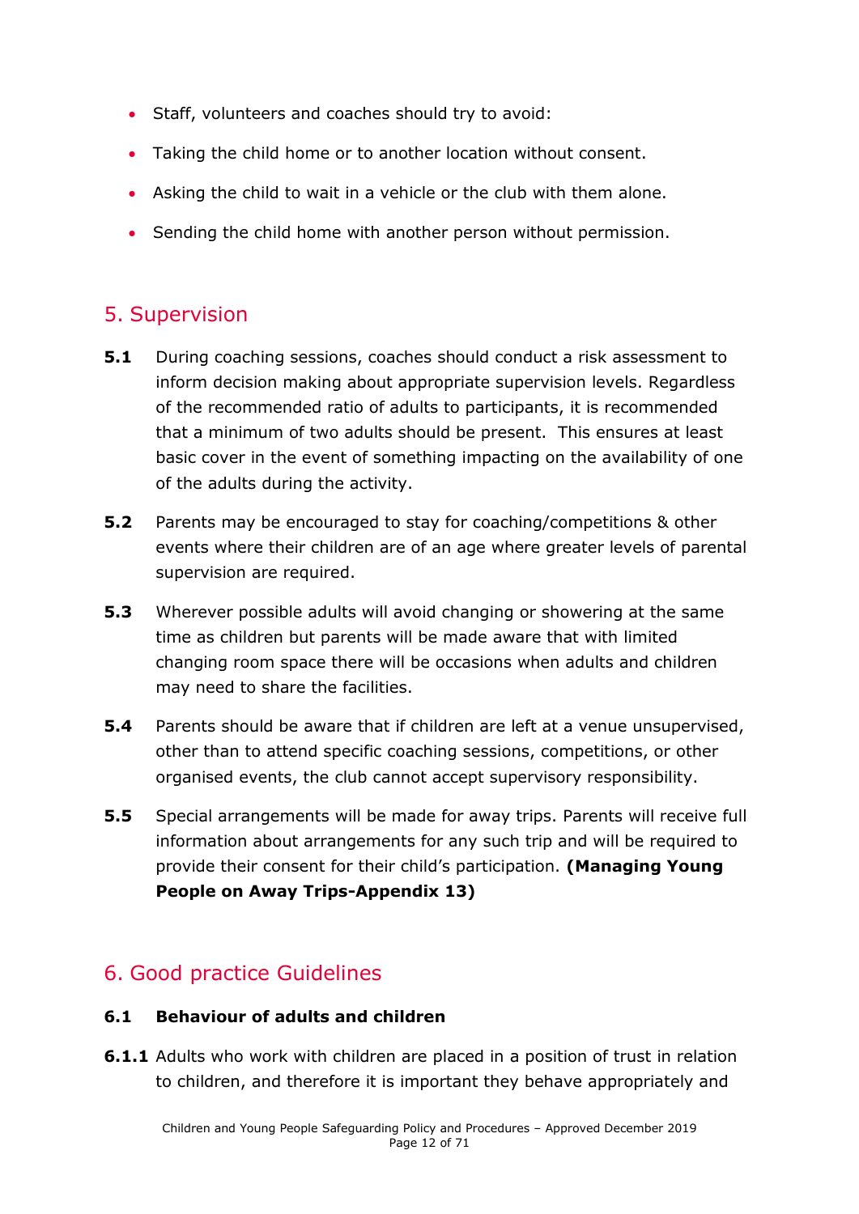- Staff, volunteers and coaches should try to avoid:
- Taking the child home or to another location without consent.
- Asking the child to wait in a vehicle or the club with them alone.
- Sending the child home with another person without permission.

## 5. Supervision

**5.1** During coaching sessions, coaches should conduct a risk assessment to inform decision making about appropriate supervision levels. Regardless of the recommended ratio of adults to participants, it is recommended that a minimum of two adults should be present. This ensures at least basic cover in the event of something impacting on the availability of one of the adults during the activity.

**5.2** Parents may be encouraged to stay for coaching/competitions & other events where their children are of an age where greater levels of parental supervision are required.

**5.3** Wherever possible adults will avoid changing or showering at the same time as children but parents will be made aware that with limited changing room space there will be occasions when adults and children may need to share the facilities.

**5.4** Parents should be aware that if children are left at a venue unsupervised, other than to attend specific coaching sessions, competitions, or other organised events, the club cannot accept supervisory responsibility.

**5.5** Special arrangements will be made for away trips. Parents will receive full information about arrangements for any such trip and will be required to provide their consent for their child's participation. **(Managing Young People on Away Trips-Appendix 13)**

## 6. Good practice Guidelines

### 6.1 Behaviour of adults and children

**6.1.1** Adults who work with children are placed in a position of trust in relation to children, and therefore it is important they behave appropriately and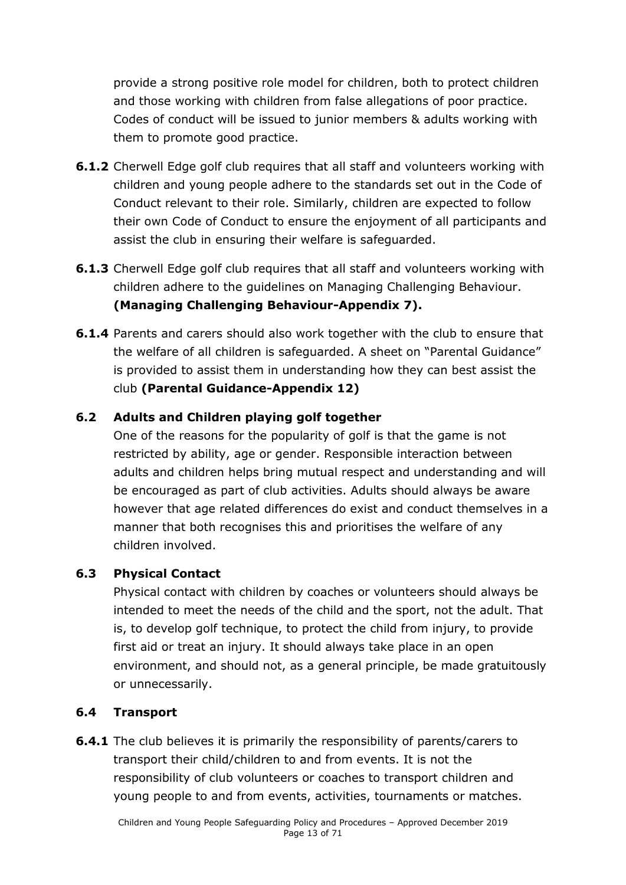provide a strong positive role model for children, both to protect children and those working with children from false allegations of poor practice. Codes of conduct will be issued to junior members & adults working with them to promote good practice.

**6.1.2** Cherwell Edge golf club requires that all staff and volunteers working with children and young people adhere to the standards set out in the Code of Conduct relevant to their role. Similarly, children are expected to follow their own Code of Conduct to ensure the enjoyment of all participants and assist the club in ensuring their welfare is safeguarded.

**6.1.3** Cherwell Edge golf club requires that all staff and volunteers working with children adhere to the guidelines on Managing Challenging Behaviour. **(Managing Challenging Behaviour-Appendix 7).**

**6.1.4** Parents and carers should also work together with the club to ensure that the welfare of all children is safeguarded. A sheet on "Parental Guidance" is provided to assist them in understanding how they can best assist the club **(Parental Guidance-Appendix 12)**

### 6.2 Adults and Children playing golf together

One of the reasons for the popularity of golf is that the game is not restricted by ability, age or gender. Responsible interaction between adults and children helps bring mutual respect and understanding and will be encouraged as part of club activities. Adults should always be aware however that age related differences do exist and conduct themselves in a manner that both recognises this and prioritises the welfare of any children involved.

### 6.3 Physical Contact

Physical contact with children by coaches or volunteers should always be intended to meet the needs of the child and the sport, not the adult. That is, to develop golf technique, to protect the child from injury, to provide first aid or treat an injury. It should always take place in an open environment, and should not, as a general principle, be made gratuitously or unnecessarily.

### 6.4 Transport

**6.4.1** The club believes it is primarily the responsibility of parents/carers to transport their child/children to and from events. It is not the responsibility of club volunteers or coaches to transport children and young people to and from events, activities, tournaments or matches.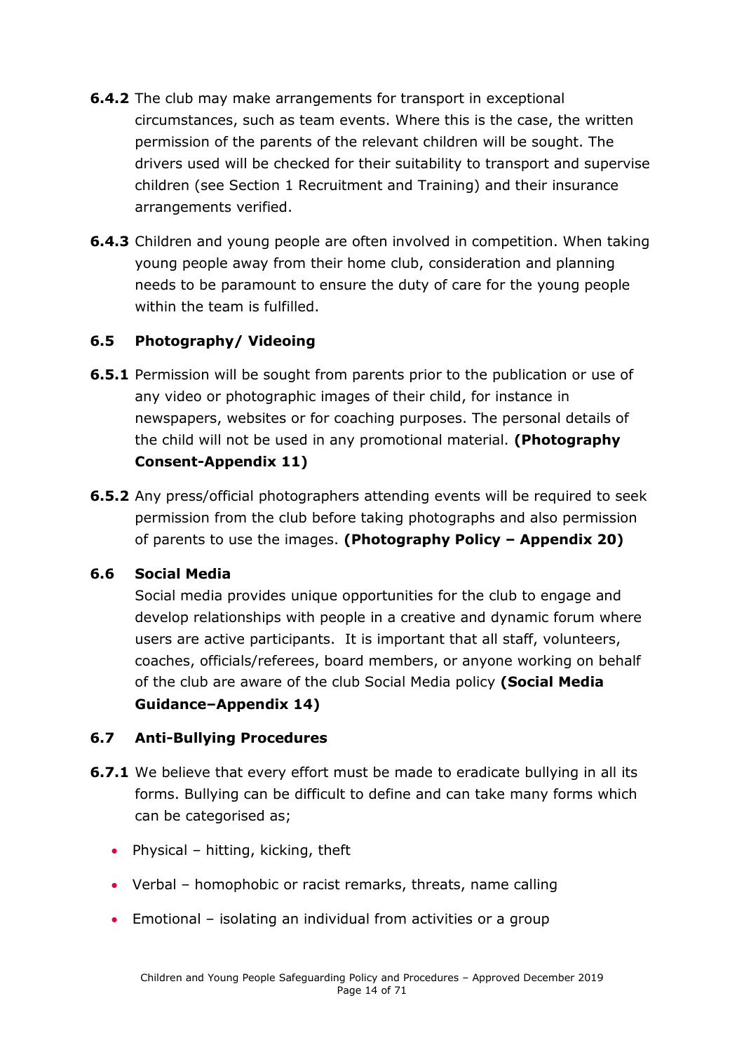**6.4.2** The club may make arrangements for transport in exceptional circumstances, such as team events. Where this is the case, the written permission of the parents of the relevant children will be sought. The drivers used will be checked for their suitability to transport and supervise children (see Section 1 Recruitment and Training) and their insurance arrangements verified.

**6.4.3** Children and young people are often involved in competition. When taking young people away from their home club, consideration and planning needs to be paramount to ensure the duty of care for the young people within the team is fulfilled.

### 6.5 Photography/ Videoing

**6.5.1** Permission will be sought from parents prior to the publication or use of any video or photographic images of their child, for instance in newspapers, websites or for coaching purposes. The personal details of the child will not be used in any promotional material. **(Photography Consent-Appendix 11)**

**6.5.2** Any press/official photographers attending events will be required to seek permission from the club before taking photographs and also permission of parents to use the images. **(Photography Policy – Appendix 20)**

### 6.6 Social Media

Social media provides unique opportunities for the club to engage and develop relationships with people in a creative and dynamic forum where users are active participants. It is important that all staff, volunteers, coaches, officials/referees, board members, or anyone working on behalf of the club are aware of the club Social Media policy **(Social Media Guidance–Appendix 14)**

### 6.7 Anti-Bullying Procedures

**6.7.1** We believe that every effort must be made to eradicate bullying in all its forms. Bullying can be difficult to define and can take many forms which can be categorised as;

- Physical – hitting, kicking, theft
- Verbal – homophobic or racist remarks, threats, name calling
- Emotional – isolating an individual from activities or a group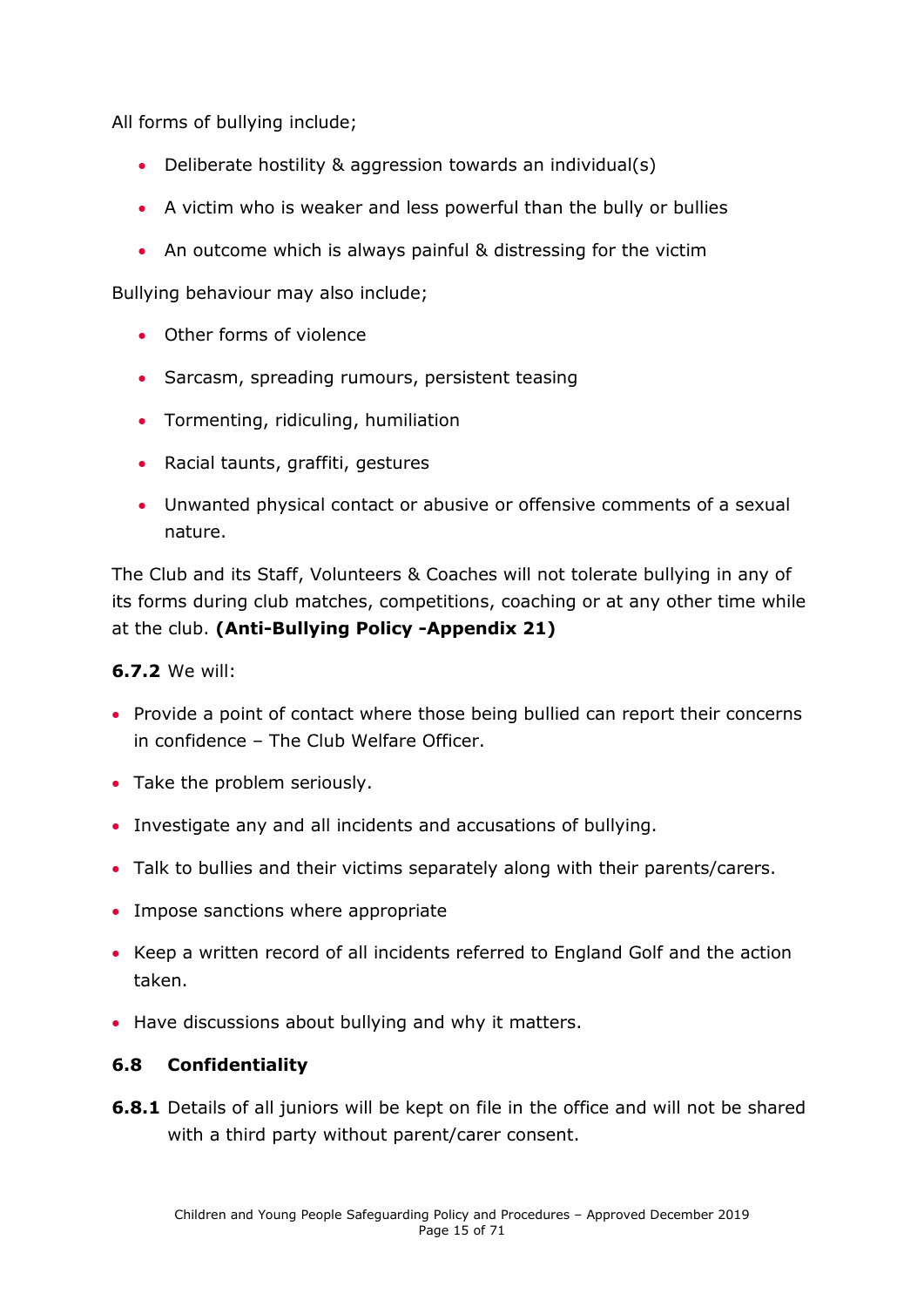All forms of bullying include;

- Deliberate hostility & aggression towards an individual(s)
- A victim who is weaker and less powerful than the bully or bullies
- An outcome which is always painful & distressing for the victim

Bullying behaviour may also include;

- Other forms of violence
- Sarcasm, spreading rumours, persistent teasing
- Tormenting, ridiculing, humiliation
- Racial taunts, graffiti, gestures
- Unwanted physical contact or abusive or offensive comments of a sexual nature.

The Club and its Staff, Volunteers & Coaches will not tolerate bullying in any of its forms during club matches, competitions, coaching or at any other time while at the club. **(Anti-Bullying Policy -Appendix 21)**

**6.7.2** We will:

- Provide a point of contact where those being bullied can report their concerns in confidence – The Club Welfare Officer.
- Take the problem seriously.
- Investigate any and all incidents and accusations of bullying.
- Talk to bullies and their victims separately along with their parents/carers.
- Impose sanctions where appropriate
- Keep a written record of all incidents referred to England Golf and the action taken.
- Have discussions about bullying and why it matters.

### 6.8 Confidentiality

**6.8.1** Details of all juniors will be kept on file in the office and will not be shared with a third party without parent/carer consent.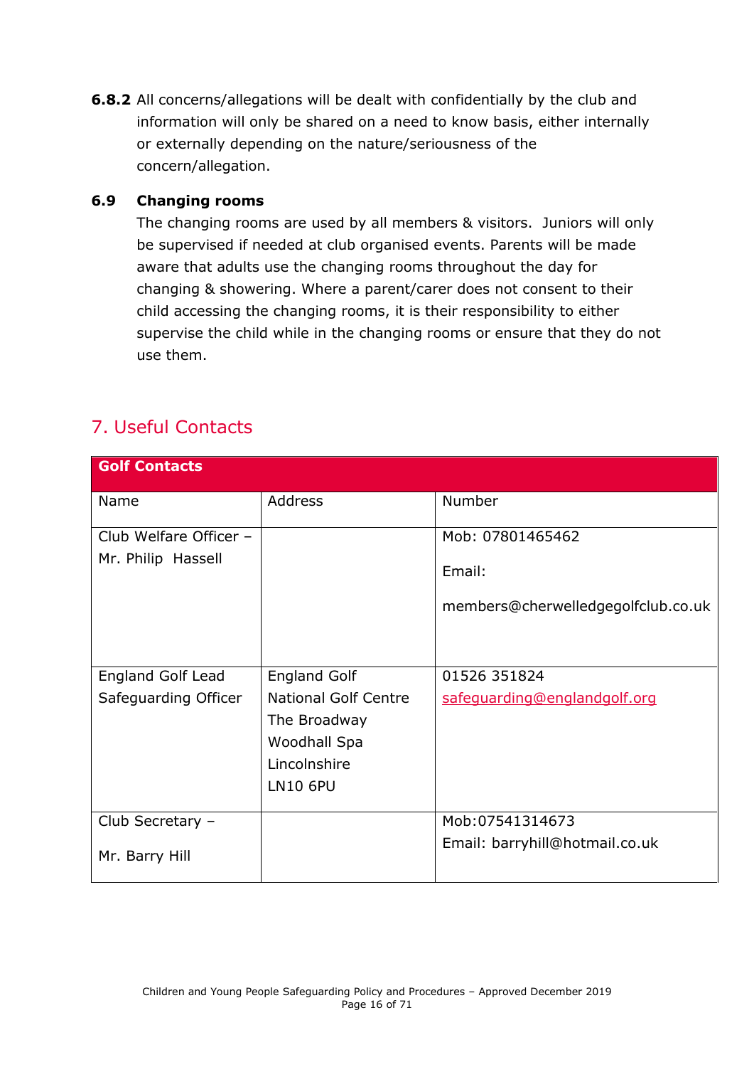**6.8.2** All concerns/allegations will be dealt with confidentially by the club and information will only be shared on a need to know basis, either internally or externally depending on the nature/seriousness of the concern/allegation.

### 6.9 Changing rooms

The changing rooms are used by all members & visitors. Juniors will only be supervised if needed at club organised events. Parents will be made aware that adults use the changing rooms throughout the day for changing & showering. Where a parent/carer does not consent to their child accessing the changing rooms, it is their responsibility to either supervise the child while in the changing rooms or ensure that they do not use them.

## 7. Useful Contacts

| **Golf Contacts** | | |
|---|---|---|
| Name | Address | Number |
| Club Welfare Officer – Mr. Philip Hassell | | Mob: 07801465462<br><br>Email:<br><br>members@cherwelledgegolfclub.co.uk |
| England Golf Lead Safeguarding Officer | England Golf<br>National Golf Centre<br>The Broadway<br>Woodhall Spa<br>Lincolnshire<br>LN10 6PU | 01526 351824<br>safeguarding@englandgolf.org |
| Club Secretary –<br><br>Mr. Barry Hill | | Mob:07541314673<br>Email: barryhill@hotmail.co.uk |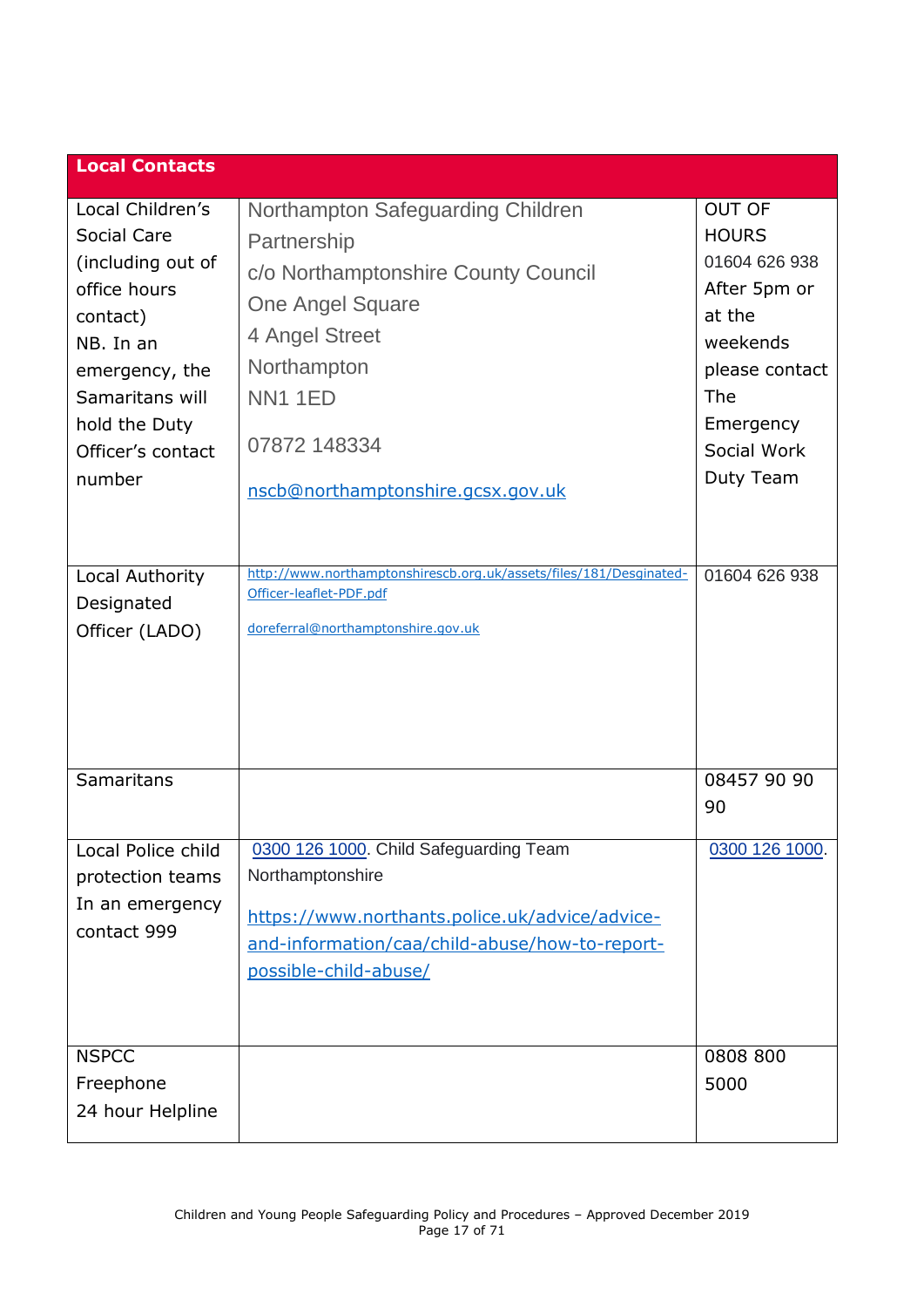| Local Contacts | | |
|---|---|---|
| Local Children's Social Care (including out of office hours contact) NB. In an emergency, the Samaritans will hold the Duty Officer's contact number | Northampton Safeguarding Children Partnership<br>c/o Northamptonshire County Council<br>One Angel Square<br>4 Angel Street<br>Northampton<br>NN1 1ED<br><br>07872 148334<br><br>nscb@northamptonshire.gcsx.gov.uk | OUT OF HOURS 01604 626 938 After 5pm or at the weekends please contact The Emergency Social Work Duty Team |
| Local Authority Designated Officer (LADO) | http://www.northamptonshirescb.org.uk/assets/files/181/Desginated-Officer-leaflet-PDF.pdf<br><br>doreferral@northamptonshire.gov.uk | 01604 626 938 |
| Samaritans | | 08457 90 90 90 |
| Local Police child protection teams In an emergency contact 999 | 0300 126 1000. Child Safeguarding Team Northamptonshire<br><br>https://www.northants.police.uk/advice/advice-and-information/caa/child-abuse/how-to-report-possible-child-abuse/ | 0300 126 1000. |
| NSPCC Freephone 24 hour Helpline | | 0808 800 5000 |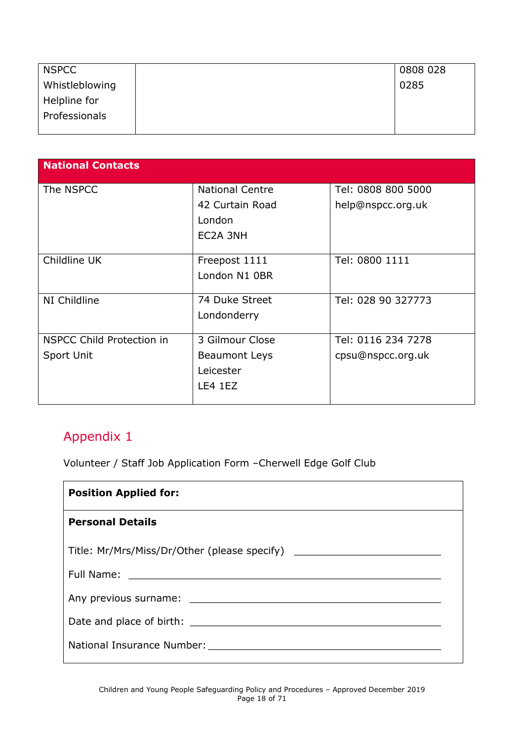| NSPCC Whistleblowing Helpline for Professionals | | 0808 028 0285 |
|---|---|---|

| National Contacts | | |
|---|---|---|
| The NSPCC | National Centre<br>42 Curtain Road<br>London<br>EC2A 3NH | Tel: 0808 800 5000<br>help@nspcc.org.uk |
| Childline UK | Freepost 1111<br>London N1 0BR | Tel: 0800 1111 |
| NI Childline | 74 Duke Street<br>Londonderry | Tel: 028 90 327773 |
| NSPCC Child Protection in Sport Unit | 3 Gilmour Close<br>Beaumont Leys<br>Leicester<br>LE4 1EZ | Tel: 0116 234 7278<br>cpsu@nspcc.org.uk |

## Appendix 1

Volunteer / Staff Job Application Form –Cherwell Edge Golf Club

**Position Applied for:**

**Personal Details**

Title: Mr/Mrs/Miss/Dr/Other (please specify) ________________________

Full Name: ______________________________________________________

Any previous surname: ____________________________________________

Date and place of birth: ___________________________________________

National Insurance Number: ________________________________________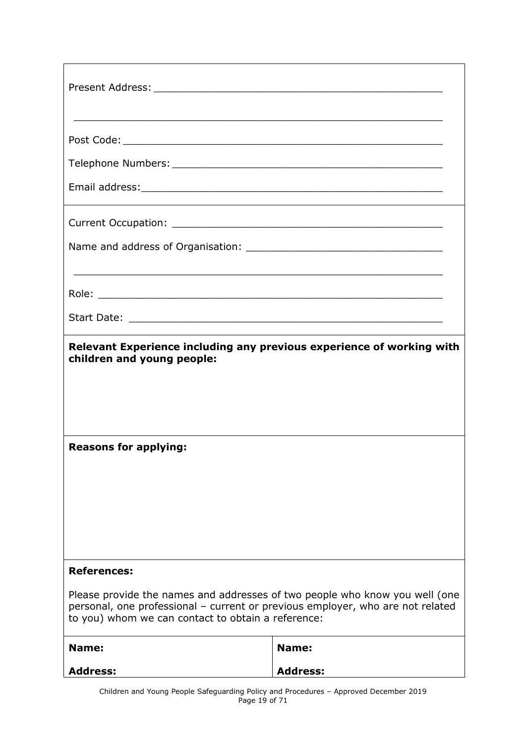Present Address: ______________________________________________

______________________________________________________________

Post Code: ____________________________________________________

Telephone Numbers: ____________________________________________

Email address: ________________________________________________

Current Occupation: ___________________________________________

Name and address of Organisation: ______________________________

______________________________________________________________

Role: _________________________________________________________

Start Date: ____________________________________________________

**Relevant Experience including any previous experience of working with children and young people:**

**Reasons for applying:**

**References:**

Please provide the names and addresses of two people who know you well (one personal, one professional – current or previous employer, who are not related to you) whom we can contact to obtain a reference:

| **Name:** | **Name:** |
|---|---|
| **Address:** | **Address:** |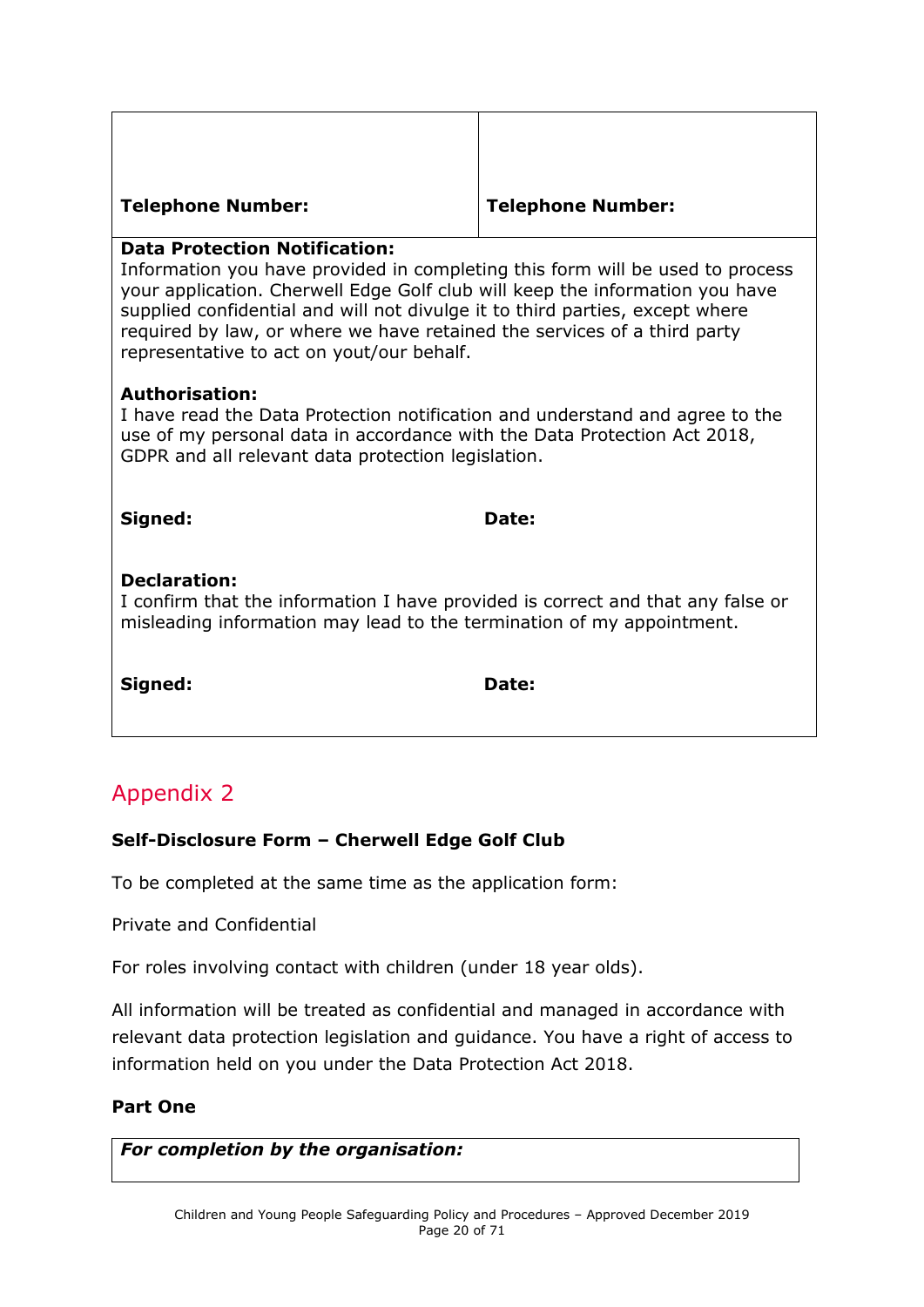| | |
|---|---|
| **Telephone Number:** | **Telephone Number:** |

**Data Protection Notification:**
Information you have provided in completing this form will be used to process your application. Cherwell Edge Golf club will keep the information you have supplied confidential and will not divulge it to third parties, except where required by law, or where we have retained the services of a third party representative to act on yout/our behalf.

**Authorisation:**
I have read the Data Protection notification and understand and agree to the use of my personal data in accordance with the Data Protection Act 2018, GDPR and all relevant data protection legislation.

**Signed:** **Date:**

**Declaration:**
I confirm that the information I have provided is correct and that any false or misleading information may lead to the termination of my appointment.

**Signed:** **Date:**

## Appendix 2

**Self-Disclosure Form – Cherwell Edge Golf Club**

To be completed at the same time as the application form:

Private and Confidential

For roles involving contact with children (under 18 year olds).

All information will be treated as confidential and managed in accordance with relevant data protection legislation and guidance. You have a right of access to information held on you under the Data Protection Act 2018.

**Part One**

| ***For completion by the organisation:*** |
|---|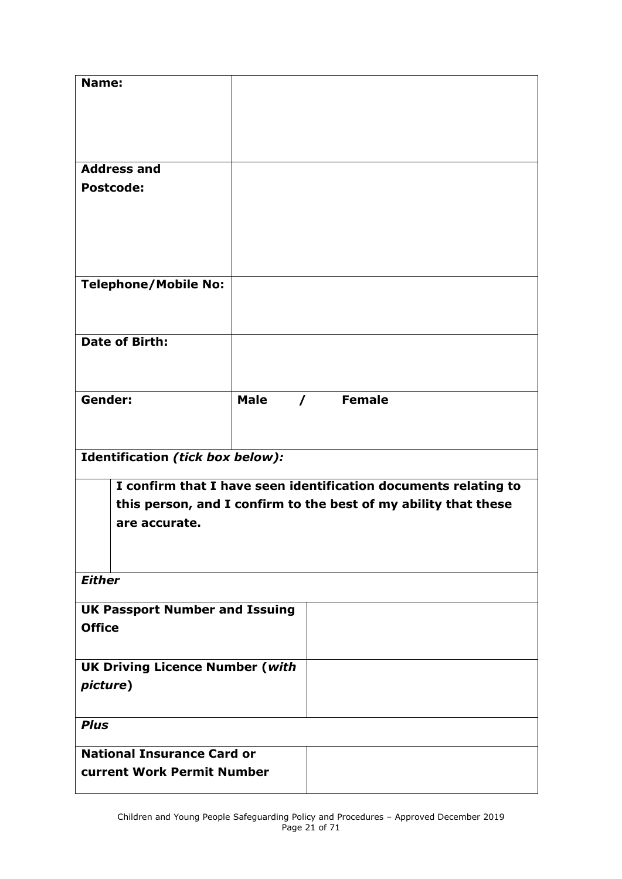| **Name:** | |
| --- | --- |
| **Address and Postcode:** | |
| **Telephone/Mobile No:** | |
| **Date of Birth:** | |
| **Gender:** | **Male / Female** |

**Identification *(tick box below):***

| | **I confirm that I have seen identification documents relating to this person, and I confirm to the best of my ability that these are accurate.** |
| --- | --- |

***Either***

| **UK Passport Number and Issuing Office** | |
| --- | --- |
| **UK Driving Licence Number (*with picture*)** | |

***Plus***

| **National Insurance Card or current Work Permit Number** | |
| --- | --- |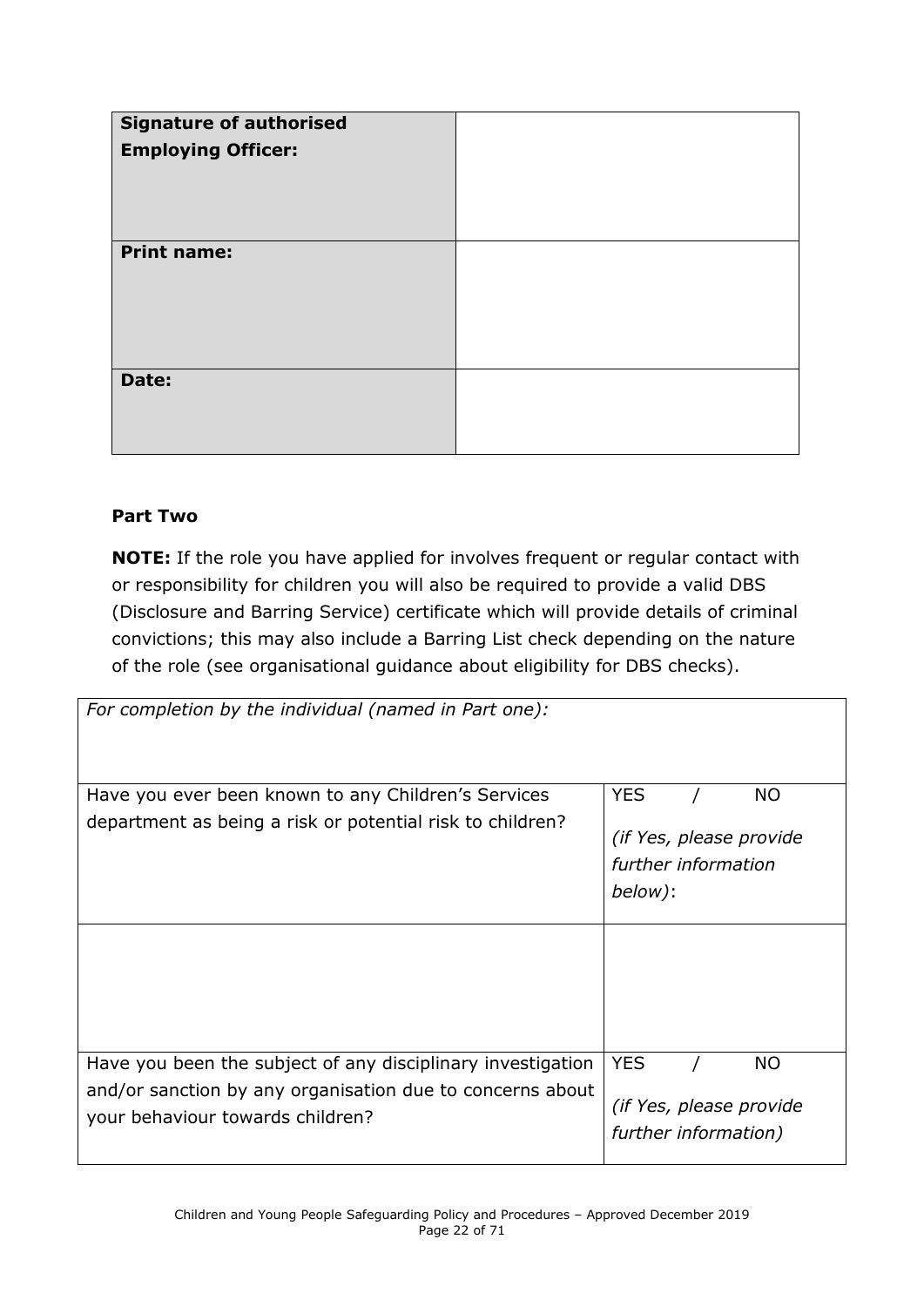| **Signature of authorised Employing Officer:** | |
|---|---|
| **Print name:** | |
| **Date:** | |

**Part Two**

**NOTE:** If the role you have applied for involves frequent or regular contact with or responsibility for children you will also be required to provide a valid DBS (Disclosure and Barring Service) certificate which will provide details of criminal convictions; this may also include a Barring List check depending on the nature of the role (see organisational guidance about eligibility for DBS checks).

| *For completion by the individual (named in Part one):* | |
|---|---|
| Have you ever been known to any Children's Services department as being a risk or potential risk to children? | YES / NO *(if Yes, please provide further information below)*: |
| | |
| Have you been the subject of any disciplinary investigation and/or sanction by any organisation due to concerns about your behaviour towards children? | YES / NO *(if Yes, please provide further information)* |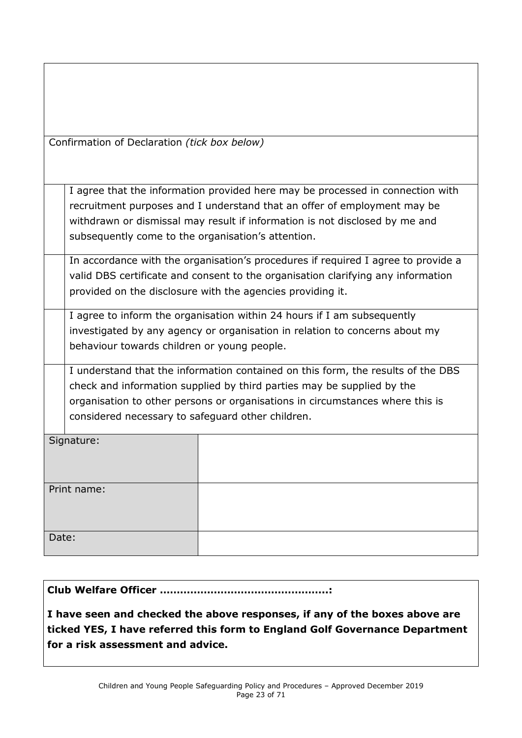| |
|---|
| |

Confirmation of Declaration *(tick box below)*

| | |
|---|---|
| | I agree that the information provided here may be processed in connection with recruitment purposes and I understand that an offer of employment may be withdrawn or dismissal may result if information is not disclosed by me and subsequently come to the organisation's attention. |
| | In accordance with the organisation's procedures if required I agree to provide a valid DBS certificate and consent to the organisation clarifying any information provided on the disclosure with the agencies providing it. |
| | I agree to inform the organisation within 24 hours if I am subsequently investigated by any agency or organisation in relation to concerns about my behaviour towards children or young people. |
| | I understand that the information contained on this form, the results of the DBS check and information supplied by third parties may be supplied by the organisation to other persons or organisations in circumstances where this is considered necessary to safeguard other children. |

| | |
|---|---|
| Signature: | |
| Print name: | |
| Date: | |

**Club Welfare Officer ………………………………………….:**

**I have seen and checked the above responses, if any of the boxes above are ticked YES, I have referred this form to England Golf Governance Department for a risk assessment and advice.**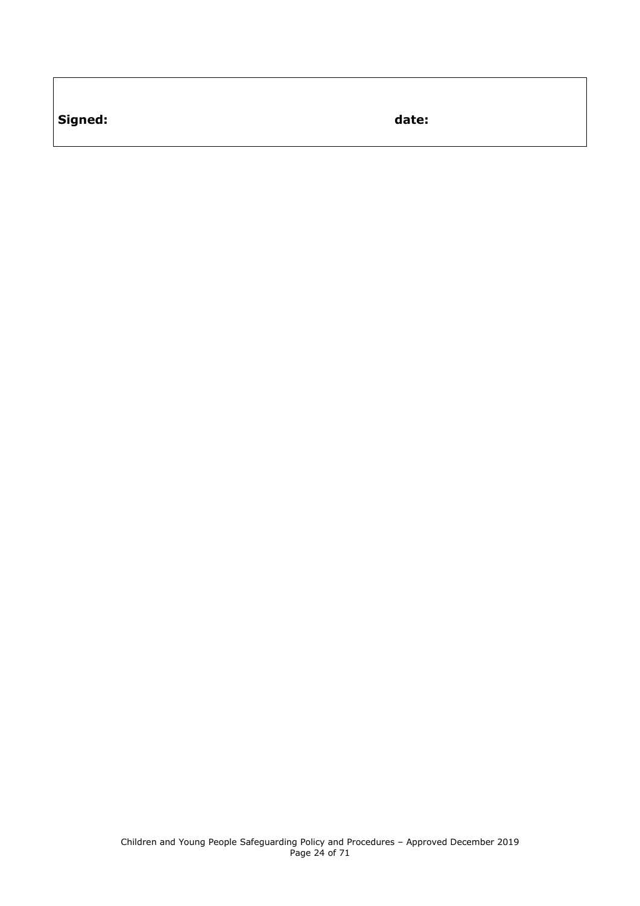| **Signed:** | **date:** |
| --- | --- |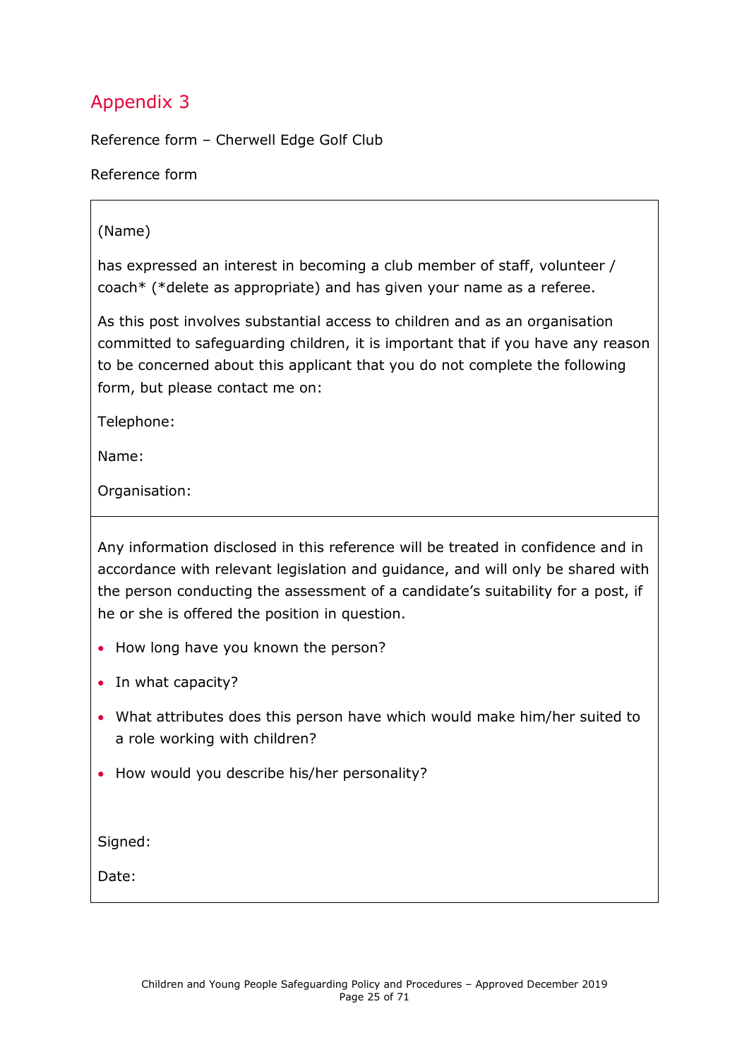# Appendix 3

Reference form – Cherwell Edge Golf Club

Reference form

(Name)

has expressed an interest in becoming a club member of staff, volunteer / coach* (*delete as appropriate) and has given your name as a referee.

As this post involves substantial access to children and as an organisation committed to safeguarding children, it is important that if you have any reason to be concerned about this applicant that you do not complete the following form, but please contact me on:

Telephone:

Name:

Organisation:

---

Any information disclosed in this reference will be treated in confidence and in accordance with relevant legislation and guidance, and will only be shared with the person conducting the assessment of a candidate's suitability for a post, if he or she is offered the position in question.

- How long have you known the person?
- In what capacity?
- What attributes does this person have which would make him/her suited to a role working with children?
- How would you describe his/her personality?

Signed:

Date: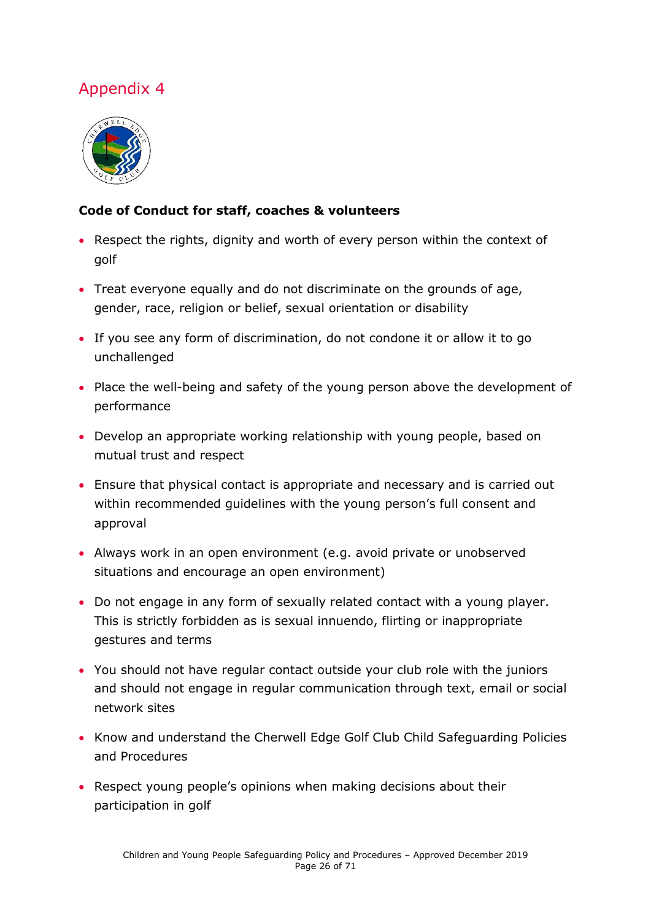## Appendix 4

**Code of Conduct for staff, coaches & volunteers**

- Respect the rights, dignity and worth of every person within the context of golf
- Treat everyone equally and do not discriminate on the grounds of age, gender, race, religion or belief, sexual orientation or disability
- If you see any form of discrimination, do not condone it or allow it to go unchallenged
- Place the well-being and safety of the young person above the development of performance
- Develop an appropriate working relationship with young people, based on mutual trust and respect
- Ensure that physical contact is appropriate and necessary and is carried out within recommended guidelines with the young person's full consent and approval
- Always work in an open environment (e.g. avoid private or unobserved situations and encourage an open environment)
- Do not engage in any form of sexually related contact with a young player. This is strictly forbidden as is sexual innuendo, flirting or inappropriate gestures and terms
- You should not have regular contact outside your club role with the juniors and should not engage in regular communication through text, email or social network sites
- Know and understand the Cherwell Edge Golf Club Child Safeguarding Policies and Procedures
- Respect young people's opinions when making decisions about their participation in golf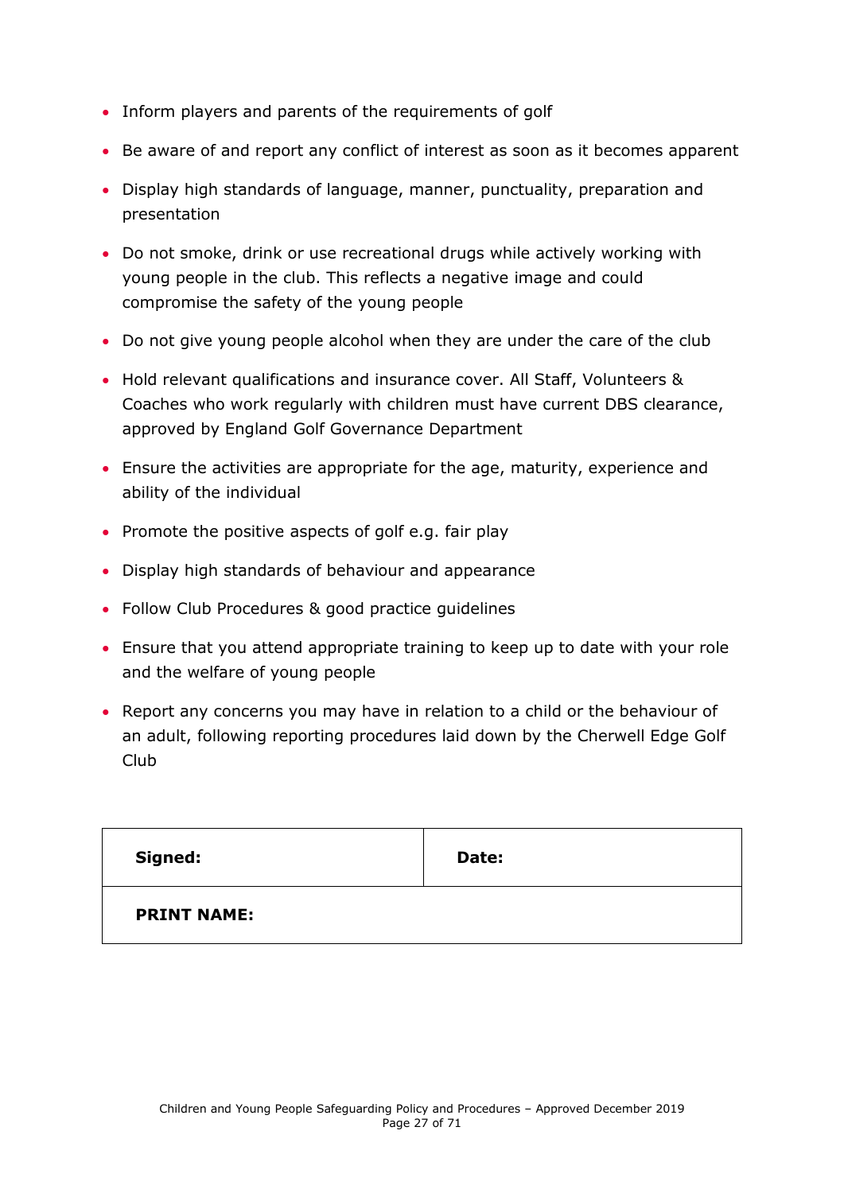- Inform players and parents of the requirements of golf
- Be aware of and report any conflict of interest as soon as it becomes apparent
- Display high standards of language, manner, punctuality, preparation and presentation
- Do not smoke, drink or use recreational drugs while actively working with young people in the club. This reflects a negative image and could compromise the safety of the young people
- Do not give young people alcohol when they are under the care of the club
- Hold relevant qualifications and insurance cover. All Staff, Volunteers & Coaches who work regularly with children must have current DBS clearance, approved by England Golf Governance Department
- Ensure the activities are appropriate for the age, maturity, experience and ability of the individual
- Promote the positive aspects of golf e.g. fair play
- Display high standards of behaviour and appearance
- Follow Club Procedures & good practice guidelines
- Ensure that you attend appropriate training to keep up to date with your role and the welfare of young people
- Report any concerns you may have in relation to a child or the behaviour of an adult, following reporting procedures laid down by the Cherwell Edge Golf Club

| **Signed:** | **Date:** |
| --- | --- |
| **PRINT NAME:** | |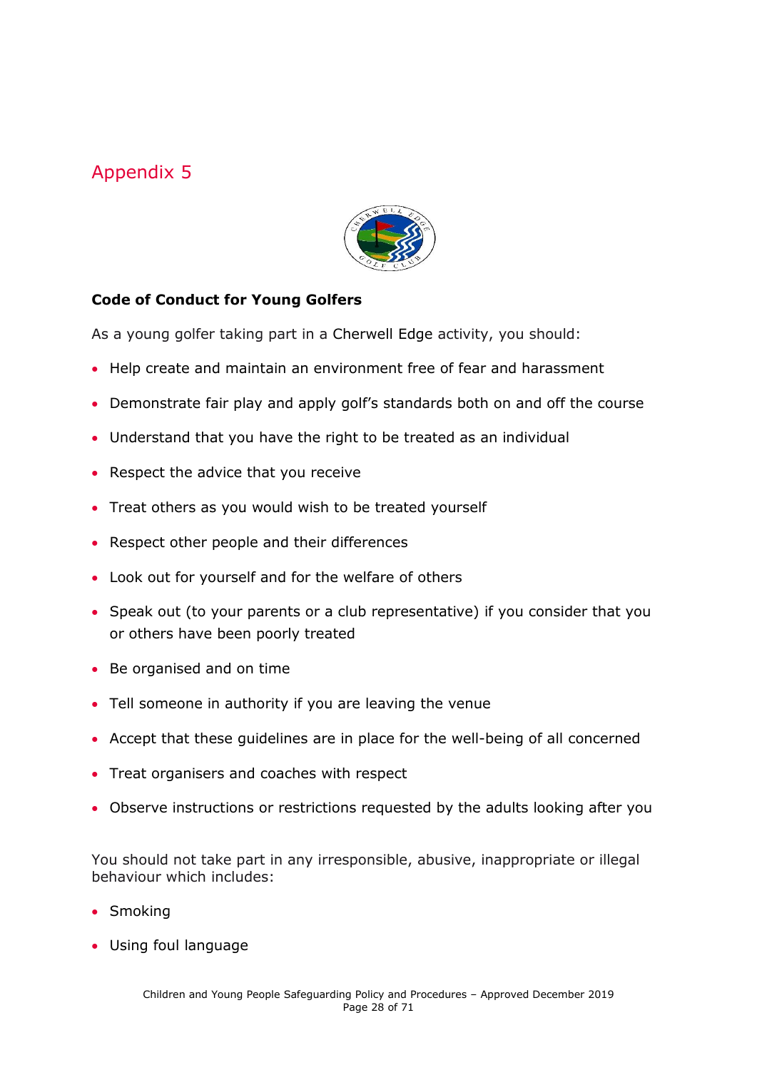## Appendix 5

**Code of Conduct for Young Golfers**

As a young golfer taking part in a Cherwell Edge activity, you should:

- Help create and maintain an environment free of fear and harassment
- Demonstrate fair play and apply golf's standards both on and off the course
- Understand that you have the right to be treated as an individual
- Respect the advice that you receive
- Treat others as you would wish to be treated yourself
- Respect other people and their differences
- Look out for yourself and for the welfare of others
- Speak out (to your parents or a club representative) if you consider that you or others have been poorly treated
- Be organised and on time
- Tell someone in authority if you are leaving the venue
- Accept that these guidelines are in place for the well-being of all concerned
- Treat organisers and coaches with respect
- Observe instructions or restrictions requested by the adults looking after you

You should not take part in any irresponsible, abusive, inappropriate or illegal behaviour which includes:

- Smoking
- Using foul language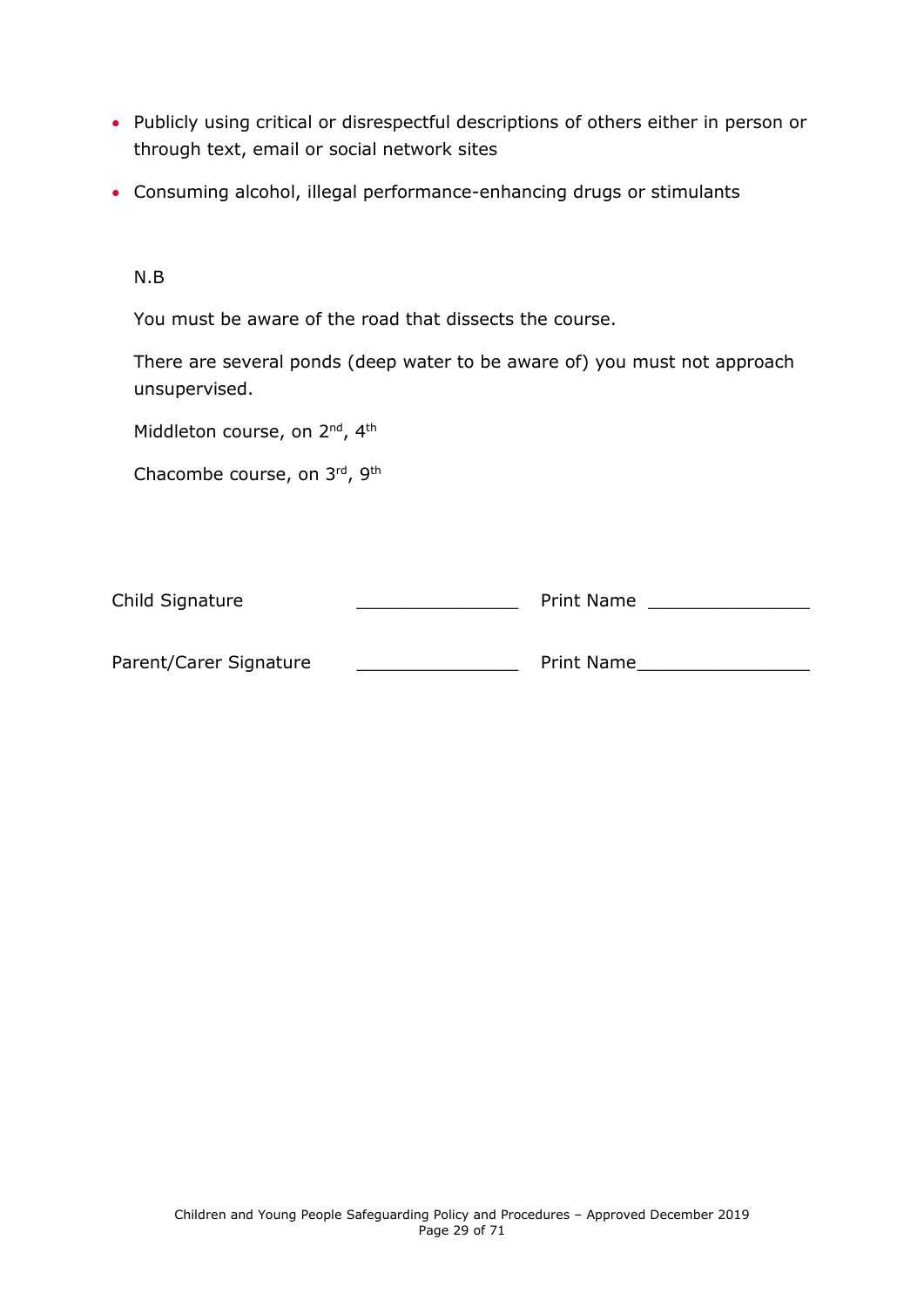- Publicly using critical or disrespectful descriptions of others either in person or through text, email or social network sites
- Consuming alcohol, illegal performance-enhancing drugs or stimulants

N.B

You must be aware of the road that dissects the course.

There are several ponds (deep water to be aware of) you must not approach unsupervised.

Middleton course, on 2nd, 4th

Chacombe course, on 3rd, 9th

Child Signature _______________ Print Name _______________

Parent/Carer Signature _______________ Print Name_______________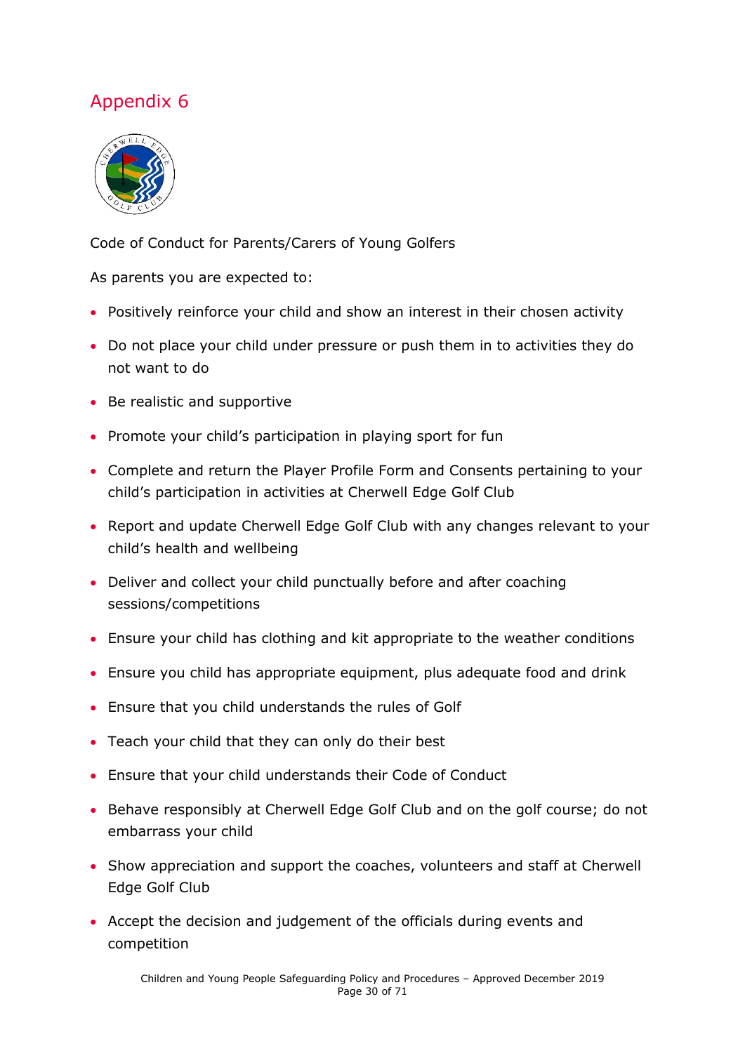## Appendix 6

Code of Conduct for Parents/Carers of Young Golfers

As parents you are expected to:

- Positively reinforce your child and show an interest in their chosen activity
- Do not place your child under pressure or push them in to activities they do not want to do
- Be realistic and supportive
- Promote your child's participation in playing sport for fun
- Complete and return the Player Profile Form and Consents pertaining to your child's participation in activities at Cherwell Edge Golf Club
- Report and update Cherwell Edge Golf Club with any changes relevant to your child's health and wellbeing
- Deliver and collect your child punctually before and after coaching sessions/competitions
- Ensure your child has clothing and kit appropriate to the weather conditions
- Ensure you child has appropriate equipment, plus adequate food and drink
- Ensure that you child understands the rules of Golf
- Teach your child that they can only do their best
- Ensure that your child understands their Code of Conduct
- Behave responsibly at Cherwell Edge Golf Club and on the golf course; do not embarrass your child
- Show appreciation and support the coaches, volunteers and staff at Cherwell Edge Golf Club
- Accept the decision and judgement of the officials during events and competition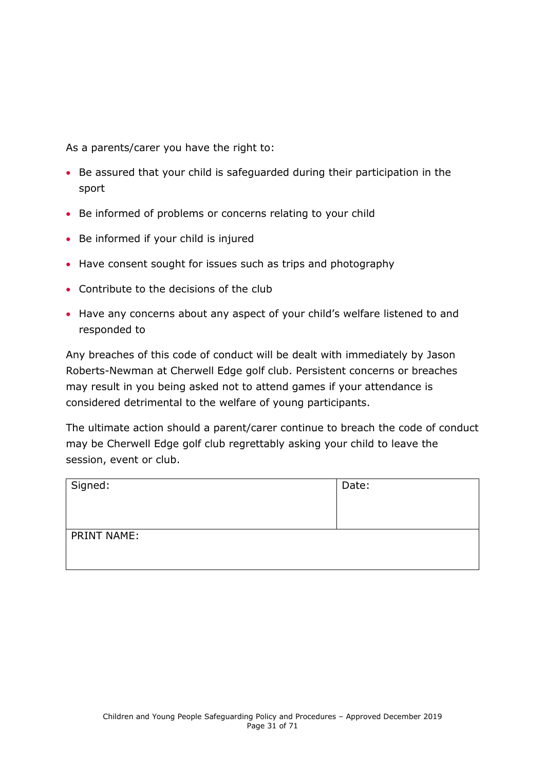As a parents/carer you have the right to:

- Be assured that your child is safeguarded during their participation in the sport
- Be informed of problems or concerns relating to your child
- Be informed if your child is injured
- Have consent sought for issues such as trips and photography
- Contribute to the decisions of the club
- Have any concerns about any aspect of your child's welfare listened to and responded to

Any breaches of this code of conduct will be dealt with immediately by Jason Roberts-Newman at Cherwell Edge golf club. Persistent concerns or breaches may result in you being asked not to attend games if your attendance is considered detrimental to the welfare of young participants.

The ultimate action should a parent/carer continue to breach the code of conduct may be Cherwell Edge golf club regrettably asking your child to leave the session, event or club.

| Signed: | Date: |
| --- | --- |
| PRINT NAME: | |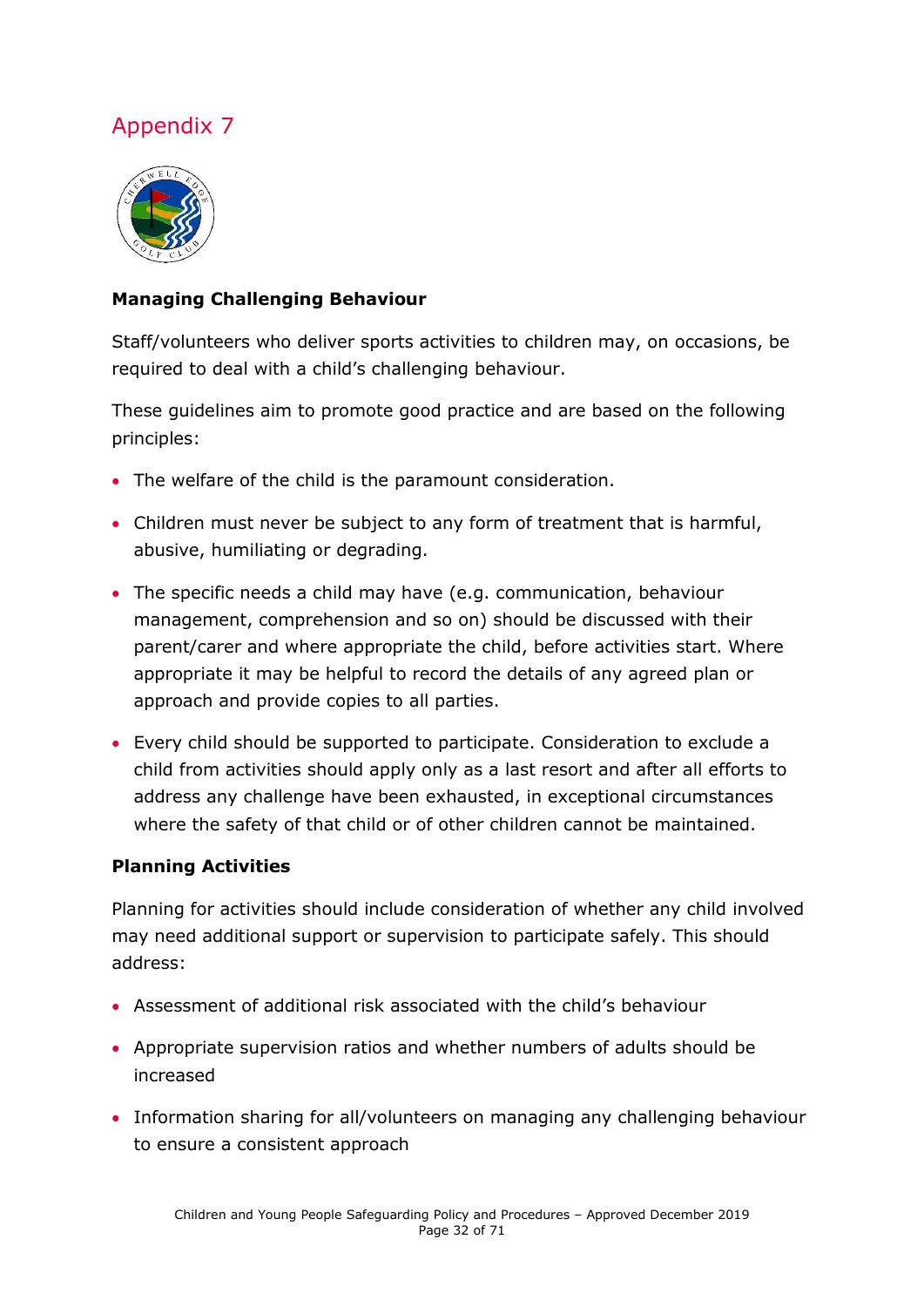# Appendix 7

**Managing Challenging Behaviour**

Staff/volunteers who deliver sports activities to children may, on occasions, be required to deal with a child's challenging behaviour.

These guidelines aim to promote good practice and are based on the following principles:

- The welfare of the child is the paramount consideration.
- Children must never be subject to any form of treatment that is harmful, abusive, humiliating or degrading.
- The specific needs a child may have (e.g. communication, behaviour management, comprehension and so on) should be discussed with their parent/carer and where appropriate the child, before activities start. Where appropriate it may be helpful to record the details of any agreed plan or approach and provide copies to all parties.
- Every child should be supported to participate. Consideration to exclude a child from activities should apply only as a last resort and after all efforts to address any challenge have been exhausted, in exceptional circumstances where the safety of that child or of other children cannot be maintained.

**Planning Activities**

Planning for activities should include consideration of whether any child involved may need additional support or supervision to participate safely. This should address:

- Assessment of additional risk associated with the child's behaviour
- Appropriate supervision ratios and whether numbers of adults should be increased
- Information sharing for all/volunteers on managing any challenging behaviour to ensure a consistent approach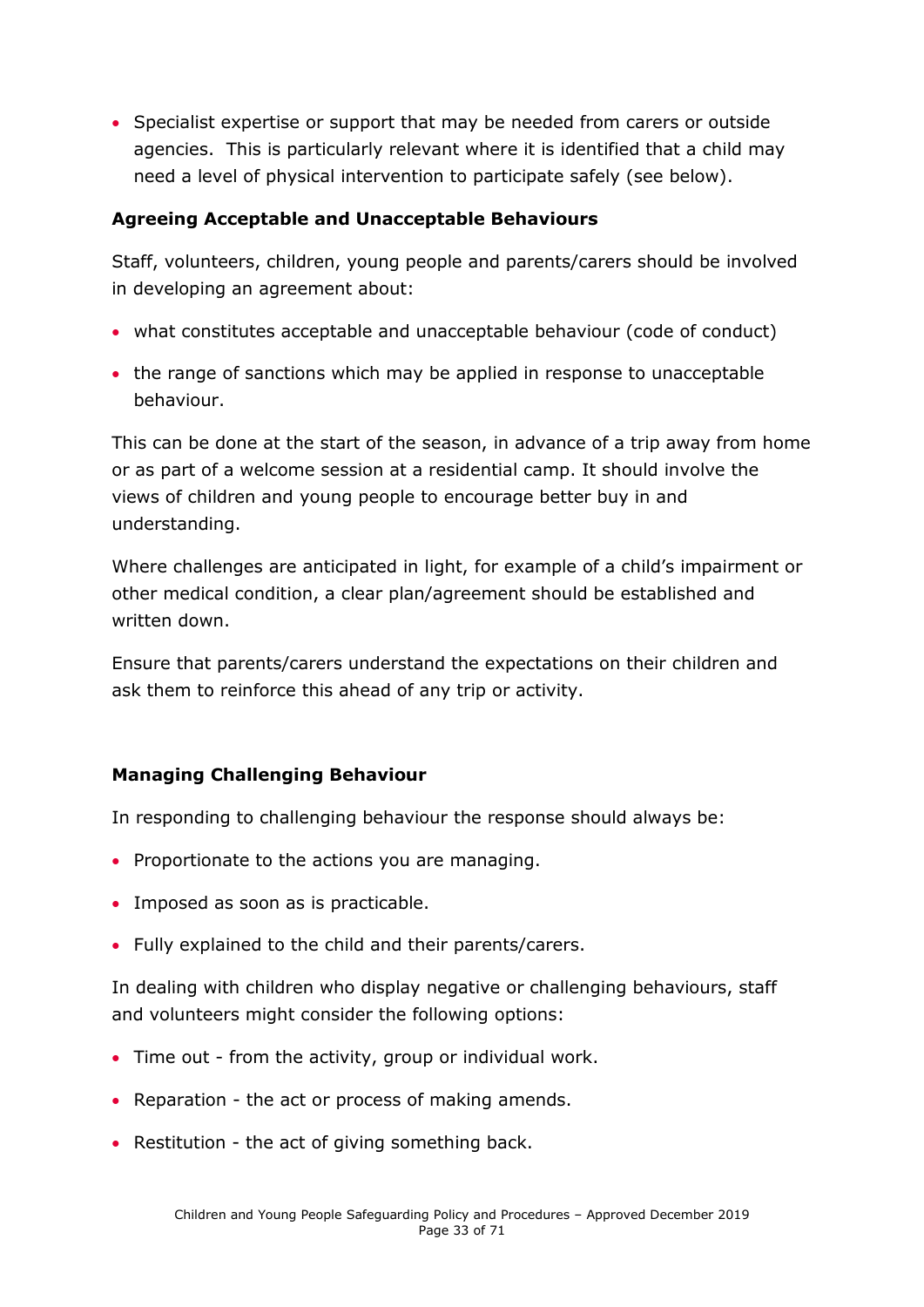- Specialist expertise or support that may be needed from carers or outside agencies. This is particularly relevant where it is identified that a child may need a level of physical intervention to participate safely (see below).

**Agreeing Acceptable and Unacceptable Behaviours**

Staff, volunteers, children, young people and parents/carers should be involved in developing an agreement about:

- what constitutes acceptable and unacceptable behaviour (code of conduct)
- the range of sanctions which may be applied in response to unacceptable behaviour.

This can be done at the start of the season, in advance of a trip away from home or as part of a welcome session at a residential camp. It should involve the views of children and young people to encourage better buy in and understanding.

Where challenges are anticipated in light, for example of a child's impairment or other medical condition, a clear plan/agreement should be established and written down.

Ensure that parents/carers understand the expectations on their children and ask them to reinforce this ahead of any trip or activity.

**Managing Challenging Behaviour**

In responding to challenging behaviour the response should always be:

- Proportionate to the actions you are managing.
- Imposed as soon as is practicable.
- Fully explained to the child and their parents/carers.

In dealing with children who display negative or challenging behaviours, staff and volunteers might consider the following options:

- Time out - from the activity, group or individual work.
- Reparation - the act or process of making amends.
- Restitution - the act of giving something back.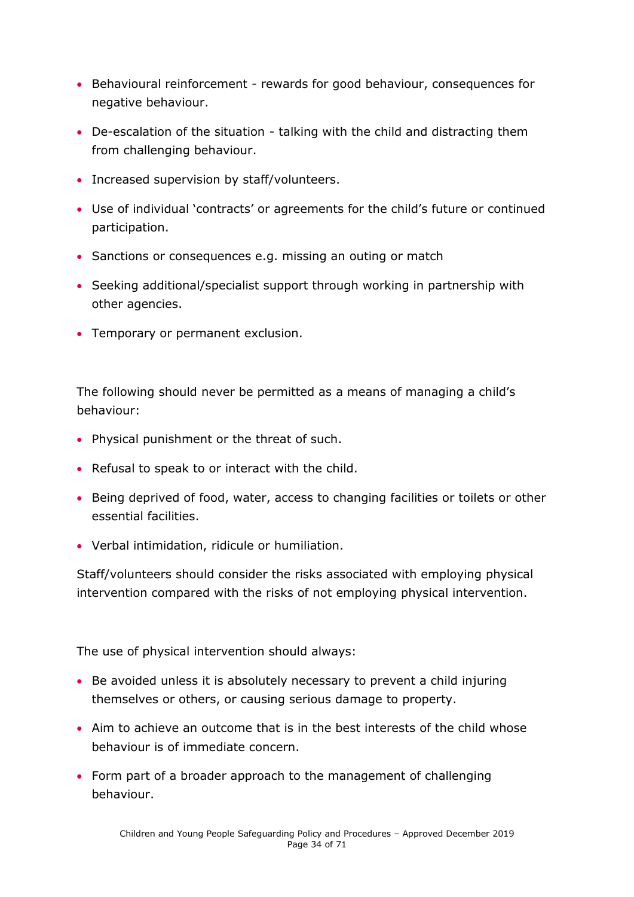- Behavioural reinforcement - rewards for good behaviour, consequences for negative behaviour.
- De-escalation of the situation - talking with the child and distracting them from challenging behaviour.
- Increased supervision by staff/volunteers.
- Use of individual 'contracts' or agreements for the child's future or continued participation.
- Sanctions or consequences e.g. missing an outing or match
- Seeking additional/specialist support through working in partnership with other agencies.
- Temporary or permanent exclusion.

The following should never be permitted as a means of managing a child's behaviour:

- Physical punishment or the threat of such.
- Refusal to speak to or interact with the child.
- Being deprived of food, water, access to changing facilities or toilets or other essential facilities.
- Verbal intimidation, ridicule or humiliation.

Staff/volunteers should consider the risks associated with employing physical intervention compared with the risks of not employing physical intervention.

The use of physical intervention should always:

- Be avoided unless it is absolutely necessary to prevent a child injuring themselves or others, or causing serious damage to property.
- Aim to achieve an outcome that is in the best interests of the child whose behaviour is of immediate concern.
- Form part of a broader approach to the management of challenging behaviour.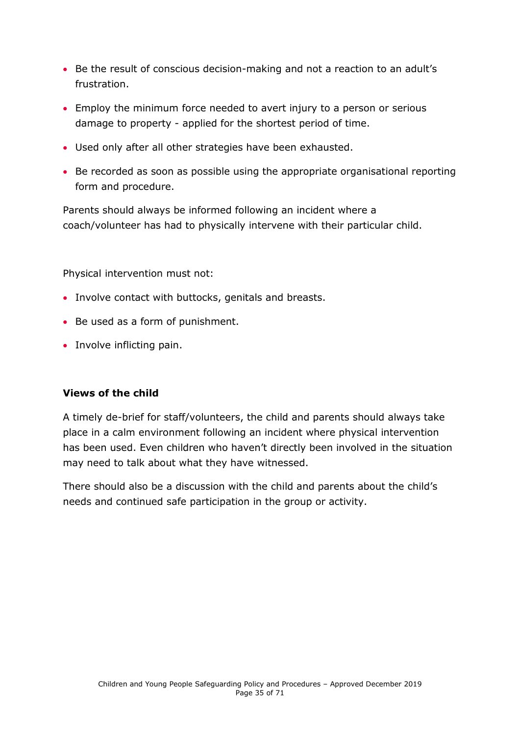- Be the result of conscious decision-making and not a reaction to an adult's frustration.
- Employ the minimum force needed to avert injury to a person or serious damage to property - applied for the shortest period of time.
- Used only after all other strategies have been exhausted.
- Be recorded as soon as possible using the appropriate organisational reporting form and procedure.

Parents should always be informed following an incident where a coach/volunteer has had to physically intervene with their particular child.

Physical intervention must not:

- Involve contact with buttocks, genitals and breasts.
- Be used as a form of punishment.
- Involve inflicting pain.

**Views of the child**

A timely de-brief for staff/volunteers, the child and parents should always take place in a calm environment following an incident where physical intervention has been used. Even children who haven't directly been involved in the situation may need to talk about what they have witnessed.

There should also be a discussion with the child and parents about the child's needs and continued safe participation in the group or activity.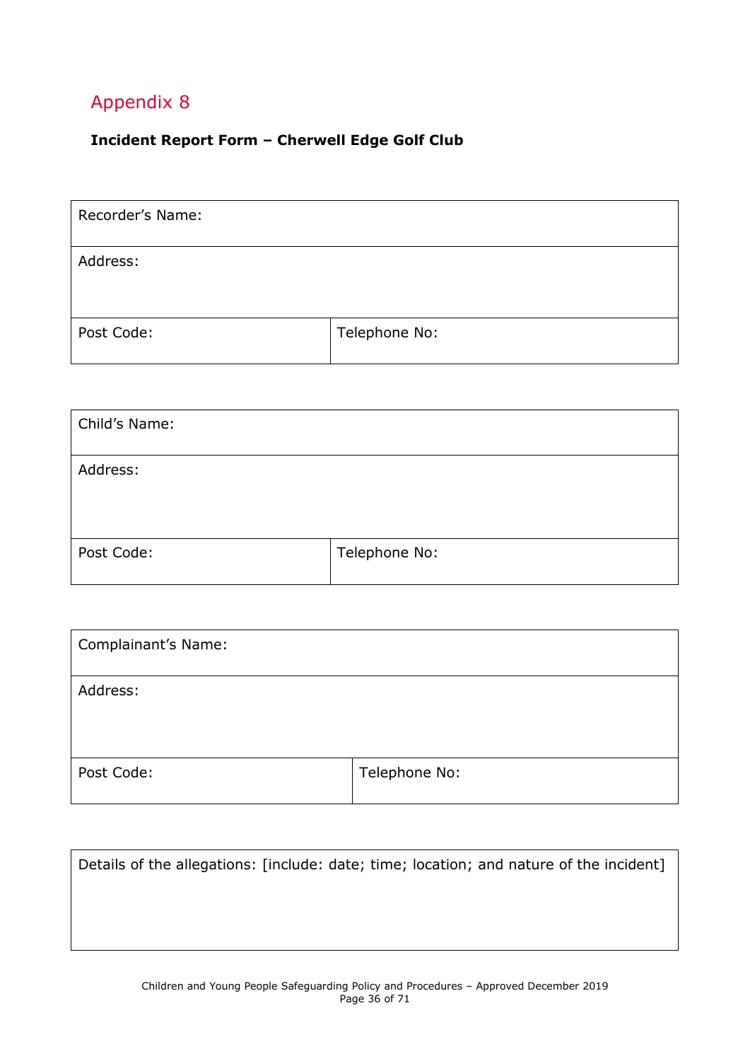## Appendix 8

**Incident Report Form – Cherwell Edge Golf Club**

| Recorder's Name: | |
|---|---|
| Address: | |
| Post Code: | Telephone No: |

| Child's Name: | |
|---|---|
| Address: | |
| Post Code: | Telephone No: |

| Complainant's Name: | |
|---|---|
| Address: | |
| Post Code: | Telephone No: |

| Details of the allegations: [include: date; time; location; and nature of the incident] |
|---|
| |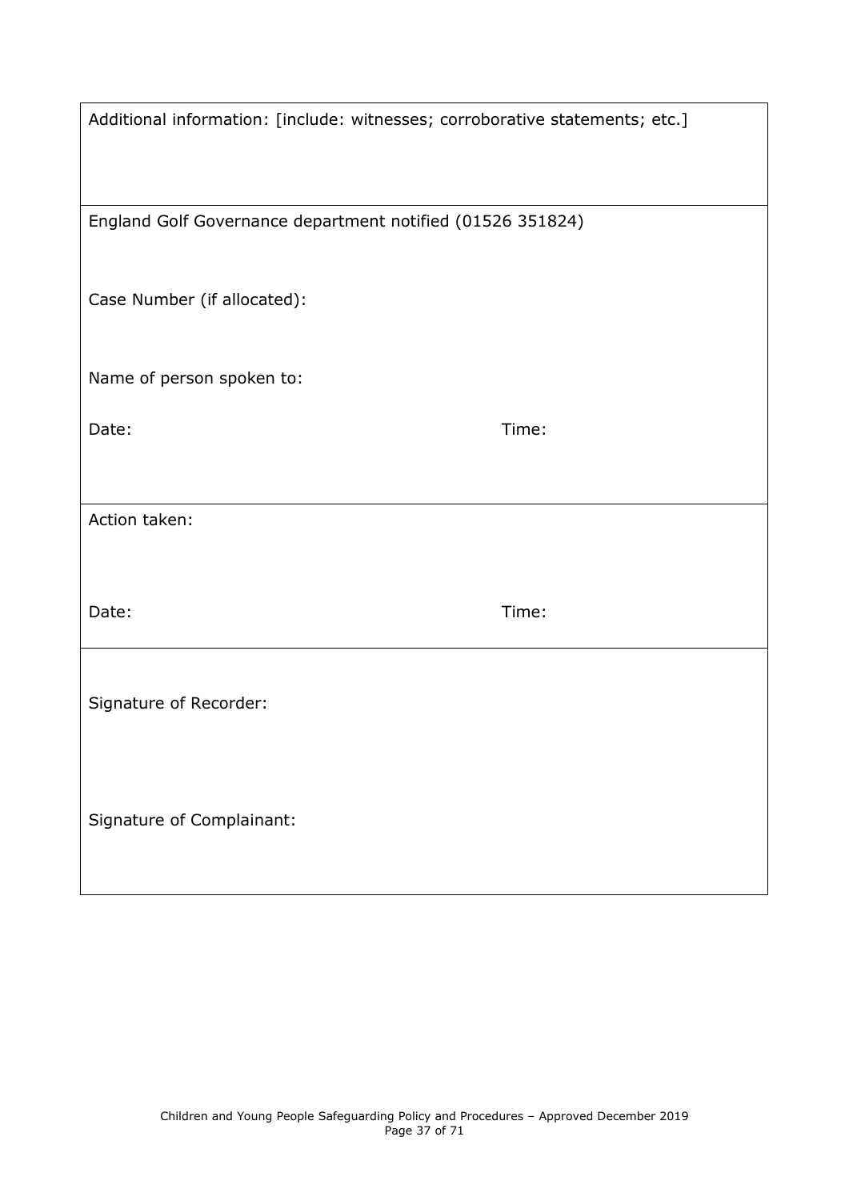| |
|---|
| Additional information: [include: witnesses; corroborative statements; etc.] |
| England Golf Governance department notified (01526 351824)<br><br>Case Number (if allocated):<br><br>Name of person spoken to:<br><br>Date: Time: |
| Action taken:<br><br>Date: Time: |
| Signature of Recorder:<br><br>Signature of Complainant: |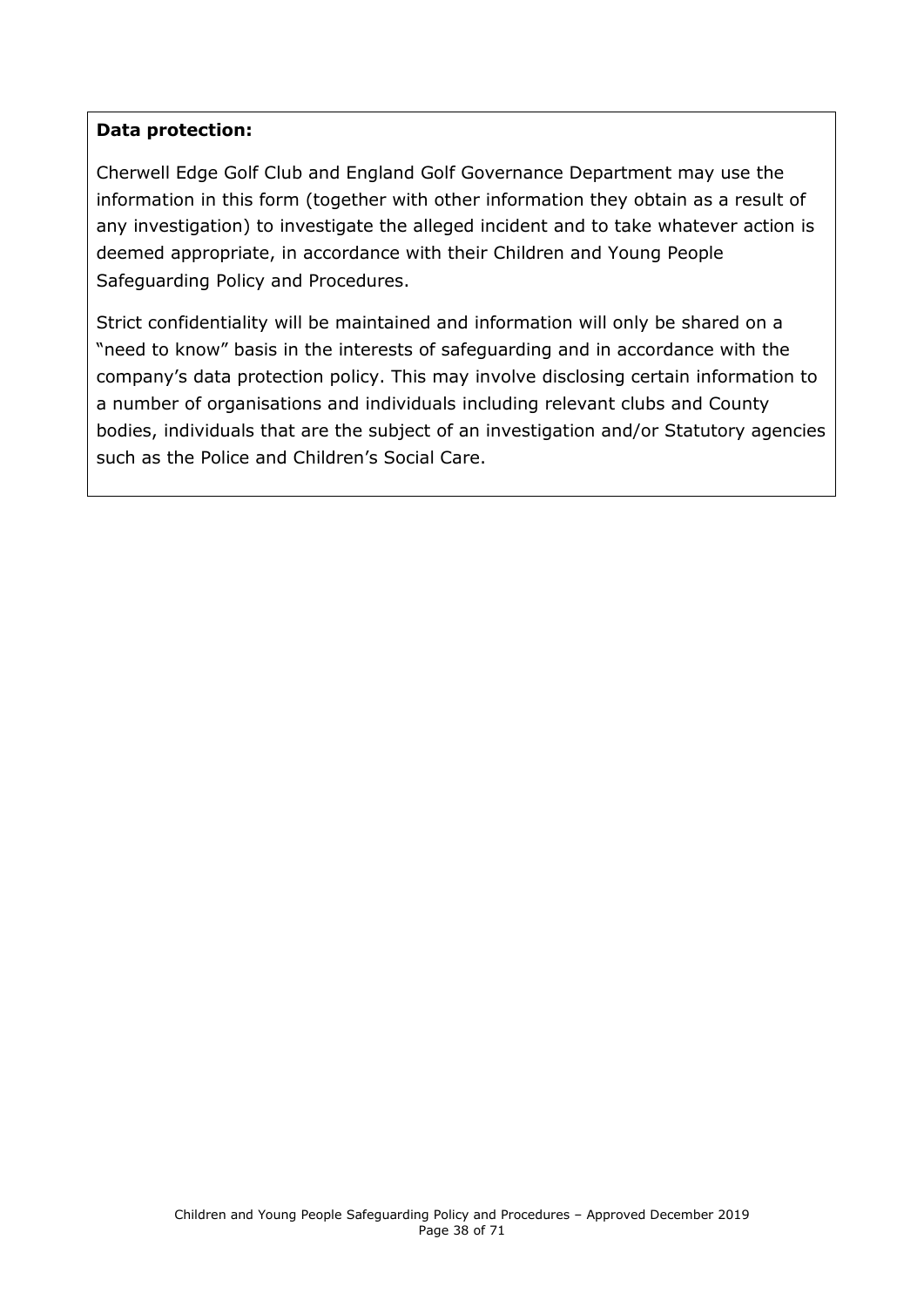**Data protection:**

Cherwell Edge Golf Club and England Golf Governance Department may use the information in this form (together with other information they obtain as a result of any investigation) to investigate the alleged incident and to take whatever action is deemed appropriate, in accordance with their Children and Young People Safeguarding Policy and Procedures.

Strict confidentiality will be maintained and information will only be shared on a "need to know" basis in the interests of safeguarding and in accordance with the company's data protection policy. This may involve disclosing certain information to a number of organisations and individuals including relevant clubs and County bodies, individuals that are the subject of an investigation and/or Statutory agencies such as the Police and Children's Social Care.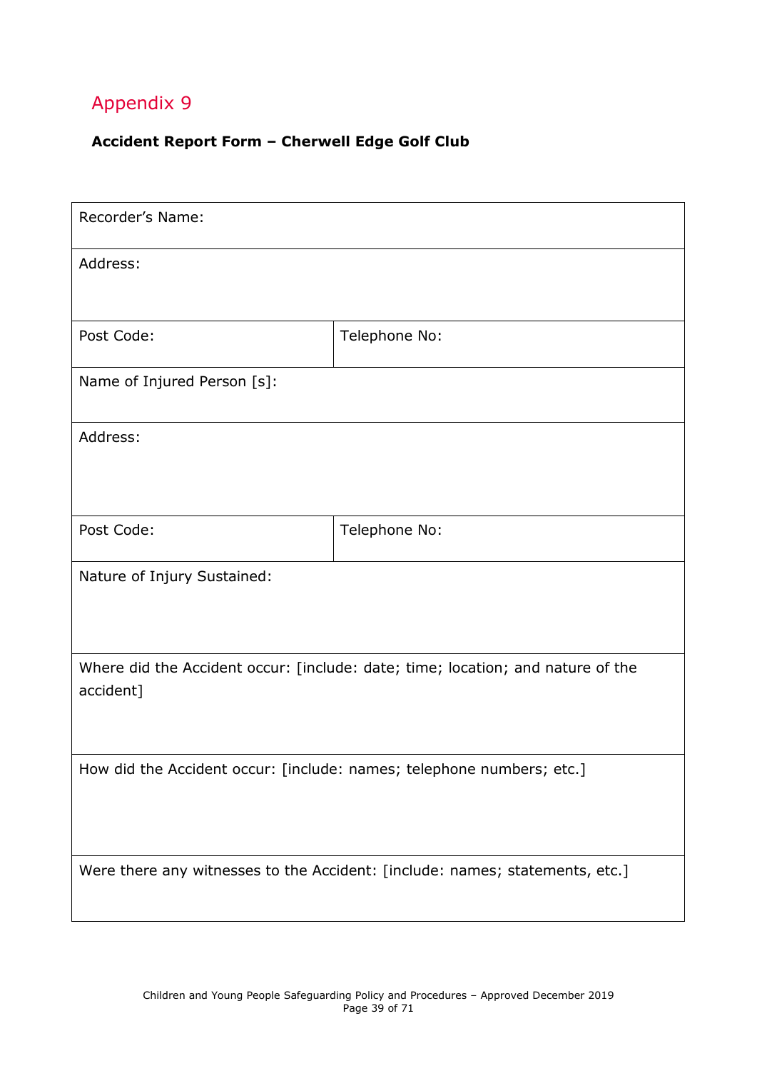## Appendix 9

**Accident Report Form – Cherwell Edge Golf Club**

| Recorder's Name: | |
|---|---|
| Address: | |
| Post Code: | Telephone No: |
| Name of Injured Person [s]: | |
| Address: | |
| Post Code: | Telephone No: |
| Nature of Injury Sustained: | |
| Where did the Accident occur: [include: date; time; location; and nature of the accident] | |
| How did the Accident occur: [include: names; telephone numbers; etc.] | |
| Were there any witnesses to the Accident: [include: names; statements, etc.] | |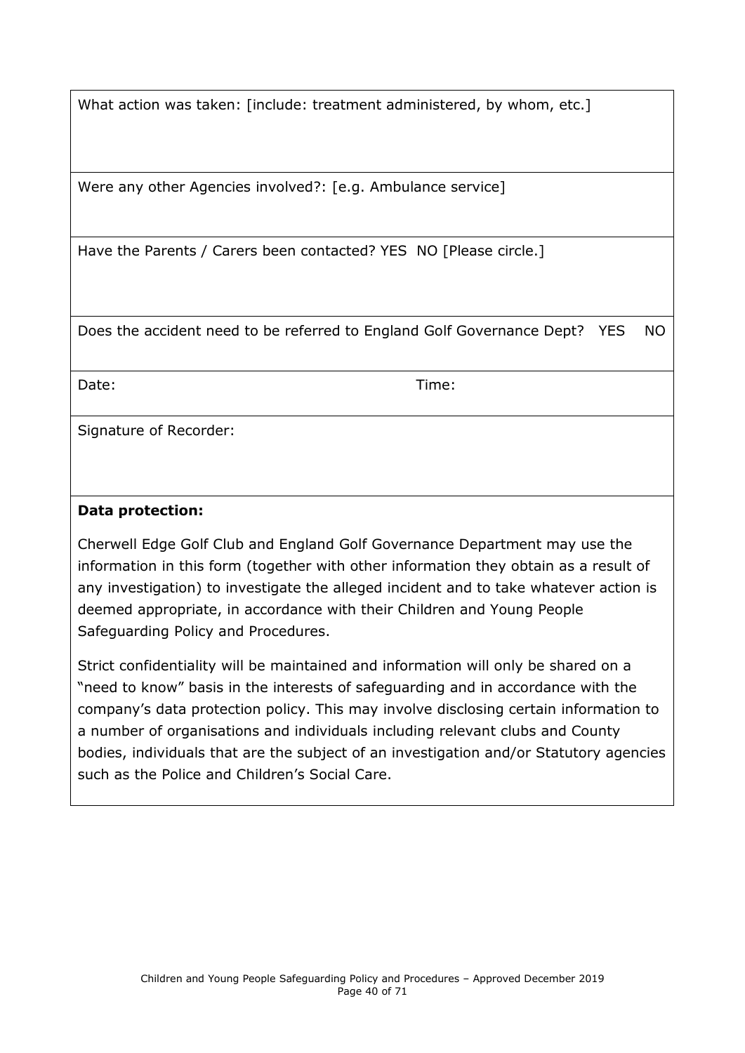| What action was taken: [include: treatment administered, by whom, etc.] | |
|---|---|
| Were any other Agencies involved?: [e.g. Ambulance service] | |
| Have the Parents / Carers been contacted? YES NO [Please circle.] | |
| Does the accident need to be referred to England Golf Governance Dept? YES NO | |
| Date: | Time: |
| Signature of Recorder: | |

**Data protection:**

Cherwell Edge Golf Club and England Golf Governance Department may use the information in this form (together with other information they obtain as a result of any investigation) to investigate the alleged incident and to take whatever action is deemed appropriate, in accordance with their Children and Young People Safeguarding Policy and Procedures.

Strict confidentiality will be maintained and information will only be shared on a "need to know" basis in the interests of safeguarding and in accordance with the company's data protection policy. This may involve disclosing certain information to a number of organisations and individuals including relevant clubs and County bodies, individuals that are the subject of an investigation and/or Statutory agencies such as the Police and Children's Social Care.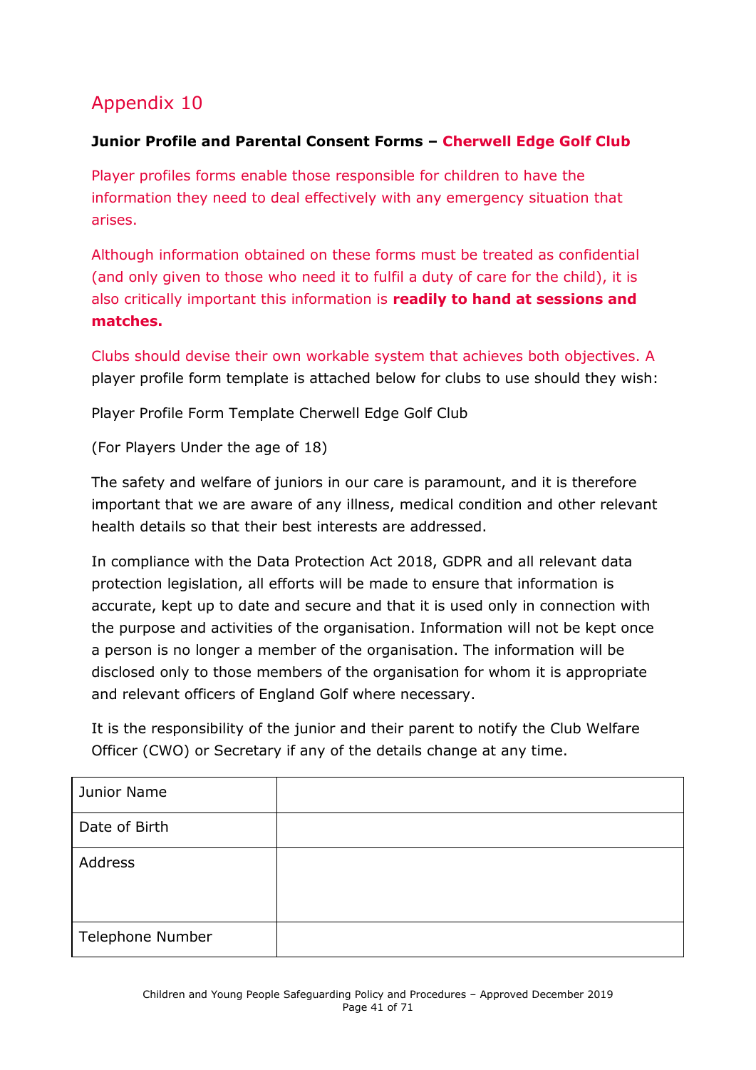## Appendix 10

**Junior Profile and Parental Consent Forms – Cherwell Edge Golf Club**

Player profiles forms enable those responsible for children to have the information they need to deal effectively with any emergency situation that arises.

Although information obtained on these forms must be treated as confidential (and only given to those who need it to fulfil a duty of care for the child), it is also critically important this information is **readily to hand at sessions and matches.**

Clubs should devise their own workable system that achieves both objectives. A player profile form template is attached below for clubs to use should they wish:

Player Profile Form Template Cherwell Edge Golf Club

(For Players Under the age of 18)

The safety and welfare of juniors in our care is paramount, and it is therefore important that we are aware of any illness, medical condition and other relevant health details so that their best interests are addressed.

In compliance with the Data Protection Act 2018, GDPR and all relevant data protection legislation, all efforts will be made to ensure that information is accurate, kept up to date and secure and that it is used only in connection with the purpose and activities of the organisation. Information will not be kept once a person is no longer a member of the organisation. The information will be disclosed only to those members of the organisation for whom it is appropriate and relevant officers of England Golf where necessary.

It is the responsibility of the junior and their parent to notify the Club Welfare Officer (CWO) or Secretary if any of the details change at any time.

| Junior Name | |
|---|---|
| Date of Birth | |
| Address | |
| Telephone Number | |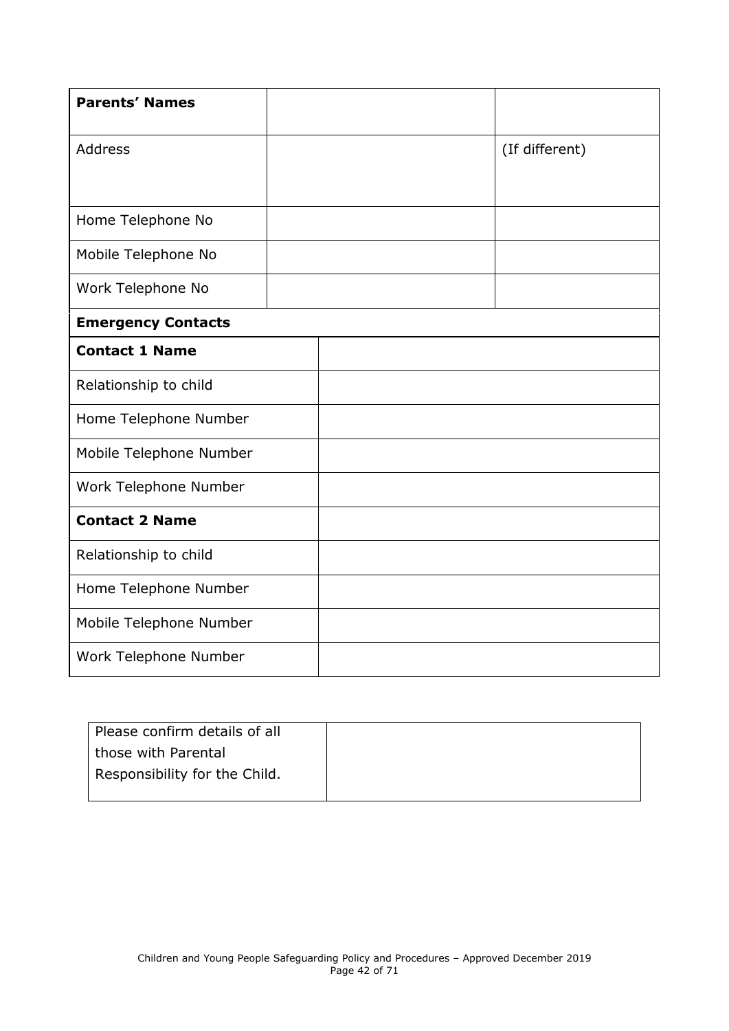| **Parents' Names** | | |
|---|---|---|
| Address | | (If different) |
| Home Telephone No | | |
| Mobile Telephone No | | |
| Work Telephone No | | |

| **Emergency Contacts** | |
|---|---|
| **Contact 1 Name** | |
| Relationship to child | |
| Home Telephone Number | |
| Mobile Telephone Number | |
| Work Telephone Number | |
| **Contact 2 Name** | |
| Relationship to child | |
| Home Telephone Number | |
| Mobile Telephone Number | |
| Work Telephone Number | |

| Please confirm details of all those with Parental Responsibility for the Child. | |
|---|---|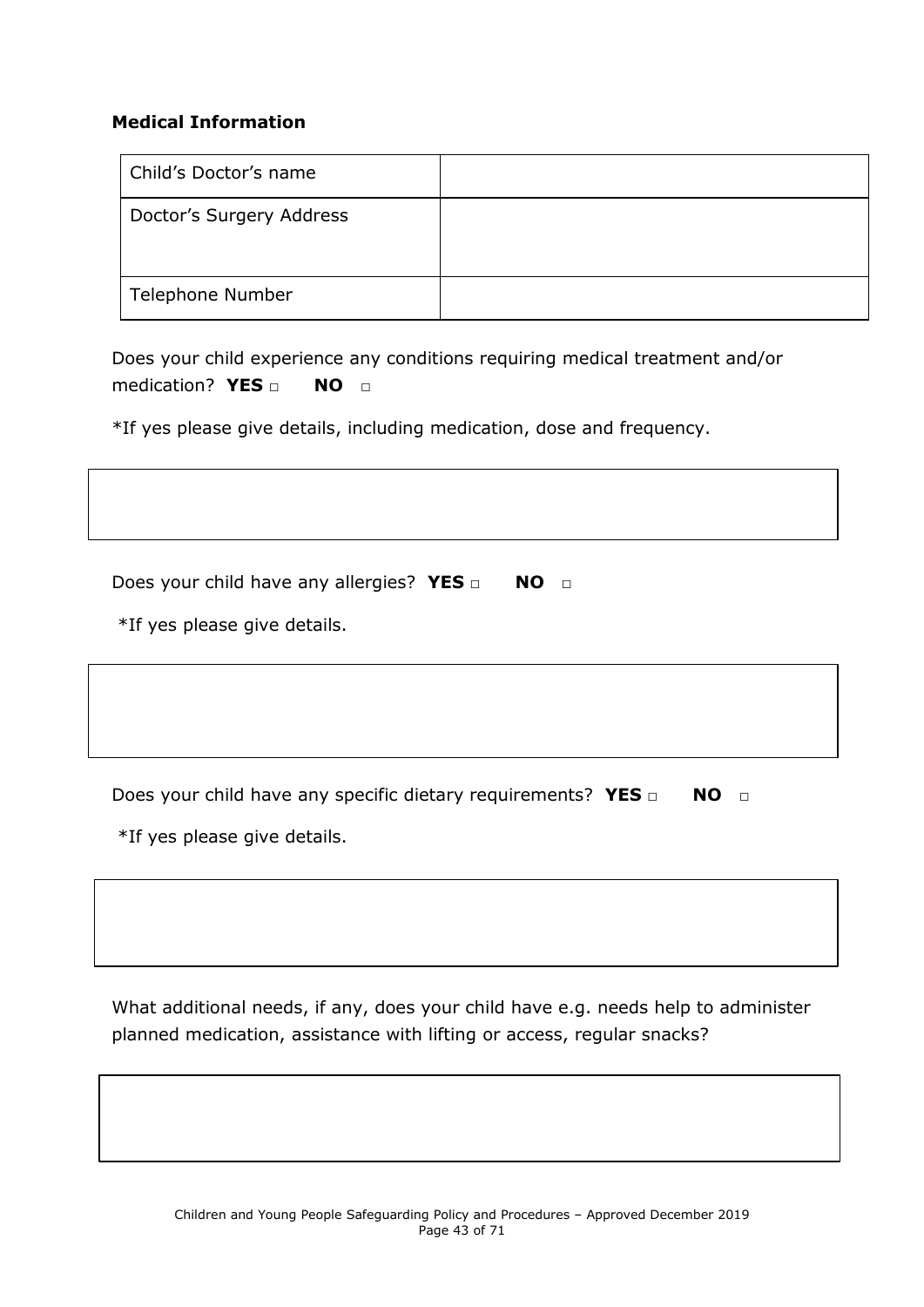**Medical Information**

| Child's Doctor's name | |
|---|---|
| Doctor's Surgery Address | |
| Telephone Number | |

Does your child experience any conditions requiring medical treatment and/or medication? **YES** □ **NO** □

*If yes please give details, including medication, dose and frequency.

| |
|---|
| |

Does your child have any allergies? **YES** □ **NO** □

*If yes please give details.

| |
|---|
| |

Does your child have any specific dietary requirements? **YES** □ **NO** □

*If yes please give details.

| |
|---|
| |

What additional needs, if any, does your child have e.g. needs help to administer planned medication, assistance with lifting or access, regular snacks?

| |
|---|
| |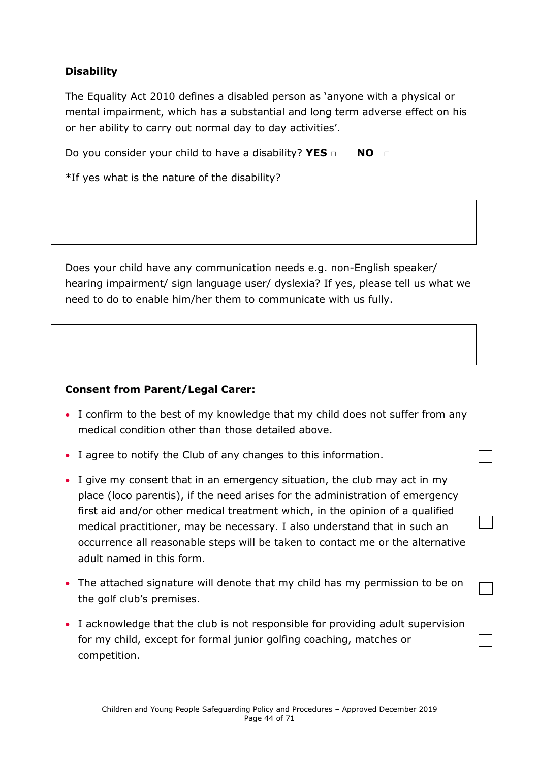**Disability**

The Equality Act 2010 defines a disabled person as 'anyone with a physical or mental impairment, which has a substantial and long term adverse effect on his or her ability to carry out normal day to day activities'.

Do you consider your child to have a disability? **YES** ☐ **NO** ☐

*If yes what is the nature of the disability?

| |
|---|
| |

Does your child have any communication needs e.g. non-English speaker/ hearing impairment/ sign language user/ dyslexia? If yes, please tell us what we need to do to enable him/her them to communicate with us fully.

| |
|---|
| |

**Consent from Parent/Legal Carer:**

- I confirm to the best of my knowledge that my child does not suffer from any medical condition other than those detailed above. ☐
- I agree to notify the Club of any changes to this information. ☐
- I give my consent that in an emergency situation, the club may act in my place (loco parentis), if the need arises for the administration of emergency first aid and/or other medical treatment which, in the opinion of a qualified medical practitioner, may be necessary. I also understand that in such an occurrence all reasonable steps will be taken to contact me or the alternative adult named in this form. ☐
- The attached signature will denote that my child has my permission to be on the golf club's premises. ☐
- I acknowledge that the club is not responsible for providing adult supervision for my child, except for formal junior golfing coaching, matches or competition. ☐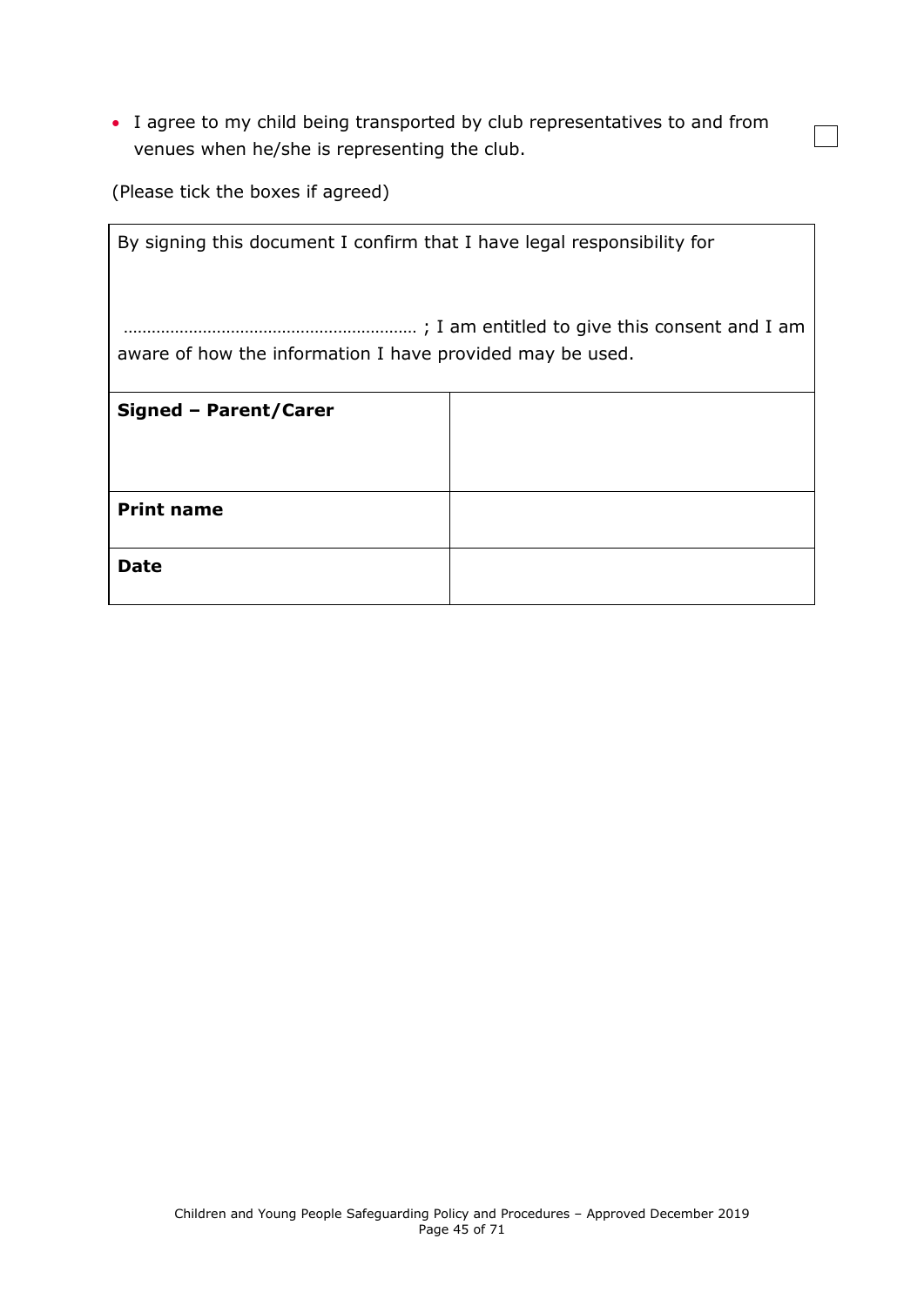- I agree to my child being transported by club representatives to and from venues when he/she is representing the club. ☐

(Please tick the boxes if agreed)

| By signing this document I confirm that I have legal responsibility for ……………………………………………………… ; I am entitled to give this consent and I am aware of how the information I have provided may be used. | |
|---|---|
| **Signed – Parent/Carer** | |
| **Print name** | |
| **Date** | |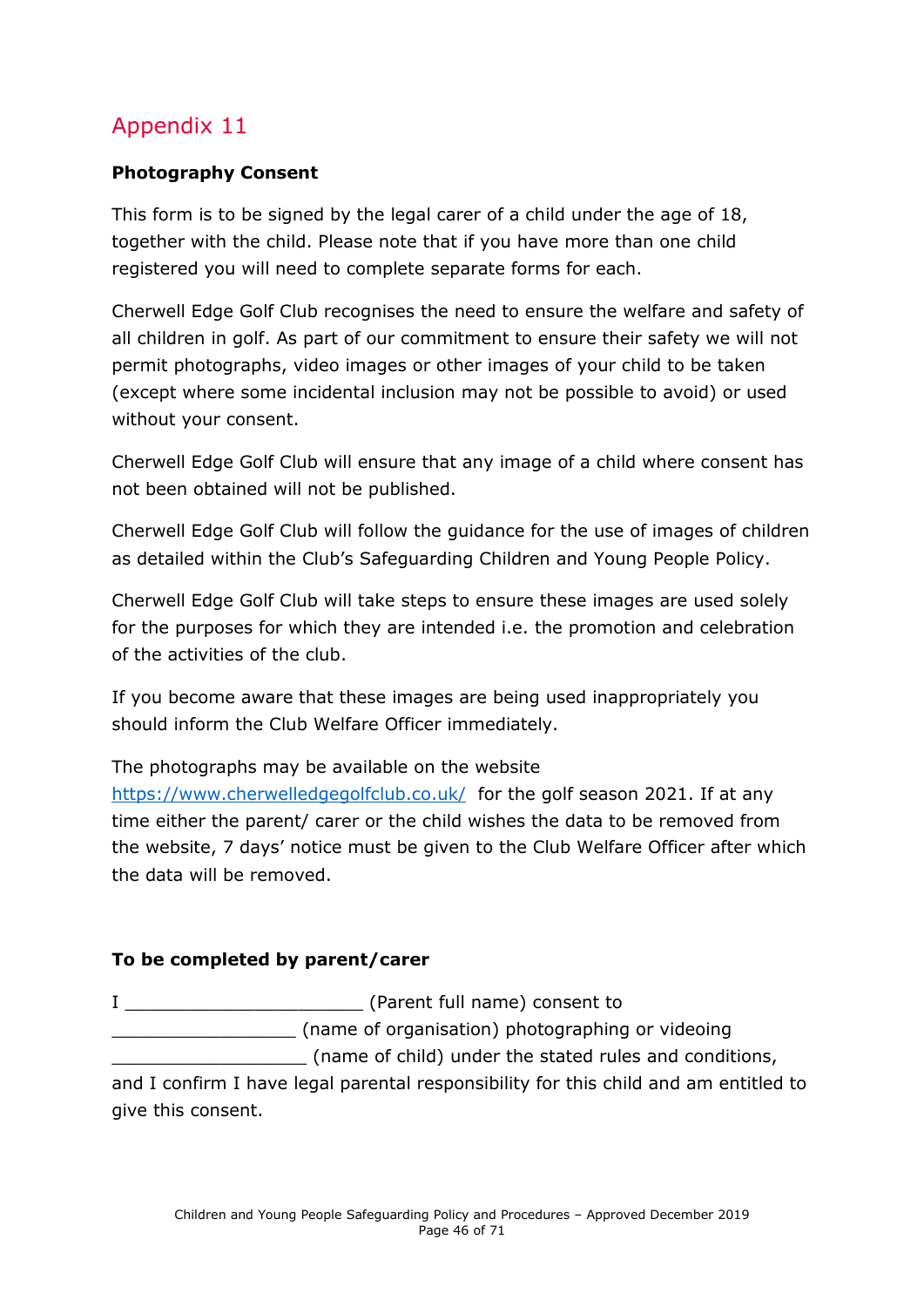# Appendix 11

**Photography Consent**

This form is to be signed by the legal carer of a child under the age of 18, together with the child. Please note that if you have more than one child registered you will need to complete separate forms for each.

Cherwell Edge Golf Club recognises the need to ensure the welfare and safety of all children in golf. As part of our commitment to ensure their safety we will not permit photographs, video images or other images of your child to be taken (except where some incidental inclusion may not be possible to avoid) or used without your consent.

Cherwell Edge Golf Club will ensure that any image of a child where consent has not been obtained will not be published.

Cherwell Edge Golf Club will follow the guidance for the use of images of children as detailed within the Club's Safeguarding Children and Young People Policy.

Cherwell Edge Golf Club will take steps to ensure these images are used solely for the purposes for which they are intended i.e. the promotion and celebration of the activities of the club.

If you become aware that these images are being used inappropriately you should inform the Club Welfare Officer immediately.

The photographs may be available on the website https://www.cherwelledgegolfclub.co.uk/ for the golf season 2021. If at any time either the parent/ carer or the child wishes the data to be removed from the website, 7 days' notice must be given to the Club Welfare Officer after which the data will be removed.

**To be completed by parent/carer**

I ______________________ (Parent full name) consent to _________________ (name of organisation) photographing or videoing ___________________ (name of child) under the stated rules and conditions, and I confirm I have legal parental responsibility for this child and am entitled to give this consent.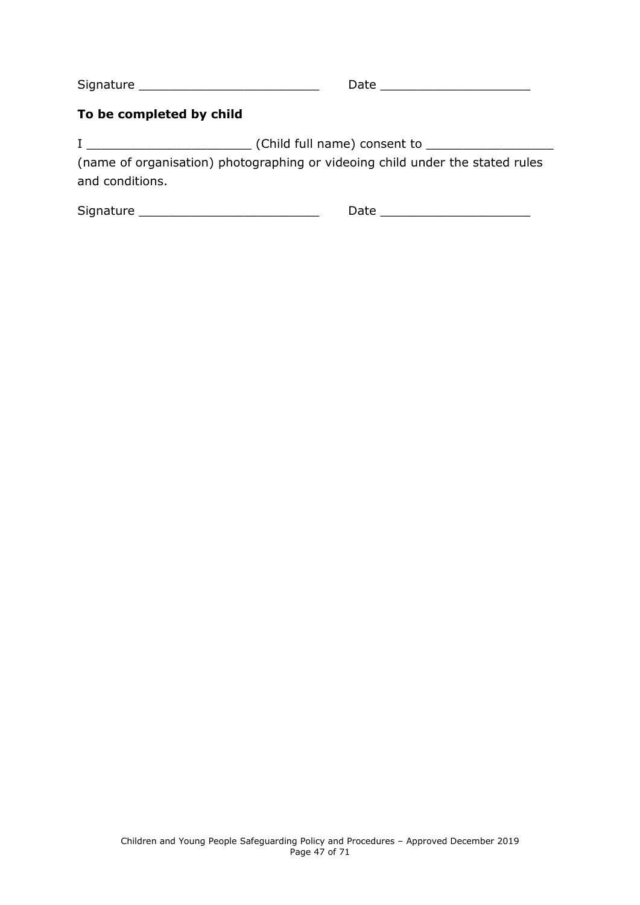Signature ________________________ Date ____________________

**To be completed by child**

I ______________________ (Child full name) consent to _________________ (name of organisation) photographing or videoing child under the stated rules and conditions.

Signature ________________________ Date ____________________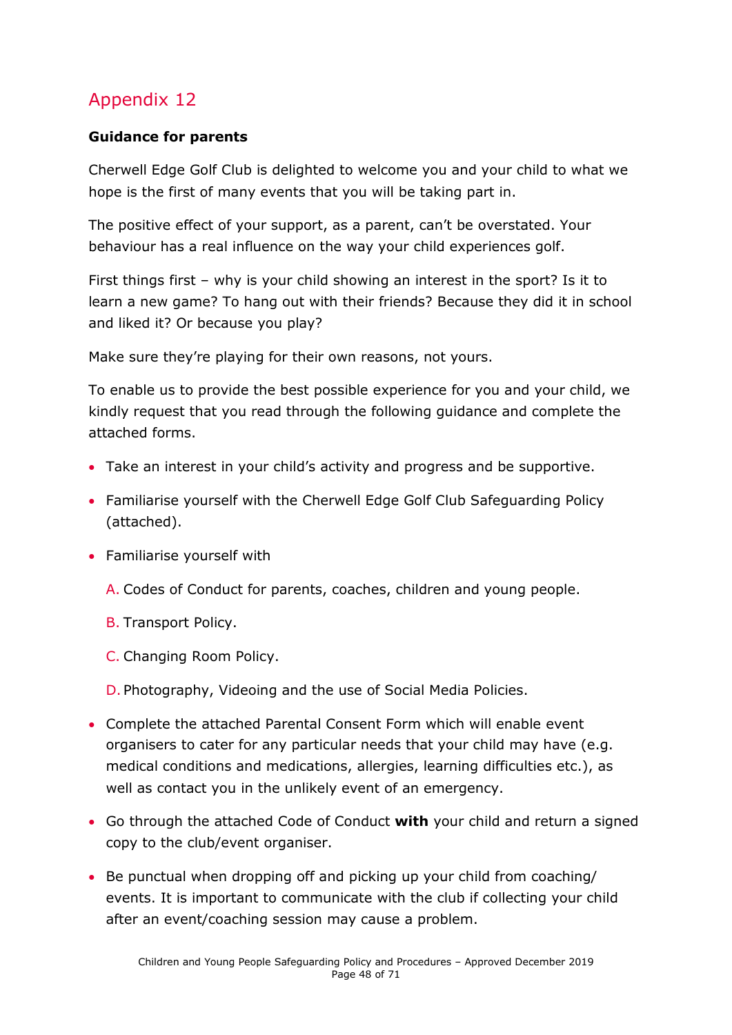# Appendix 12

**Guidance for parents**

Cherwell Edge Golf Club is delighted to welcome you and your child to what we hope is the first of many events that you will be taking part in.

The positive effect of your support, as a parent, can't be overstated. Your behaviour has a real influence on the way your child experiences golf.

First things first – why is your child showing an interest in the sport? Is it to learn a new game? To hang out with their friends? Because they did it in school and liked it? Or because you play?

Make sure they're playing for their own reasons, not yours.

To enable us to provide the best possible experience for you and your child, we kindly request that you read through the following guidance and complete the attached forms.

- Take an interest in your child's activity and progress and be supportive.
- Familiarise yourself with the Cherwell Edge Golf Club Safeguarding Policy (attached).
- Familiarise yourself with

  A. Codes of Conduct for parents, coaches, children and young people.

  B. Transport Policy.

  C. Changing Room Policy.

  D. Photography, Videoing and the use of Social Media Policies.

- Complete the attached Parental Consent Form which will enable event organisers to cater for any particular needs that your child may have (e.g. medical conditions and medications, allergies, learning difficulties etc.), as well as contact you in the unlikely event of an emergency.
- Go through the attached Code of Conduct **with** your child and return a signed copy to the club/event organiser.
- Be punctual when dropping off and picking up your child from coaching/ events. It is important to communicate with the club if collecting your child after an event/coaching session may cause a problem.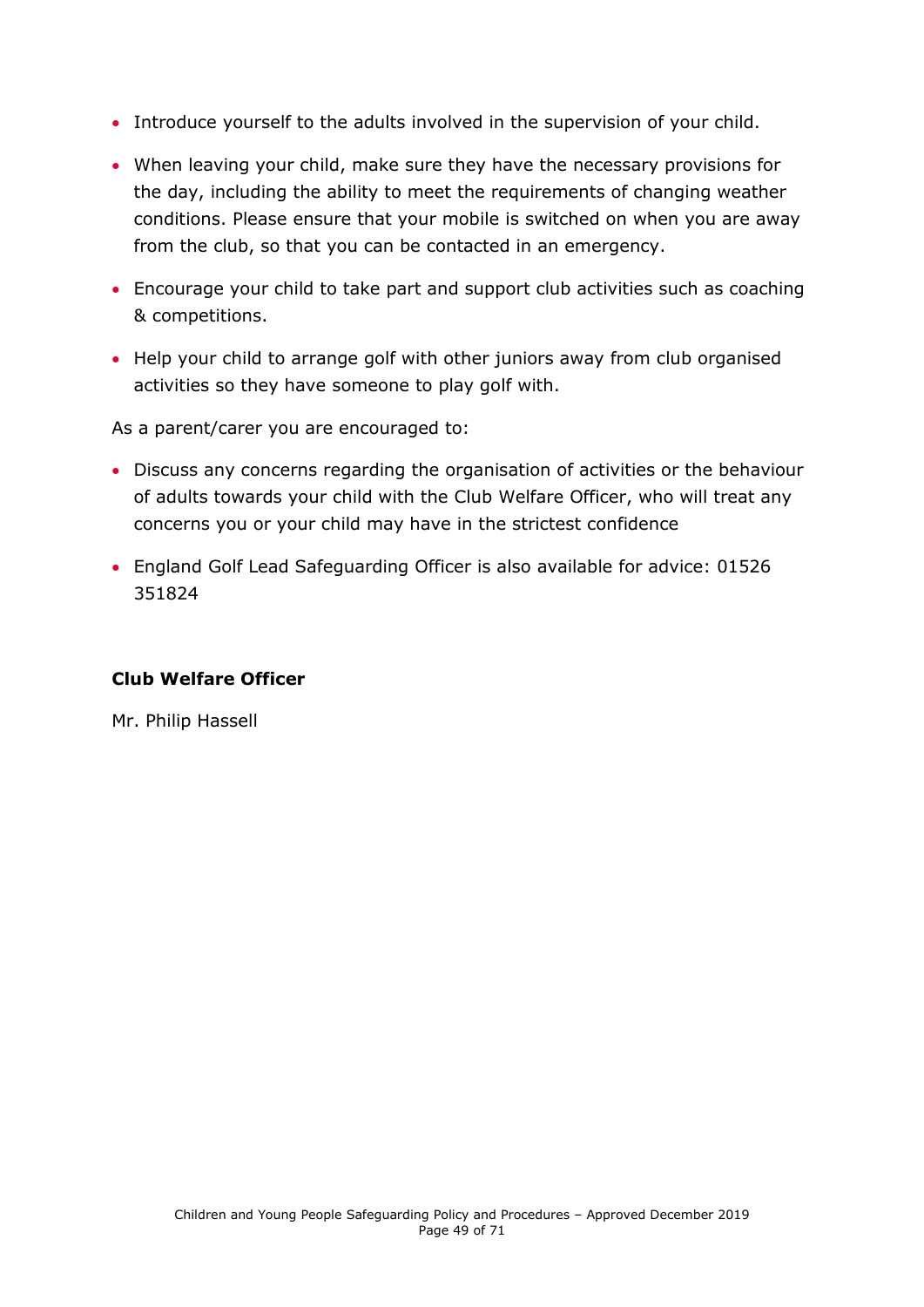- Introduce yourself to the adults involved in the supervision of your child.
- When leaving your child, make sure they have the necessary provisions for the day, including the ability to meet the requirements of changing weather conditions. Please ensure that your mobile is switched on when you are away from the club, so that you can be contacted in an emergency.
- Encourage your child to take part and support club activities such as coaching & competitions.
- Help your child to arrange golf with other juniors away from club organised activities so they have someone to play golf with.

As a parent/carer you are encouraged to:

- Discuss any concerns regarding the organisation of activities or the behaviour of adults towards your child with the Club Welfare Officer, who will treat any concerns you or your child may have in the strictest confidence
- England Golf Lead Safeguarding Officer is also available for advice: 01526 351824

**Club Welfare Officer**

Mr. Philip Hassell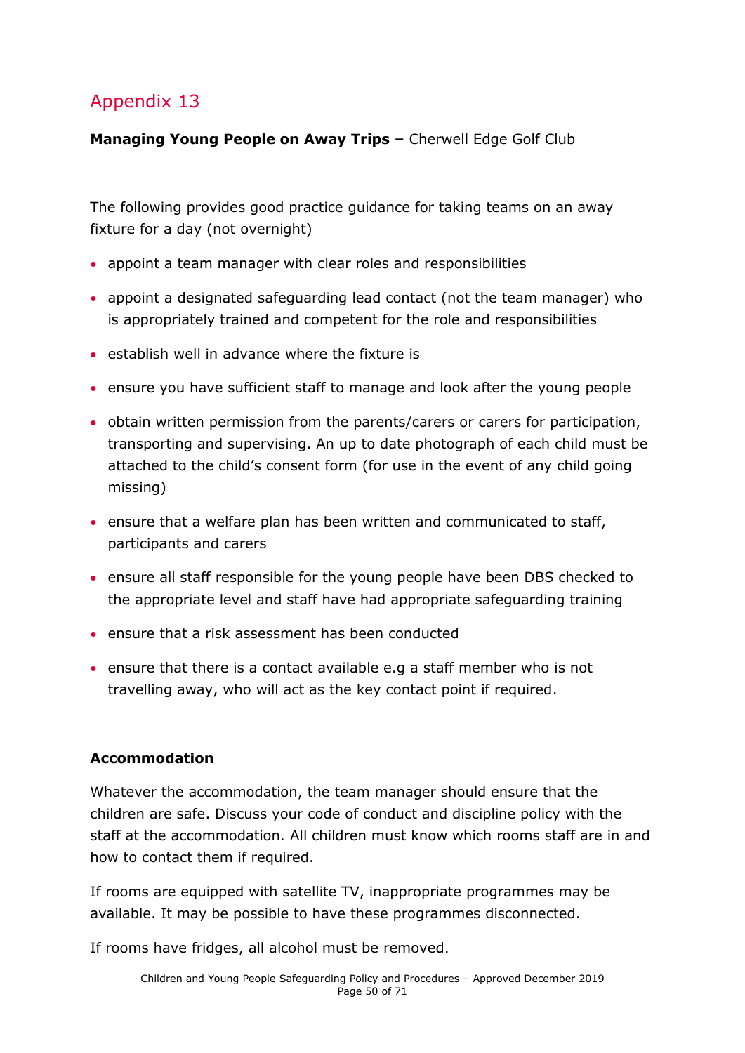## Appendix 13

**Managing Young People on Away Trips –** Cherwell Edge Golf Club

The following provides good practice guidance for taking teams on an away fixture for a day (not overnight)

- appoint a team manager with clear roles and responsibilities
- appoint a designated safeguarding lead contact (not the team manager) who is appropriately trained and competent for the role and responsibilities
- establish well in advance where the fixture is
- ensure you have sufficient staff to manage and look after the young people
- obtain written permission from the parents/carers or carers for participation, transporting and supervising. An up to date photograph of each child must be attached to the child's consent form (for use in the event of any child going missing)
- ensure that a welfare plan has been written and communicated to staff, participants and carers
- ensure all staff responsible for the young people have been DBS checked to the appropriate level and staff have had appropriate safeguarding training
- ensure that a risk assessment has been conducted
- ensure that there is a contact available e.g a staff member who is not travelling away, who will act as the key contact point if required.

**Accommodation**

Whatever the accommodation, the team manager should ensure that the children are safe. Discuss your code of conduct and discipline policy with the staff at the accommodation. All children must know which rooms staff are in and how to contact them if required.

If rooms are equipped with satellite TV, inappropriate programmes may be available. It may be possible to have these programmes disconnected.

If rooms have fridges, all alcohol must be removed.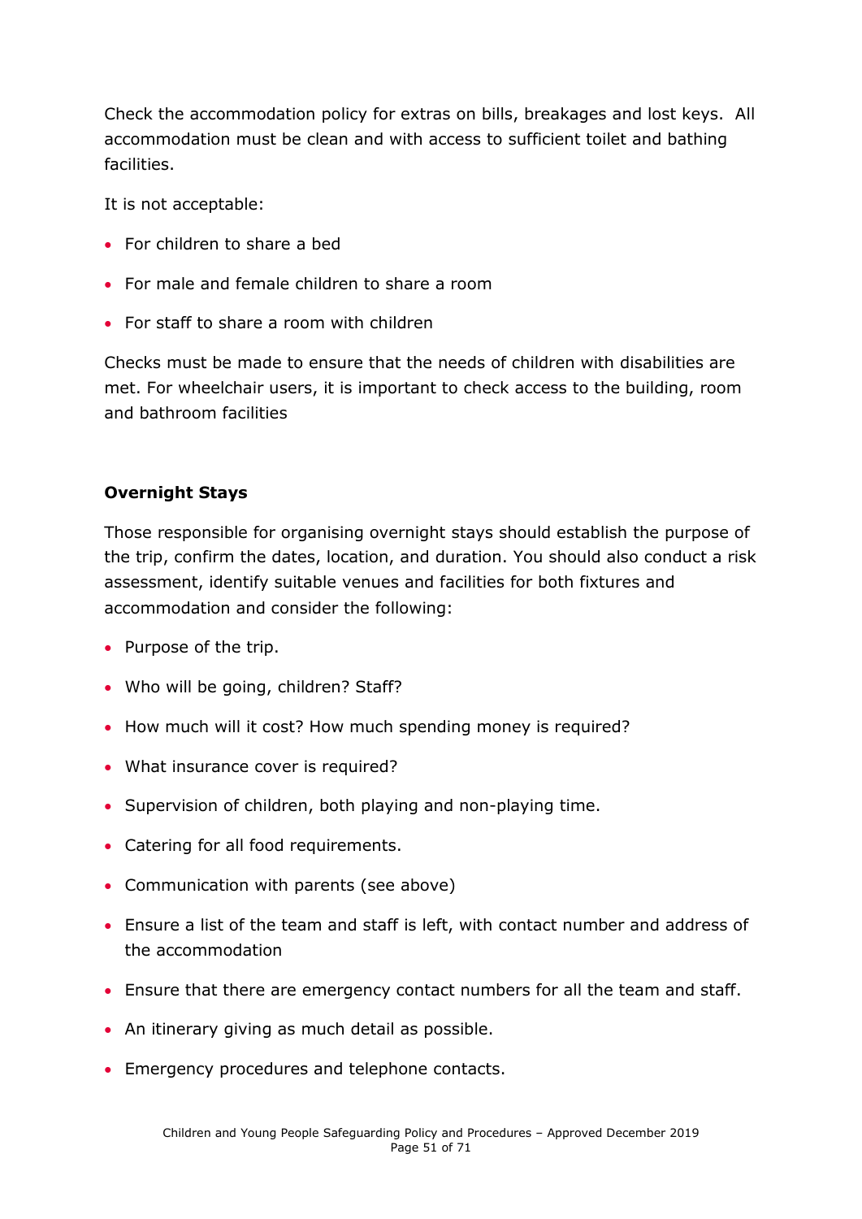Check the accommodation policy for extras on bills, breakages and lost keys. All accommodation must be clean and with access to sufficient toilet and bathing facilities.

It is not acceptable:

- For children to share a bed
- For male and female children to share a room
- For staff to share a room with children

Checks must be made to ensure that the needs of children with disabilities are met. For wheelchair users, it is important to check access to the building, room and bathroom facilities

**Overnight Stays**

Those responsible for organising overnight stays should establish the purpose of the trip, confirm the dates, location, and duration. You should also conduct a risk assessment, identify suitable venues and facilities for both fixtures and accommodation and consider the following:

- Purpose of the trip.
- Who will be going, children? Staff?
- How much will it cost? How much spending money is required?
- What insurance cover is required?
- Supervision of children, both playing and non-playing time.
- Catering for all food requirements.
- Communication with parents (see above)
- Ensure a list of the team and staff is left, with contact number and address of the accommodation
- Ensure that there are emergency contact numbers for all the team and staff.
- An itinerary giving as much detail as possible.
- Emergency procedures and telephone contacts.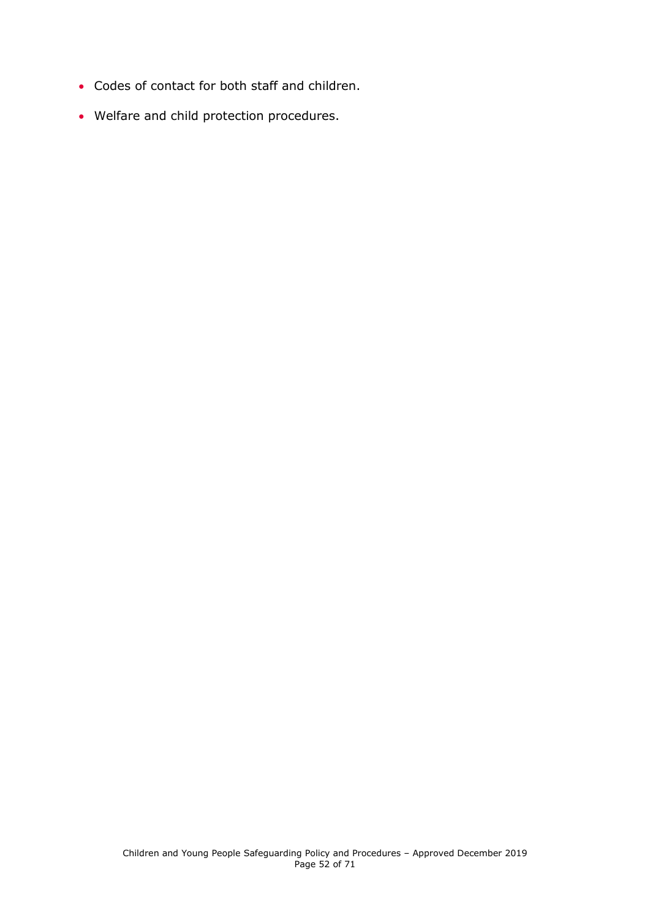- Codes of contact for both staff and children.
- Welfare and child protection procedures.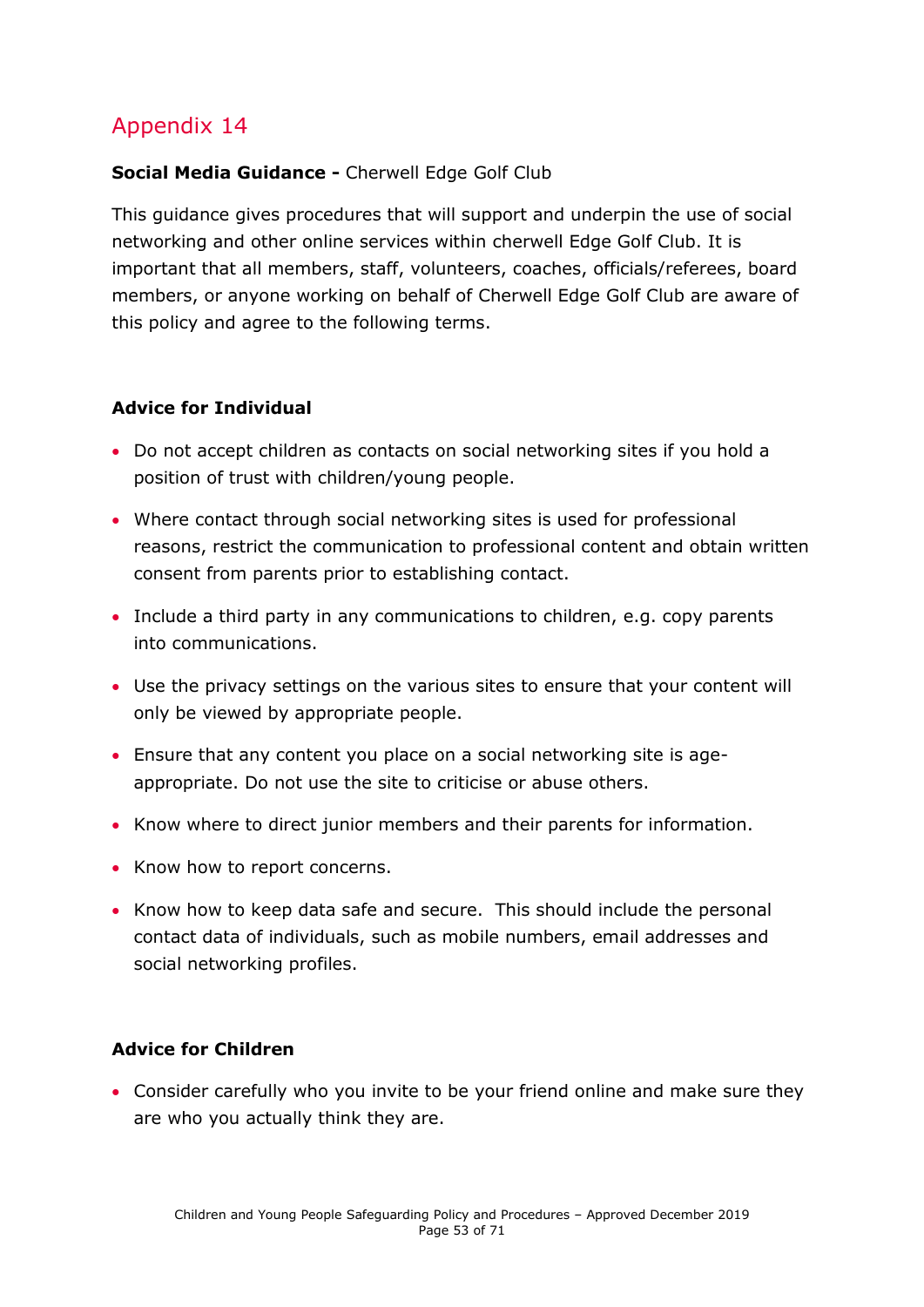## Appendix 14

**Social Media Guidance -** Cherwell Edge Golf Club

This guidance gives procedures that will support and underpin the use of social networking and other online services within cherwell Edge Golf Club. It is important that all members, staff, volunteers, coaches, officials/referees, board members, or anyone working on behalf of Cherwell Edge Golf Club are aware of this policy and agree to the following terms.

**Advice for Individual**

- Do not accept children as contacts on social networking sites if you hold a position of trust with children/young people.
- Where contact through social networking sites is used for professional reasons, restrict the communication to professional content and obtain written consent from parents prior to establishing contact.
- Include a third party in any communications to children, e.g. copy parents into communications.
- Use the privacy settings on the various sites to ensure that your content will only be viewed by appropriate people.
- Ensure that any content you place on a social networking site is age-appropriate. Do not use the site to criticise or abuse others.
- Know where to direct junior members and their parents for information.
- Know how to report concerns.
- Know how to keep data safe and secure. This should include the personal contact data of individuals, such as mobile numbers, email addresses and social networking profiles.

**Advice for Children**

- Consider carefully who you invite to be your friend online and make sure they are who you actually think they are.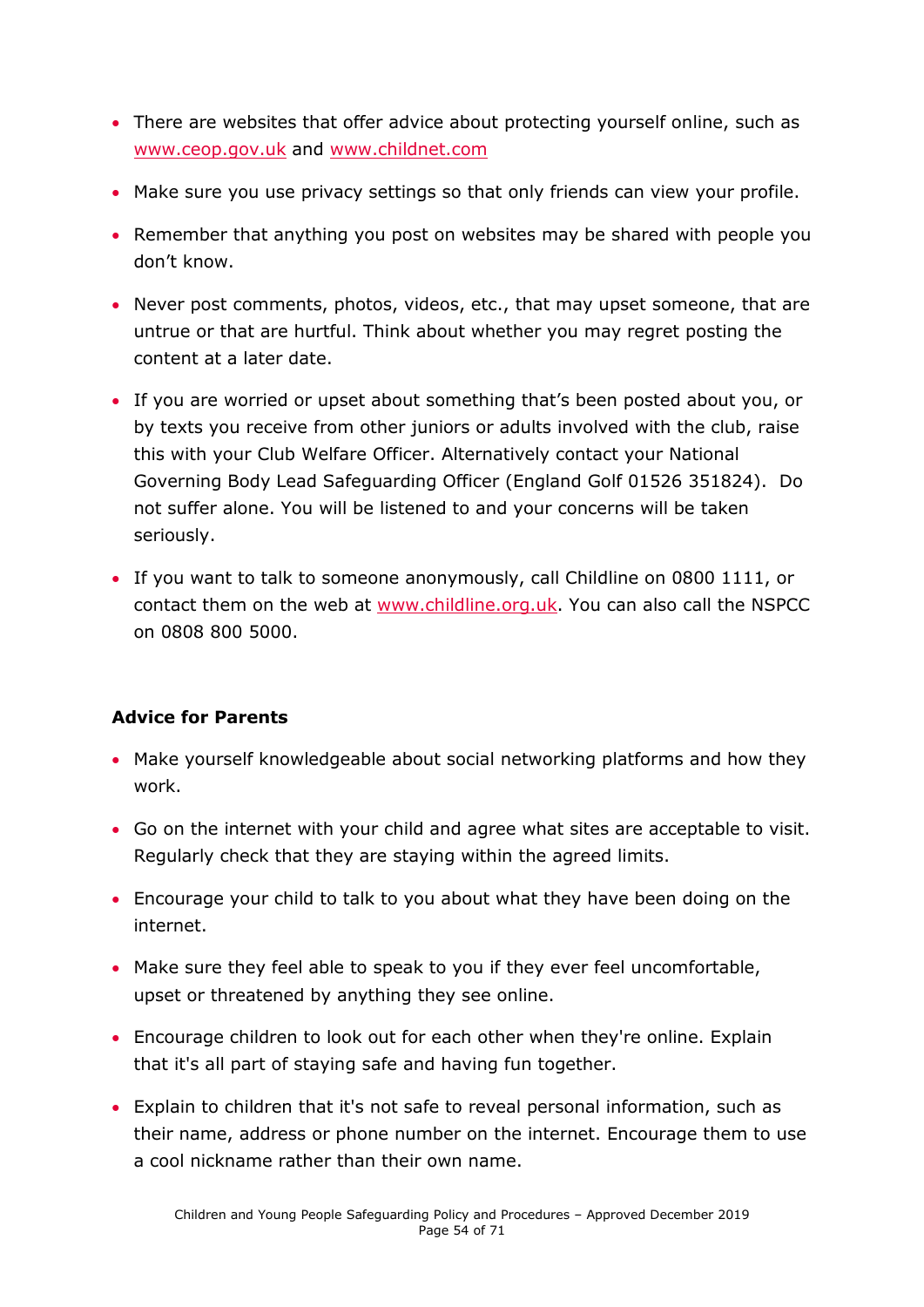- There are websites that offer advice about protecting yourself online, such as [www.ceop.gov.uk](http://www.ceop.gov.uk) and [www.childnet.com](http://www.childnet.com)
- Make sure you use privacy settings so that only friends can view your profile.
- Remember that anything you post on websites may be shared with people you don't know.
- Never post comments, photos, videos, etc., that may upset someone, that are untrue or that are hurtful. Think about whether you may regret posting the content at a later date.
- If you are worried or upset about something that's been posted about you, or by texts you receive from other juniors or adults involved with the club, raise this with your Club Welfare Officer. Alternatively contact your National Governing Body Lead Safeguarding Officer (England Golf 01526 351824). Do not suffer alone. You will be listened to and your concerns will be taken seriously.
- If you want to talk to someone anonymously, call Childline on 0800 1111, or contact them on the web at [www.childline.org.uk](http://www.childline.org.uk). You can also call the NSPCC on 0808 800 5000.

**Advice for Parents**

- Make yourself knowledgeable about social networking platforms and how they work.
- Go on the internet with your child and agree what sites are acceptable to visit. Regularly check that they are staying within the agreed limits.
- Encourage your child to talk to you about what they have been doing on the internet.
- Make sure they feel able to speak to you if they ever feel uncomfortable, upset or threatened by anything they see online.
- Encourage children to look out for each other when they're online. Explain that it's all part of staying safe and having fun together.
- Explain to children that it's not safe to reveal personal information, such as their name, address or phone number on the internet. Encourage them to use a cool nickname rather than their own name.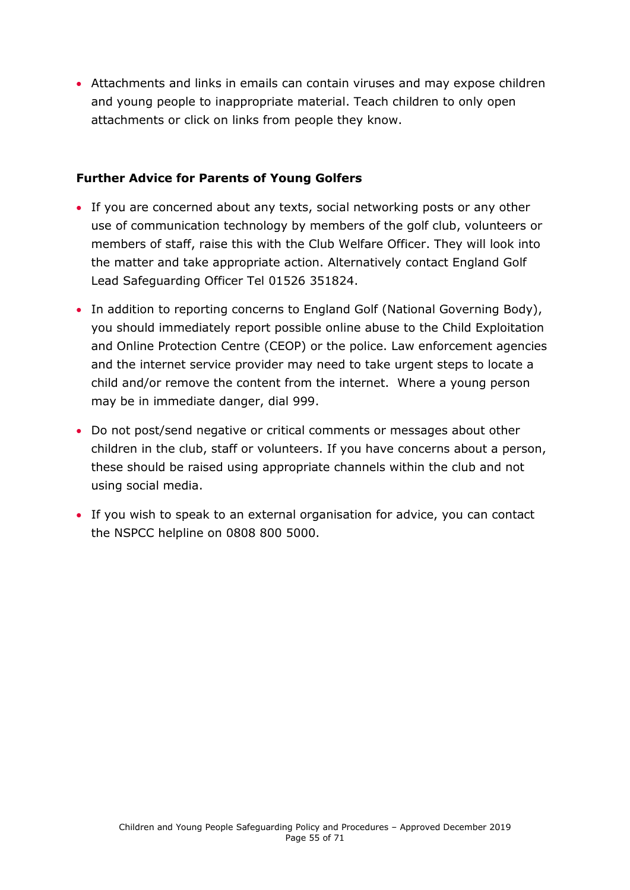- Attachments and links in emails can contain viruses and may expose children and young people to inappropriate material. Teach children to only open attachments or click on links from people they know.

**Further Advice for Parents of Young Golfers**

- If you are concerned about any texts, social networking posts or any other use of communication technology by members of the golf club, volunteers or members of staff, raise this with the Club Welfare Officer. They will look into the matter and take appropriate action. Alternatively contact England Golf Lead Safeguarding Officer Tel 01526 351824.
- In addition to reporting concerns to England Golf (National Governing Body), you should immediately report possible online abuse to the Child Exploitation and Online Protection Centre (CEOP) or the police. Law enforcement agencies and the internet service provider may need to take urgent steps to locate a child and/or remove the content from the internet. Where a young person may be in immediate danger, dial 999.
- Do not post/send negative or critical comments or messages about other children in the club, staff or volunteers. If you have concerns about a person, these should be raised using appropriate channels within the club and not using social media.
- If you wish to speak to an external organisation for advice, you can contact the NSPCC helpline on 0808 800 5000.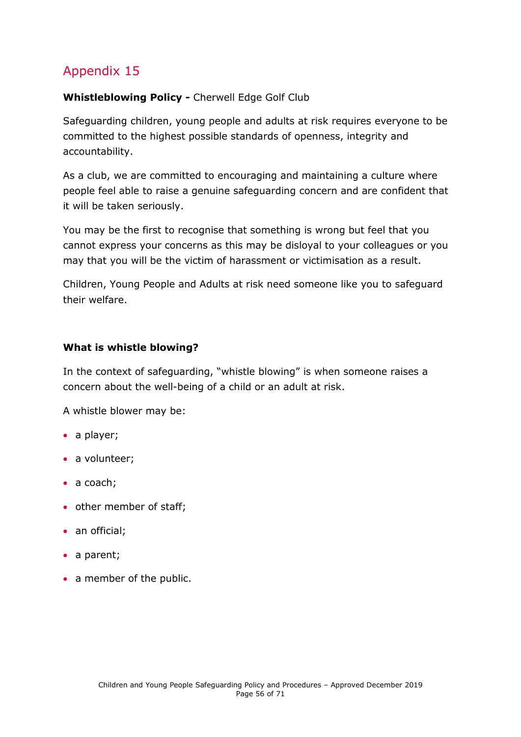## Appendix 15

**Whistleblowing Policy -** Cherwell Edge Golf Club

Safeguarding children, young people and adults at risk requires everyone to be committed to the highest possible standards of openness, integrity and accountability.

As a club, we are committed to encouraging and maintaining a culture where people feel able to raise a genuine safeguarding concern and are confident that it will be taken seriously.

You may be the first to recognise that something is wrong but feel that you cannot express your concerns as this may be disloyal to your colleagues or you may that you will be the victim of harassment or victimisation as a result.

Children, Young People and Adults at risk need someone like you to safeguard their welfare.

**What is whistle blowing?**

In the context of safeguarding, "whistle blowing" is when someone raises a concern about the well-being of a child or an adult at risk.

A whistle blower may be:

- a player;
- a volunteer;
- a coach;
- other member of staff;
- an official;
- a parent;
- a member of the public.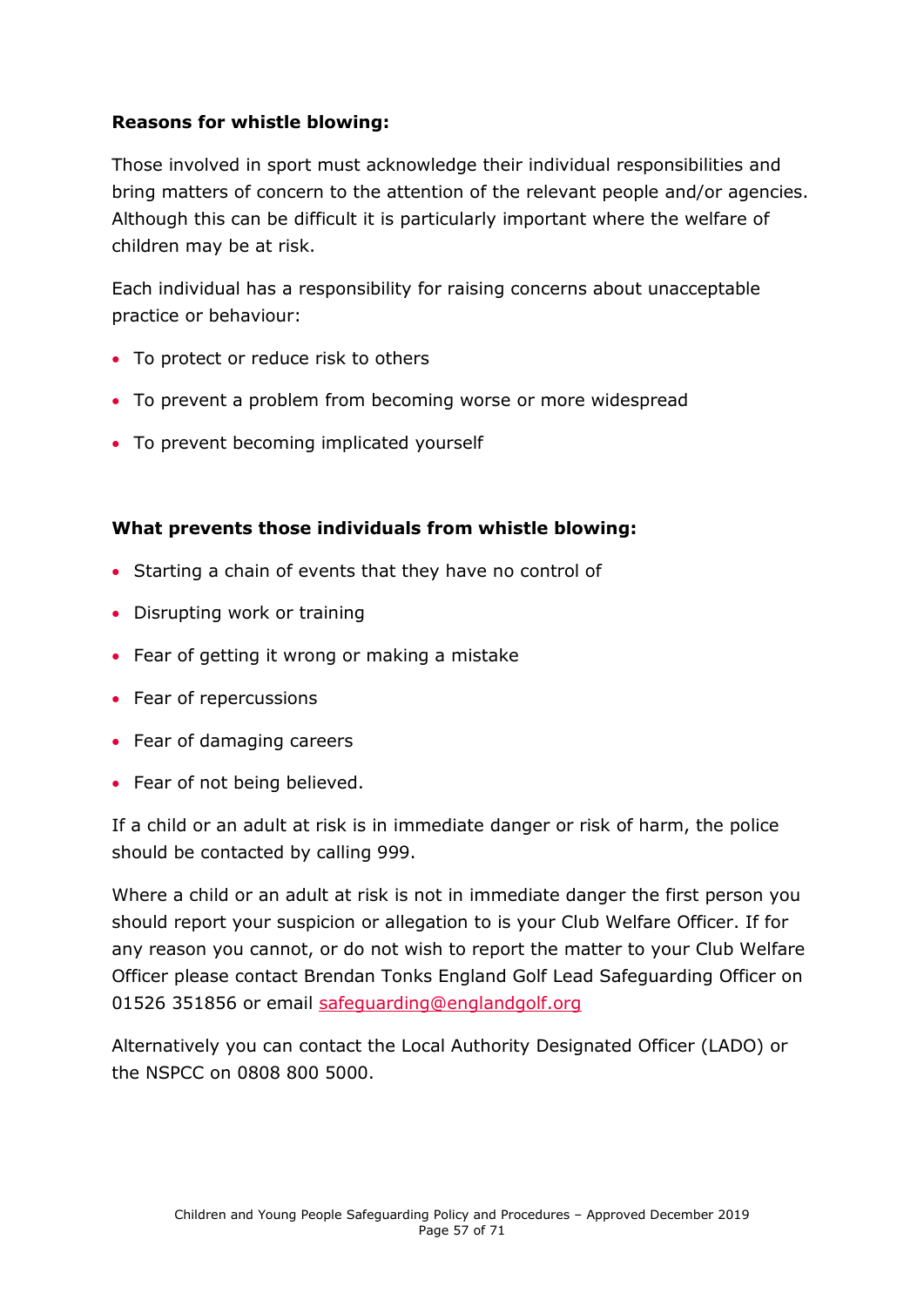**Reasons for whistle blowing:**

Those involved in sport must acknowledge their individual responsibilities and bring matters of concern to the attention of the relevant people and/or agencies. Although this can be difficult it is particularly important where the welfare of children may be at risk.

Each individual has a responsibility for raising concerns about unacceptable practice or behaviour:

- To protect or reduce risk to others
- To prevent a problem from becoming worse or more widespread
- To prevent becoming implicated yourself

**What prevents those individuals from whistle blowing:**

- Starting a chain of events that they have no control of
- Disrupting work or training
- Fear of getting it wrong or making a mistake
- Fear of repercussions
- Fear of damaging careers
- Fear of not being believed.

If a child or an adult at risk is in immediate danger or risk of harm, the police should be contacted by calling 999.

Where a child or an adult at risk is not in immediate danger the first person you should report your suspicion or allegation to is your Club Welfare Officer. If for any reason you cannot, or do not wish to report the matter to your Club Welfare Officer please contact Brendan Tonks England Golf Lead Safeguarding Officer on 01526 351856 or email safeguarding@englandgolf.org

Alternatively you can contact the Local Authority Designated Officer (LADO) or the NSPCC on 0808 800 5000.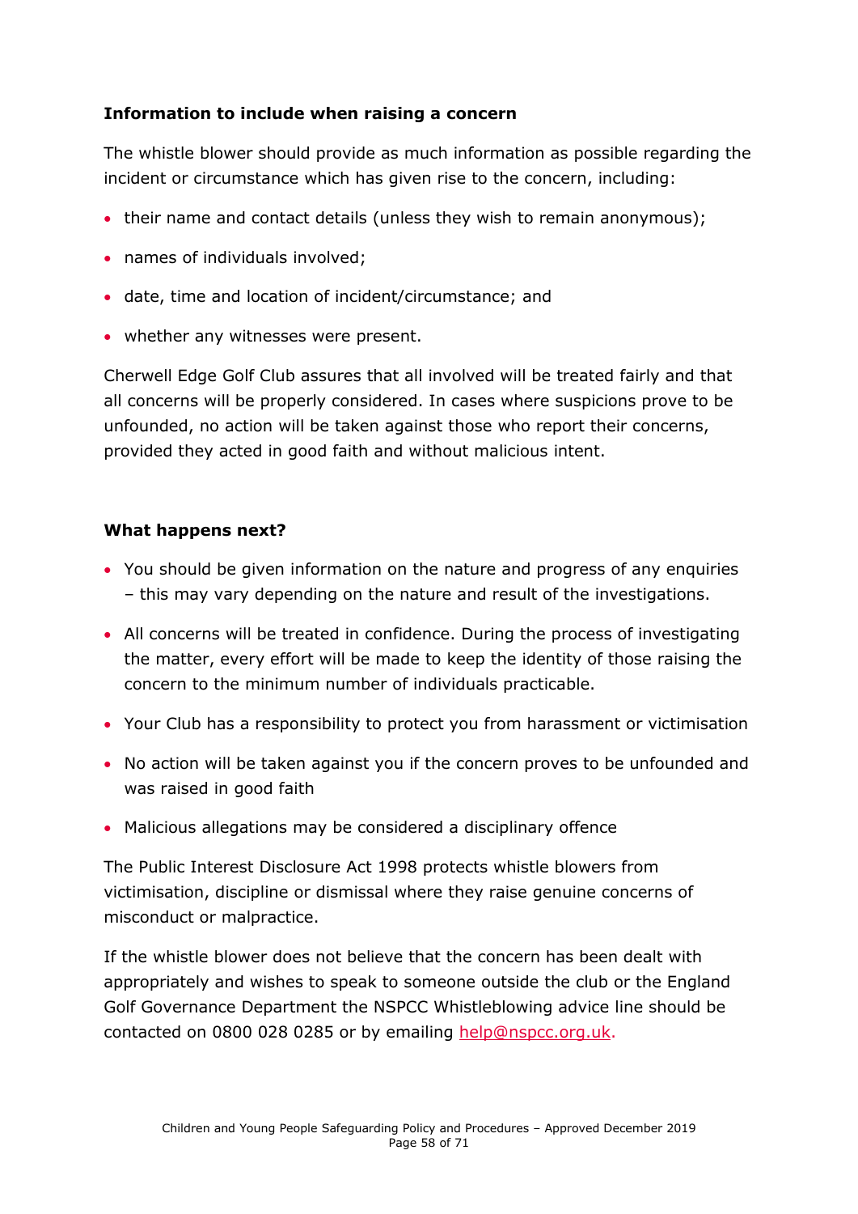**Information to include when raising a concern**

The whistle blower should provide as much information as possible regarding the incident or circumstance which has given rise to the concern, including:

- their name and contact details (unless they wish to remain anonymous);
- names of individuals involved;
- date, time and location of incident/circumstance; and
- whether any witnesses were present.

Cherwell Edge Golf Club assures that all involved will be treated fairly and that all concerns will be properly considered. In cases where suspicions prove to be unfounded, no action will be taken against those who report their concerns, provided they acted in good faith and without malicious intent.

**What happens next?**

- You should be given information on the nature and progress of any enquiries – this may vary depending on the nature and result of the investigations.
- All concerns will be treated in confidence. During the process of investigating the matter, every effort will be made to keep the identity of those raising the concern to the minimum number of individuals practicable.
- Your Club has a responsibility to protect you from harassment or victimisation
- No action will be taken against you if the concern proves to be unfounded and was raised in good faith
- Malicious allegations may be considered a disciplinary offence

The Public Interest Disclosure Act 1998 protects whistle blowers from victimisation, discipline or dismissal where they raise genuine concerns of misconduct or malpractice.

If the whistle blower does not believe that the concern has been dealt with appropriately and wishes to speak to someone outside the club or the England Golf Governance Department the NSPCC Whistleblowing advice line should be contacted on 0800 028 0285 or by emailing help@nspcc.org.uk.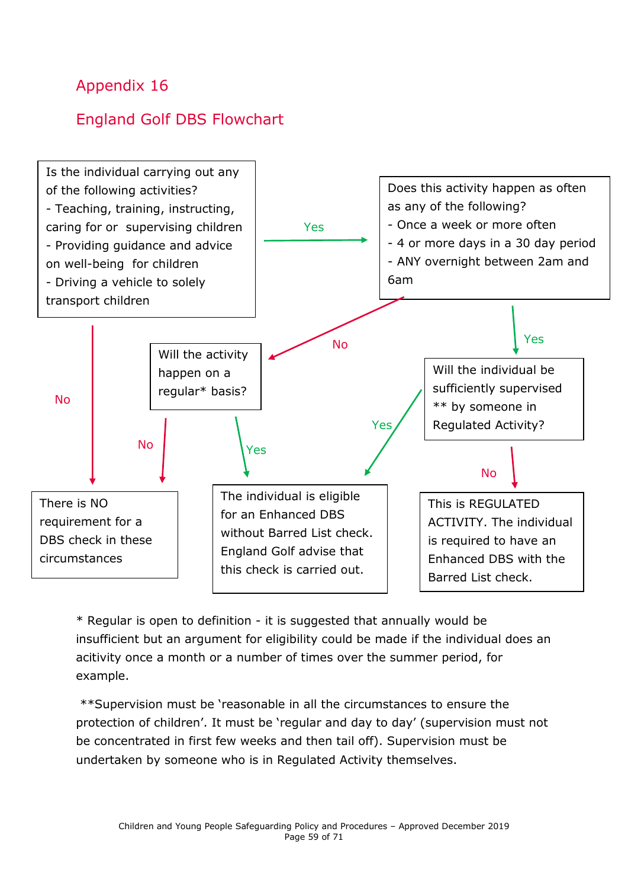## Appendix 16

## England Golf DBS Flowchart

Is the individual carrying out any of the following activities?
- Teaching, training, instructing, caring for or supervising children
- Providing guidance and advice on well-being for children
- Driving a vehicle to solely transport children

Yes →

Does this activity happen as often as any of the following?
- Once a week or more often
- 4 or more days in a 30 day period
- ANY overnight between 2am and 6am

No →

Will the activity happen on a regular* basis?

Yes →

Will the individual be sufficiently supervised ** by someone in Regulated Activity?

No / No →

There is NO requirement for a DBS check in these circumstances

Yes / Yes →

The individual is eligible for an Enhanced DBS without Barred List check. England Golf advise that this check is carried out.

No →

This is REGULATED ACTIVITY. The individual is required to have an Enhanced DBS with the Barred List check.

\* Regular is open to definition - it is suggested that annually would be insufficient but an argument for eligibility could be made if the individual does an acitivity once a month or a number of times over the summer period, for example.

\*\*Supervision must be 'reasonable in all the circumstances to ensure the protection of children'. It must be 'regular and day to day' (supervision must not be concentrated in first few weeks and then tail off). Supervision must be undertaken by someone who is in Regulated Activity themselves.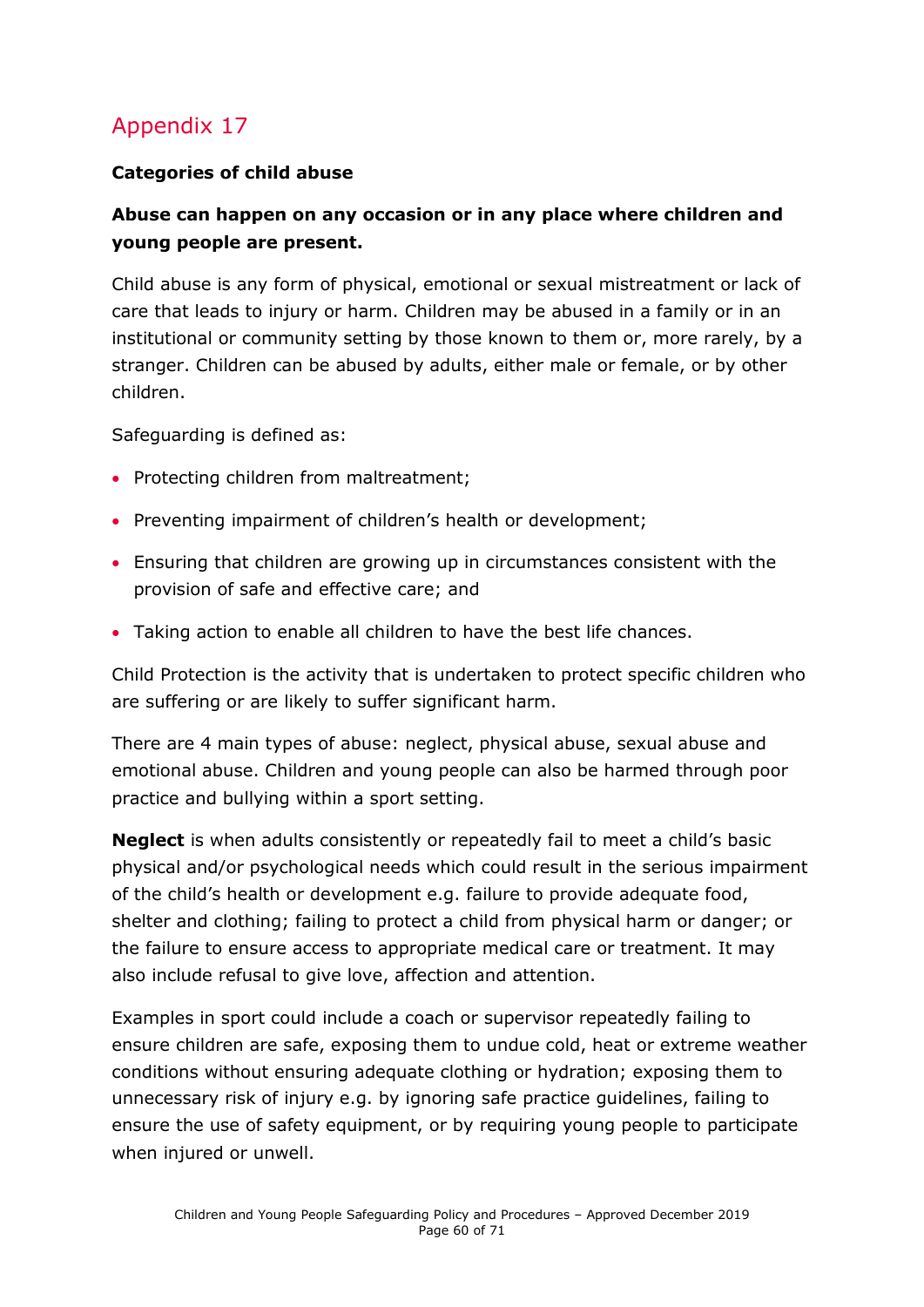## Appendix 17

**Categories of child abuse**

**Abuse can happen on any occasion or in any place where children and young people are present.**

Child abuse is any form of physical, emotional or sexual mistreatment or lack of care that leads to injury or harm. Children may be abused in a family or in an institutional or community setting by those known to them or, more rarely, by a stranger. Children can be abused by adults, either male or female, or by other children.

Safeguarding is defined as:

- Protecting children from maltreatment;
- Preventing impairment of children's health or development;
- Ensuring that children are growing up in circumstances consistent with the provision of safe and effective care; and
- Taking action to enable all children to have the best life chances.

Child Protection is the activity that is undertaken to protect specific children who are suffering or are likely to suffer significant harm.

There are 4 main types of abuse: neglect, physical abuse, sexual abuse and emotional abuse. Children and young people can also be harmed through poor practice and bullying within a sport setting.

**Neglect** is when adults consistently or repeatedly fail to meet a child's basic physical and/or psychological needs which could result in the serious impairment of the child's health or development e.g. failure to provide adequate food, shelter and clothing; failing to protect a child from physical harm or danger; or the failure to ensure access to appropriate medical care or treatment. It may also include refusal to give love, affection and attention.

Examples in sport could include a coach or supervisor repeatedly failing to ensure children are safe, exposing them to undue cold, heat or extreme weather conditions without ensuring adequate clothing or hydration; exposing them to unnecessary risk of injury e.g. by ignoring safe practice guidelines, failing to ensure the use of safety equipment, or by requiring young people to participate when injured or unwell.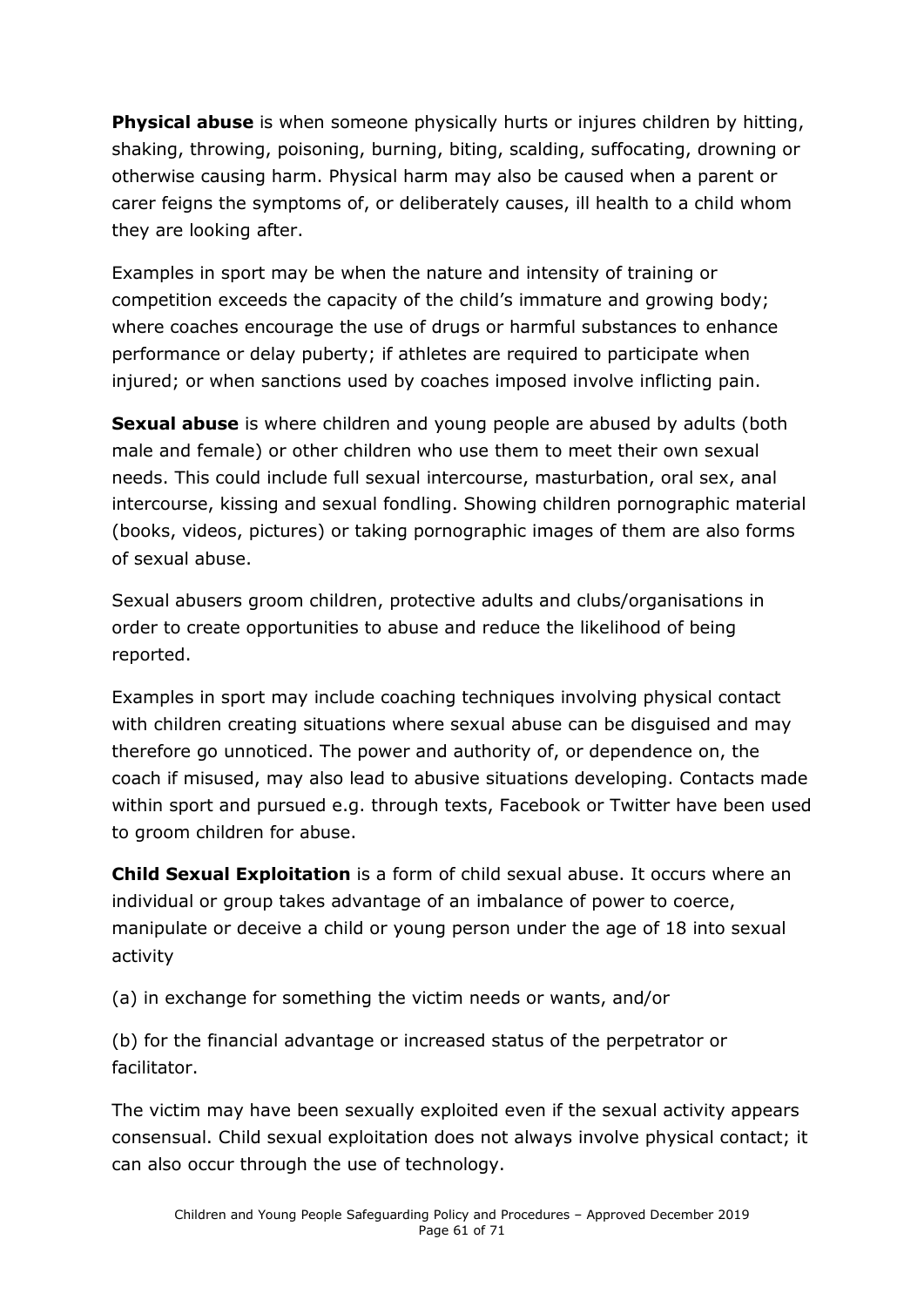**Physical abuse** is when someone physically hurts or injures children by hitting, shaking, throwing, poisoning, burning, biting, scalding, suffocating, drowning or otherwise causing harm. Physical harm may also be caused when a parent or carer feigns the symptoms of, or deliberately causes, ill health to a child whom they are looking after.

Examples in sport may be when the nature and intensity of training or competition exceeds the capacity of the child's immature and growing body; where coaches encourage the use of drugs or harmful substances to enhance performance or delay puberty; if athletes are required to participate when injured; or when sanctions used by coaches imposed involve inflicting pain.

**Sexual abuse** is where children and young people are abused by adults (both male and female) or other children who use them to meet their own sexual needs. This could include full sexual intercourse, masturbation, oral sex, anal intercourse, kissing and sexual fondling. Showing children pornographic material (books, videos, pictures) or taking pornographic images of them are also forms of sexual abuse.

Sexual abusers groom children, protective adults and clubs/organisations in order to create opportunities to abuse and reduce the likelihood of being reported.

Examples in sport may include coaching techniques involving physical contact with children creating situations where sexual abuse can be disguised and may therefore go unnoticed. The power and authority of, or dependence on, the coach if misused, may also lead to abusive situations developing. Contacts made within sport and pursued e.g. through texts, Facebook or Twitter have been used to groom children for abuse.

**Child Sexual Exploitation** is a form of child sexual abuse. It occurs where an individual or group takes advantage of an imbalance of power to coerce, manipulate or deceive a child or young person under the age of 18 into sexual activity

(a) in exchange for something the victim needs or wants, and/or

(b) for the financial advantage or increased status of the perpetrator or facilitator.

The victim may have been sexually exploited even if the sexual activity appears consensual. Child sexual exploitation does not always involve physical contact; it can also occur through the use of technology.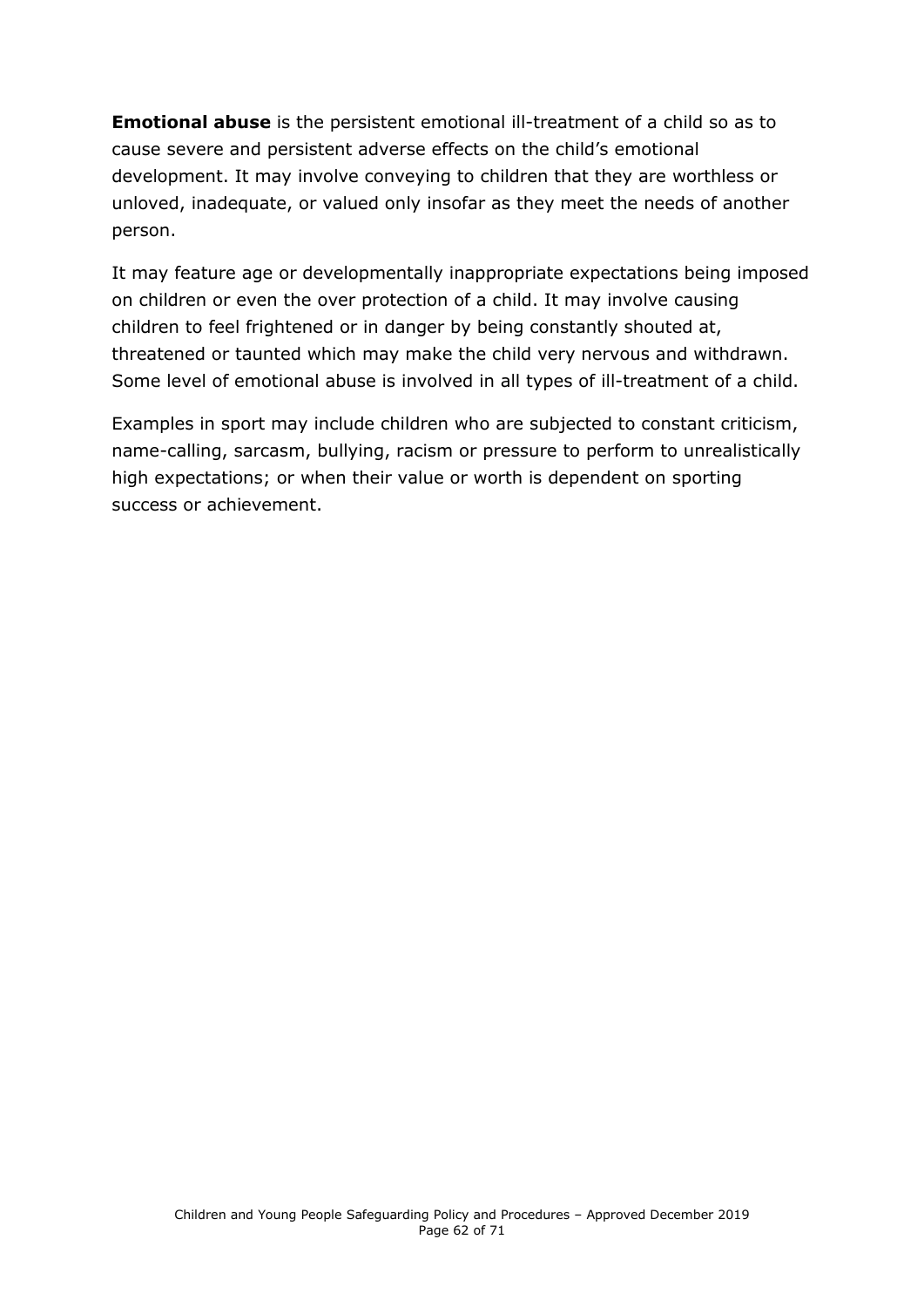**Emotional abuse** is the persistent emotional ill-treatment of a child so as to cause severe and persistent adverse effects on the child's emotional development. It may involve conveying to children that they are worthless or unloved, inadequate, or valued only insofar as they meet the needs of another person.

It may feature age or developmentally inappropriate expectations being imposed on children or even the over protection of a child. It may involve causing children to feel frightened or in danger by being constantly shouted at, threatened or taunted which may make the child very nervous and withdrawn. Some level of emotional abuse is involved in all types of ill-treatment of a child.

Examples in sport may include children who are subjected to constant criticism, name-calling, sarcasm, bullying, racism or pressure to perform to unrealistically high expectations; or when their value or worth is dependent on sporting success or achievement.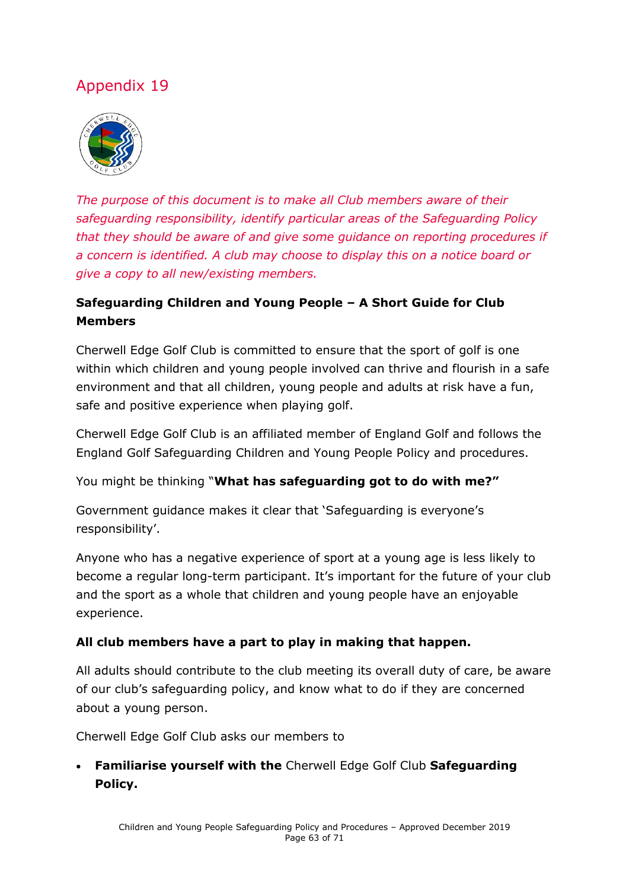# Appendix 19

*The purpose of this document is to make all Club members aware of their safeguarding responsibility, identify particular areas of the Safeguarding Policy that they should be aware of and give some guidance on reporting procedures if a concern is identified. A club may choose to display this on a notice board or give a copy to all new/existing members.*

**Safeguarding Children and Young People – A Short Guide for Club Members**

Cherwell Edge Golf Club is committed to ensure that the sport of golf is one within which children and young people involved can thrive and flourish in a safe environment and that all children, young people and adults at risk have a fun, safe and positive experience when playing golf.

Cherwell Edge Golf Club is an affiliated member of England Golf and follows the England Golf Safeguarding Children and Young People Policy and procedures.

You might be thinking "**What has safeguarding got to do with me?"**

Government guidance makes it clear that 'Safeguarding is everyone's responsibility'.

Anyone who has a negative experience of sport at a young age is less likely to become a regular long-term participant. It's important for the future of your club and the sport as a whole that children and young people have an enjoyable experience.

**All club members have a part to play in making that happen.**

All adults should contribute to the club meeting its overall duty of care, be aware of our club's safeguarding policy, and know what to do if they are concerned about a young person.

Cherwell Edge Golf Club asks our members to

- **Familiarise yourself with the** Cherwell Edge Golf Club **Safeguarding Policy.**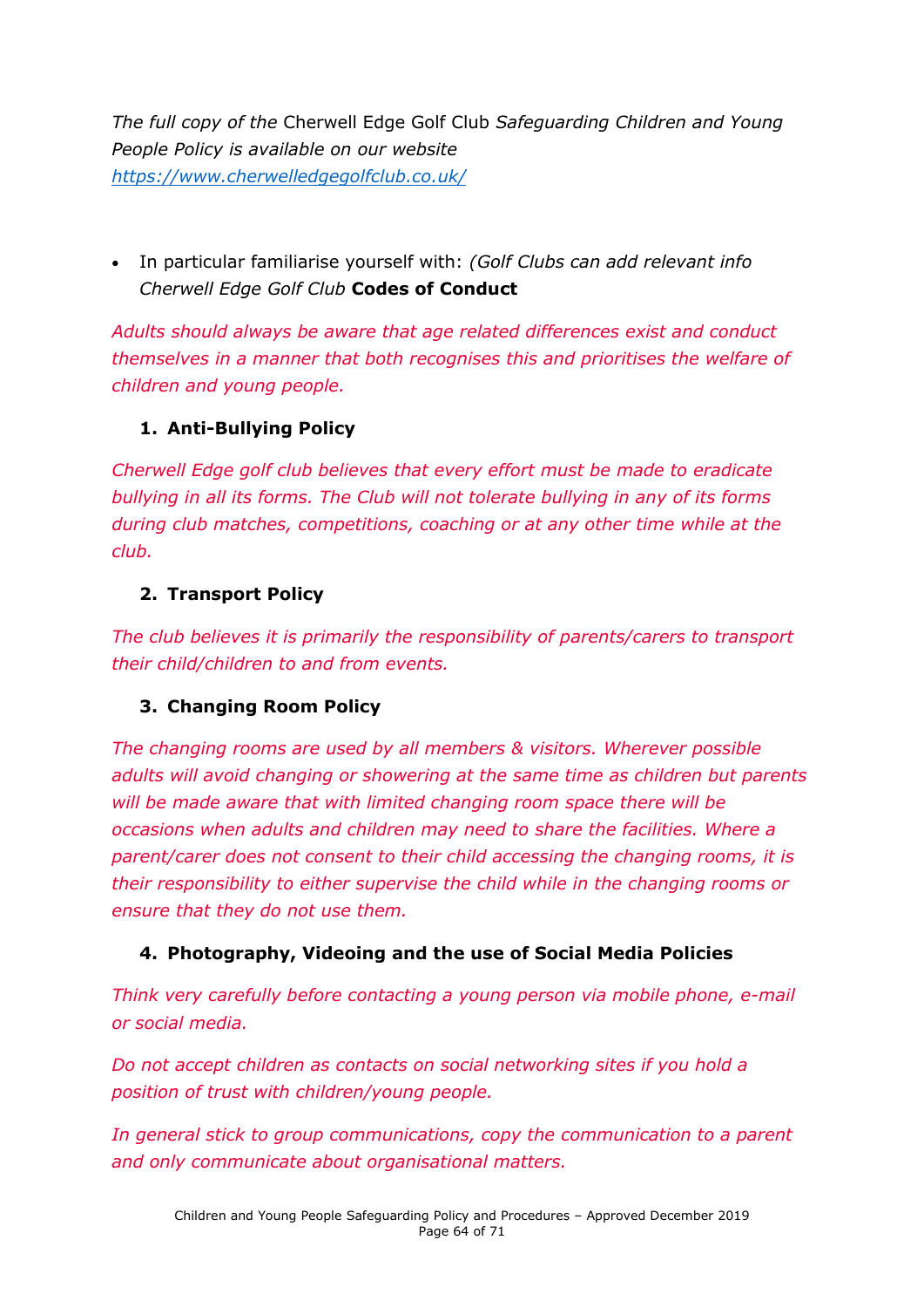*The full copy of the* Cherwell Edge Golf Club *Safeguarding Children and Young People Policy is available on our website* *https://www.cherwelledgegolfclub.co.uk/*

- In particular familiarise yourself with: *(Golf Clubs can add relevant info Cherwell Edge Golf Club* **Codes of Conduct**

*Adults should always be aware that age related differences exist and conduct themselves in a manner that both recognises this and prioritises the welfare of children and young people.*

1. **Anti-Bullying Policy**

*Cherwell Edge golf club believes that every effort must be made to eradicate bullying in all its forms. The Club will not tolerate bullying in any of its forms during club matches, competitions, coaching or at any other time while at the club.*

2. **Transport Policy**

*The club believes it is primarily the responsibility of parents/carers to transport their child/children to and from events.*

3. **Changing Room Policy**

*The changing rooms are used by all members & visitors. Wherever possible adults will avoid changing or showering at the same time as children but parents will be made aware that with limited changing room space there will be occasions when adults and children may need to share the facilities. Where a parent/carer does not consent to their child accessing the changing rooms, it is their responsibility to either supervise the child while in the changing rooms or ensure that they do not use them.*

4. **Photography, Videoing and the use of Social Media Policies**

*Think very carefully before contacting a young person via mobile phone, e-mail or social media.*

*Do not accept children as contacts on social networking sites if you hold a position of trust with children/young people.*

*In general stick to group communications, copy the communication to a parent and only communicate about organisational matters.*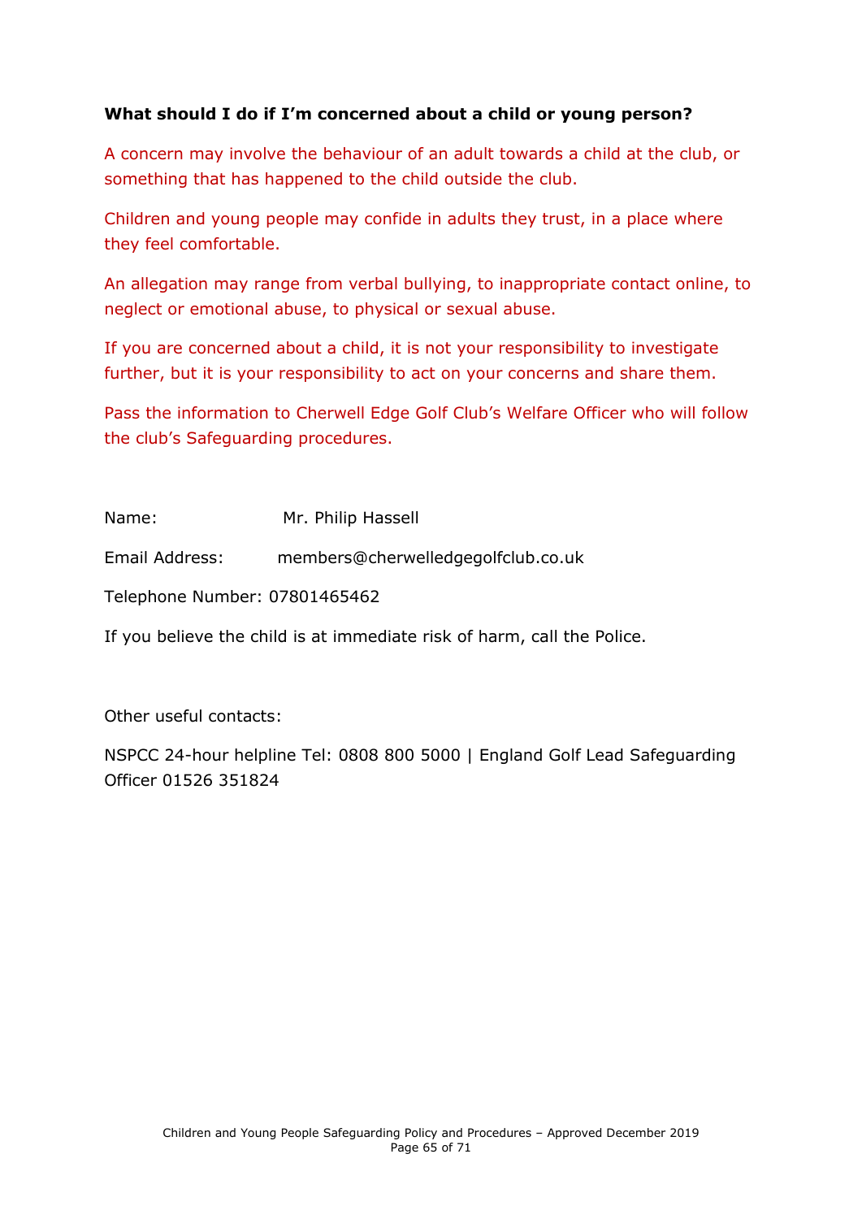**What should I do if I'm concerned about a child or young person?**

A concern may involve the behaviour of an adult towards a child at the club, or something that has happened to the child outside the club.

Children and young people may confide in adults they trust, in a place where they feel comfortable.

An allegation may range from verbal bullying, to inappropriate contact online, to neglect or emotional abuse, to physical or sexual abuse.

If you are concerned about a child, it is not your responsibility to investigate further, but it is your responsibility to act on your concerns and share them.

Pass the information to Cherwell Edge Golf Club's Welfare Officer who will follow the club's Safeguarding procedures.

Name: Mr. Philip Hassell

Email Address: members@cherwelledgegolfclub.co.uk

Telephone Number: 07801465462

If you believe the child is at immediate risk of harm, call the Police.

Other useful contacts:

NSPCC 24-hour helpline Tel: 0808 800 5000 | England Golf Lead Safeguarding Officer 01526 351824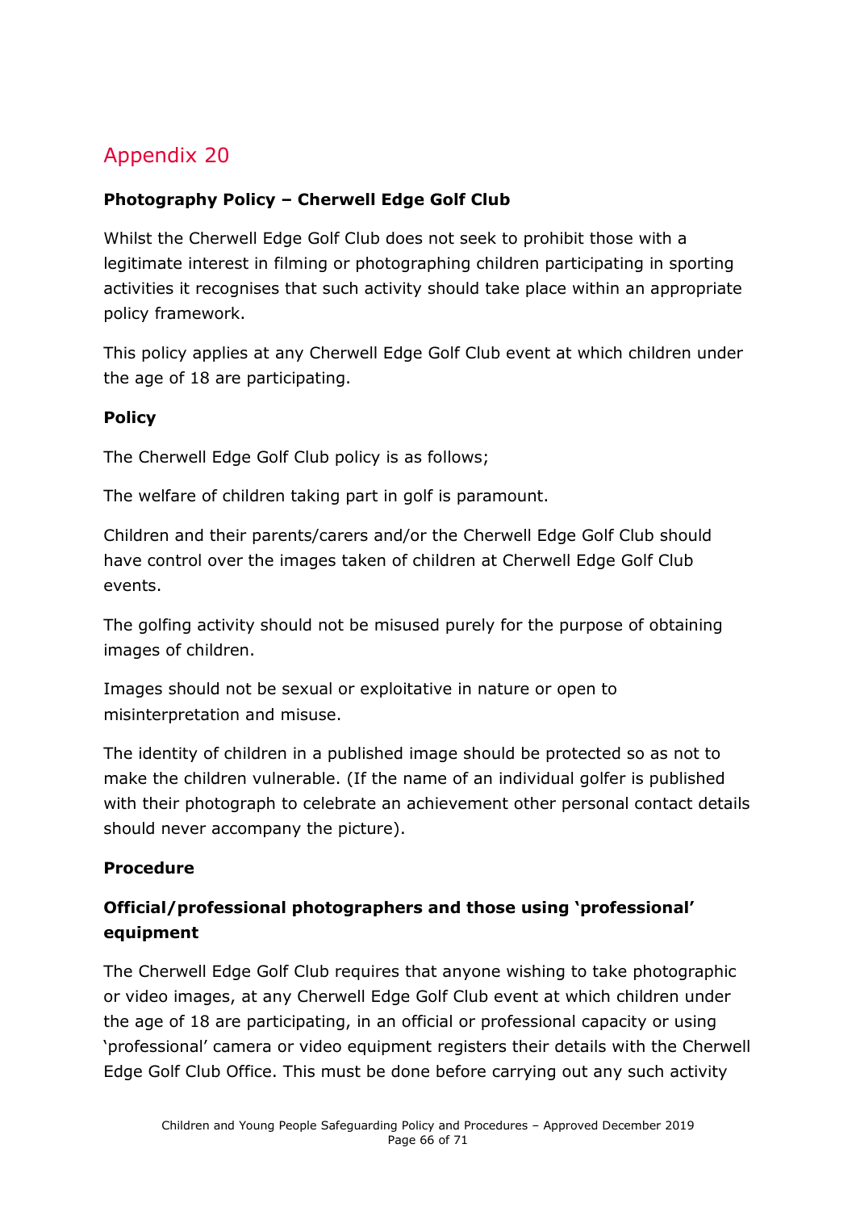## Appendix 20

**Photography Policy – Cherwell Edge Golf Club**

Whilst the Cherwell Edge Golf Club does not seek to prohibit those with a legitimate interest in filming or photographing children participating in sporting activities it recognises that such activity should take place within an appropriate policy framework.

This policy applies at any Cherwell Edge Golf Club event at which children under the age of 18 are participating.

**Policy**

The Cherwell Edge Golf Club policy is as follows;

The welfare of children taking part in golf is paramount.

Children and their parents/carers and/or the Cherwell Edge Golf Club should have control over the images taken of children at Cherwell Edge Golf Club events.

The golfing activity should not be misused purely for the purpose of obtaining images of children.

Images should not be sexual or exploitative in nature or open to misinterpretation and misuse.

The identity of children in a published image should be protected so as not to make the children vulnerable. (If the name of an individual golfer is published with their photograph to celebrate an achievement other personal contact details should never accompany the picture).

**Procedure**

**Official/professional photographers and those using 'professional' equipment**

The Cherwell Edge Golf Club requires that anyone wishing to take photographic or video images, at any Cherwell Edge Golf Club event at which children under the age of 18 are participating, in an official or professional capacity or using 'professional' camera or video equipment registers their details with the Cherwell Edge Golf Club Office. This must be done before carrying out any such activity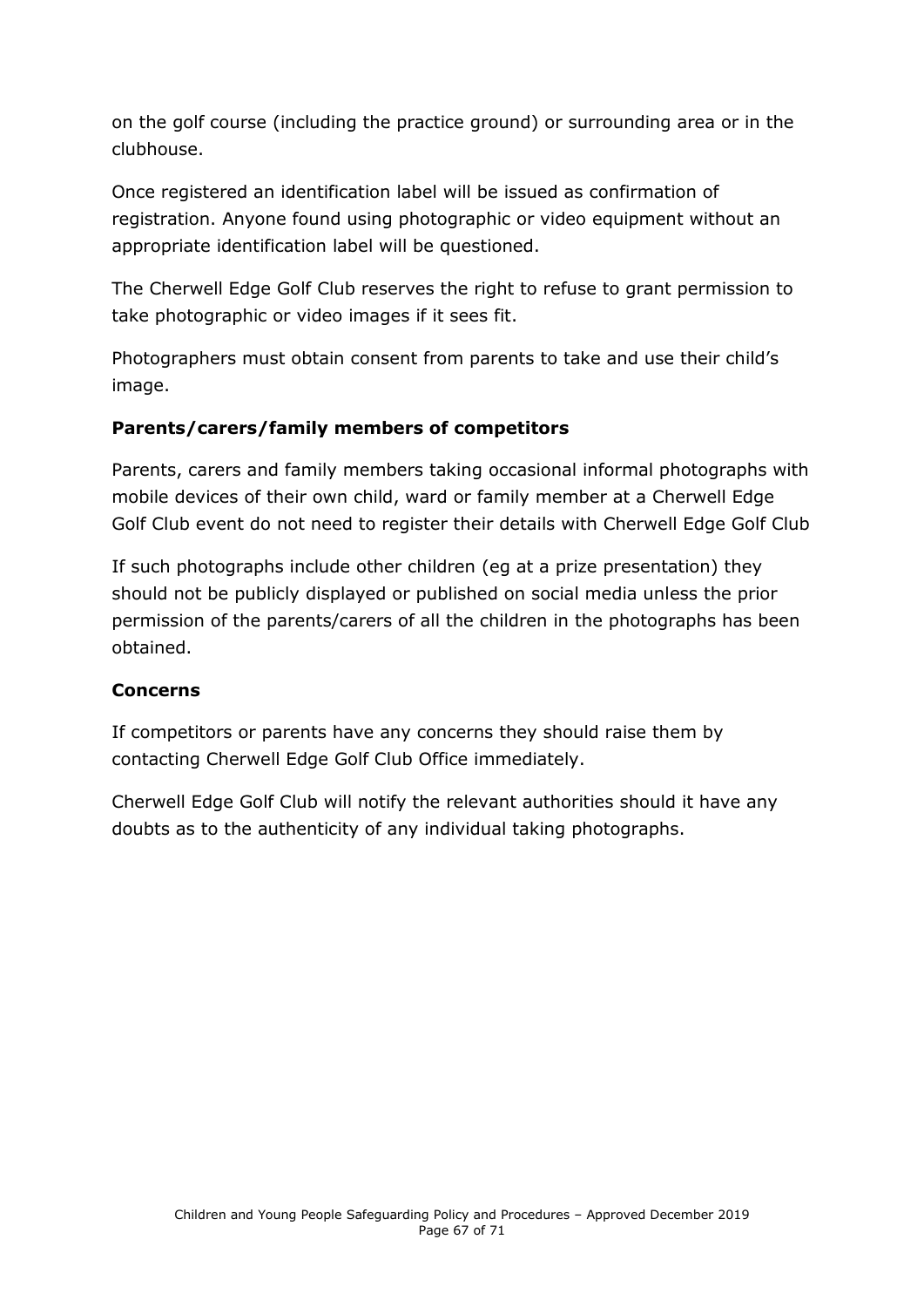on the golf course (including the practice ground) or surrounding area or in the clubhouse.

Once registered an identification label will be issued as confirmation of registration. Anyone found using photographic or video equipment without an appropriate identification label will be questioned.

The Cherwell Edge Golf Club reserves the right to refuse to grant permission to take photographic or video images if it sees fit.

Photographers must obtain consent from parents to take and use their child's image.

**Parents/carers/family members of competitors**

Parents, carers and family members taking occasional informal photographs with mobile devices of their own child, ward or family member at a Cherwell Edge Golf Club event do not need to register their details with Cherwell Edge Golf Club

If such photographs include other children (eg at a prize presentation) they should not be publicly displayed or published on social media unless the prior permission of the parents/carers of all the children in the photographs has been obtained.

**Concerns**

If competitors or parents have any concerns they should raise them by contacting Cherwell Edge Golf Club Office immediately.

Cherwell Edge Golf Club will notify the relevant authorities should it have any doubts as to the authenticity of any individual taking photographs.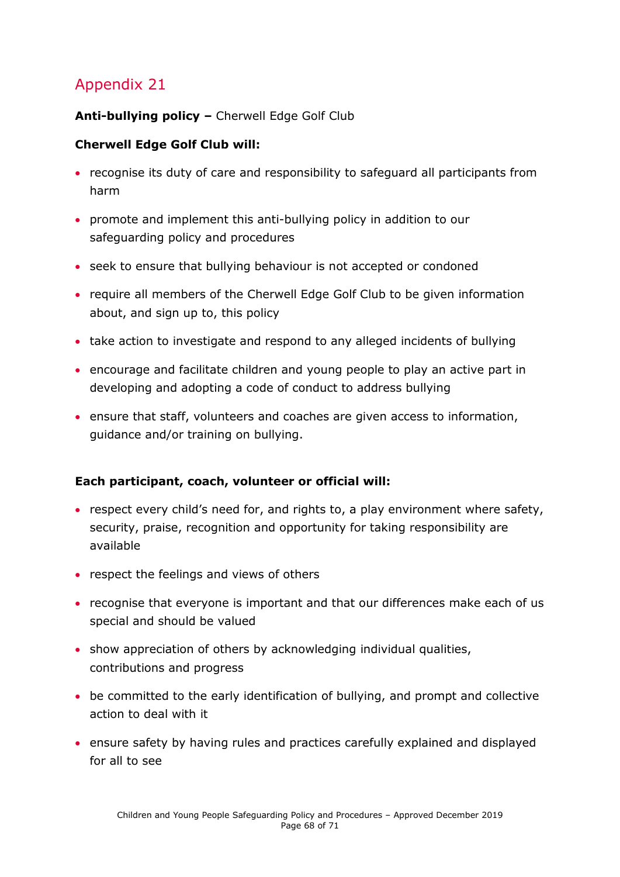## Appendix 21

**Anti-bullying policy –** Cherwell Edge Golf Club

**Cherwell Edge Golf Club will:**

- recognise its duty of care and responsibility to safeguard all participants from harm
- promote and implement this anti-bullying policy in addition to our safeguarding policy and procedures
- seek to ensure that bullying behaviour is not accepted or condoned
- require all members of the Cherwell Edge Golf Club to be given information about, and sign up to, this policy
- take action to investigate and respond to any alleged incidents of bullying
- encourage and facilitate children and young people to play an active part in developing and adopting a code of conduct to address bullying
- ensure that staff, volunteers and coaches are given access to information, guidance and/or training on bullying.

**Each participant, coach, volunteer or official will:**

- respect every child's need for, and rights to, a play environment where safety, security, praise, recognition and opportunity for taking responsibility are available
- respect the feelings and views of others
- recognise that everyone is important and that our differences make each of us special and should be valued
- show appreciation of others by acknowledging individual qualities, contributions and progress
- be committed to the early identification of bullying, and prompt and collective action to deal with it
- ensure safety by having rules and practices carefully explained and displayed for all to see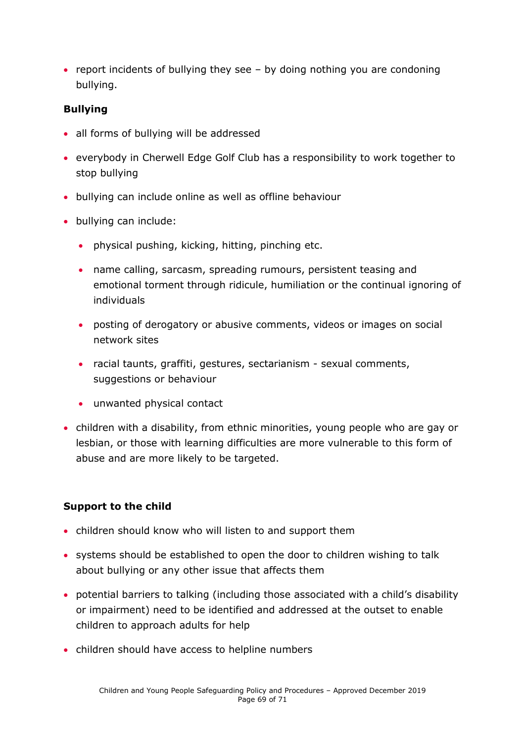- report incidents of bullying they see – by doing nothing you are condoning bullying.

**Bullying**

- all forms of bullying will be addressed
- everybody in Cherwell Edge Golf Club has a responsibility to work together to stop bullying
- bullying can include online as well as offline behaviour
- bullying can include:
  - physical pushing, kicking, hitting, pinching etc.
  - name calling, sarcasm, spreading rumours, persistent teasing and emotional torment through ridicule, humiliation or the continual ignoring of individuals
  - posting of derogatory or abusive comments, videos or images on social network sites
  - racial taunts, graffiti, gestures, sectarianism - sexual comments, suggestions or behaviour
  - unwanted physical contact
- children with a disability, from ethnic minorities, young people who are gay or lesbian, or those with learning difficulties are more vulnerable to this form of abuse and are more likely to be targeted.

**Support to the child**

- children should know who will listen to and support them
- systems should be established to open the door to children wishing to talk about bullying or any other issue that affects them
- potential barriers to talking (including those associated with a child's disability or impairment) need to be identified and addressed at the outset to enable children to approach adults for help
- children should have access to helpline numbers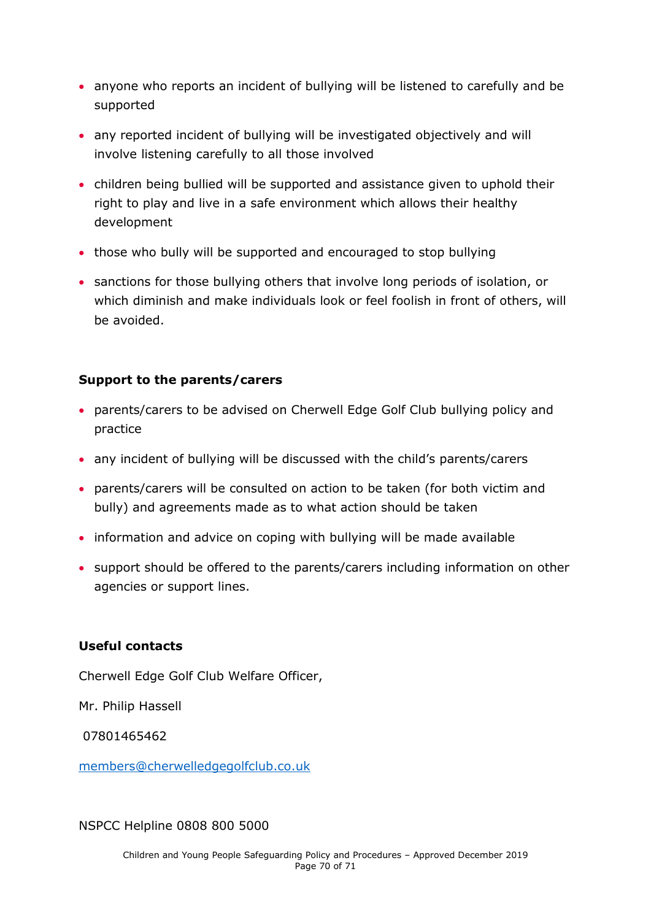- anyone who reports an incident of bullying will be listened to carefully and be supported
- any reported incident of bullying will be investigated objectively and will involve listening carefully to all those involved
- children being bullied will be supported and assistance given to uphold their right to play and live in a safe environment which allows their healthy development
- those who bully will be supported and encouraged to stop bullying
- sanctions for those bullying others that involve long periods of isolation, or which diminish and make individuals look or feel foolish in front of others, will be avoided.

**Support to the parents/carers**

- parents/carers to be advised on Cherwell Edge Golf Club bullying policy and practice
- any incident of bullying will be discussed with the child's parents/carers
- parents/carers will be consulted on action to be taken (for both victim and bully) and agreements made as to what action should be taken
- information and advice on coping with bullying will be made available
- support should be offered to the parents/carers including information on other agencies or support lines.

**Useful contacts**

Cherwell Edge Golf Club Welfare Officer,

Mr. Philip Hassell

07801465462

members@cherwelledgegolfclub.co.uk

NSPCC Helpline 0808 800 5000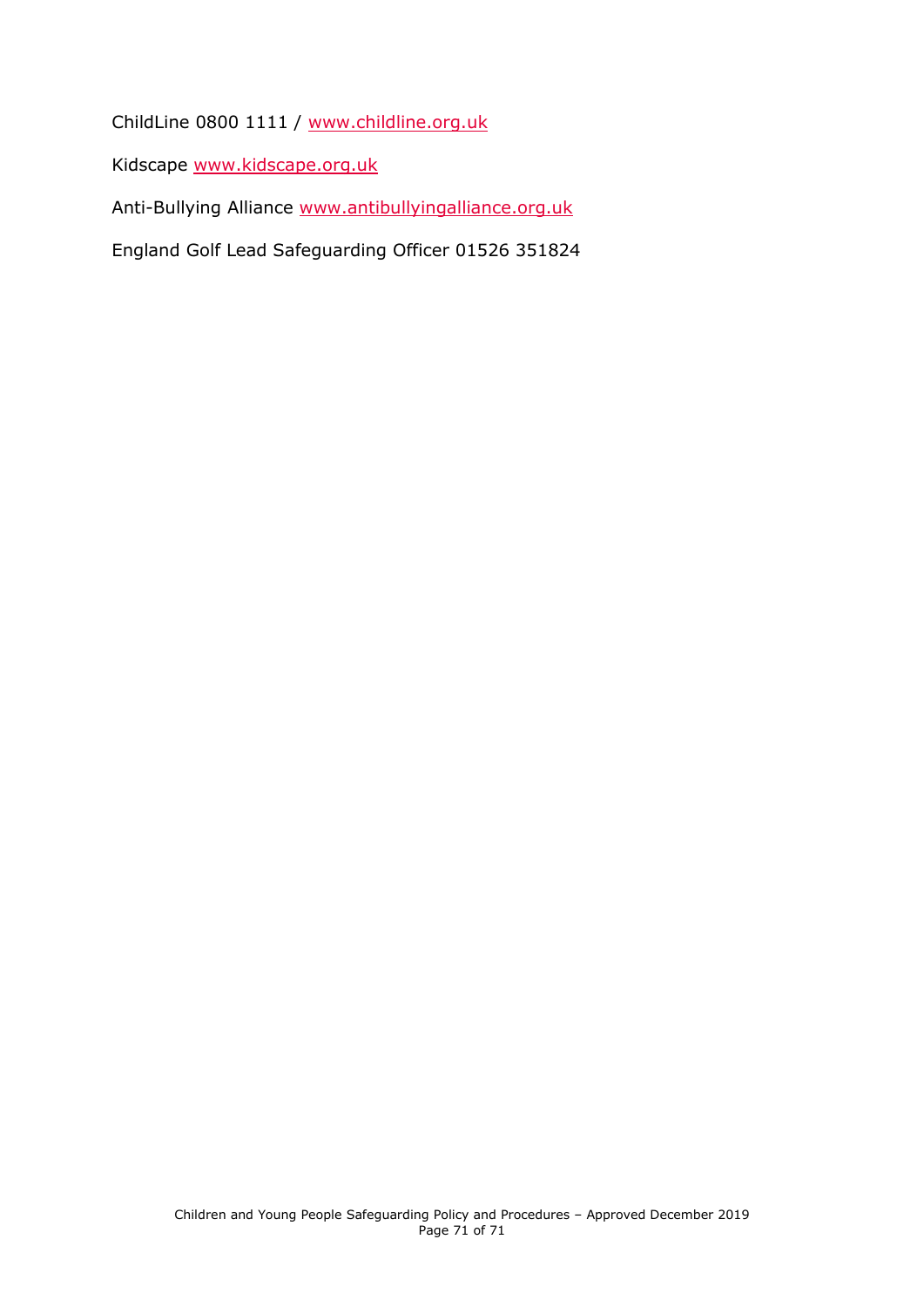ChildLine 0800 1111 / www.childline.org.uk

Kidscape www.kidscape.org.uk

Anti-Bullying Alliance www.antibullyingalliance.org.uk

England Golf Lead Safeguarding Officer 01526 351824